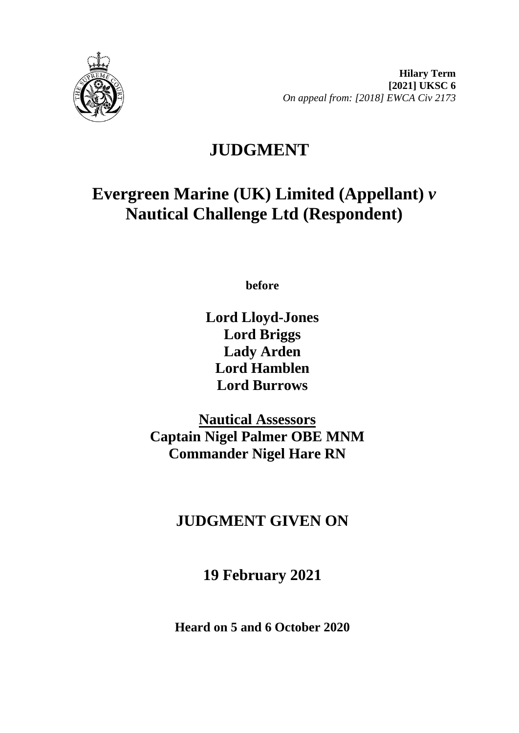**Hilary Term**
**[2021] UKSC 6**
*On appeal from: [2018] EWCA Civ 2173*

# JUDGMENT

## Evergreen Marine (UK) Limited (Appellant) *v* Nautical Challenge Ltd (Respondent)

**before**

**Lord Lloyd-Jones**
**Lord Briggs**
**Lady Arden**
**Lord Hamblen**
**Lord Burrows**

**Nautical Assessors**
**Captain Nigel Palmer OBE MNM**
**Commander Nigel Hare RN**

## JUDGMENT GIVEN ON

## 19 February 2021

**Heard on 5 and 6 October 2020**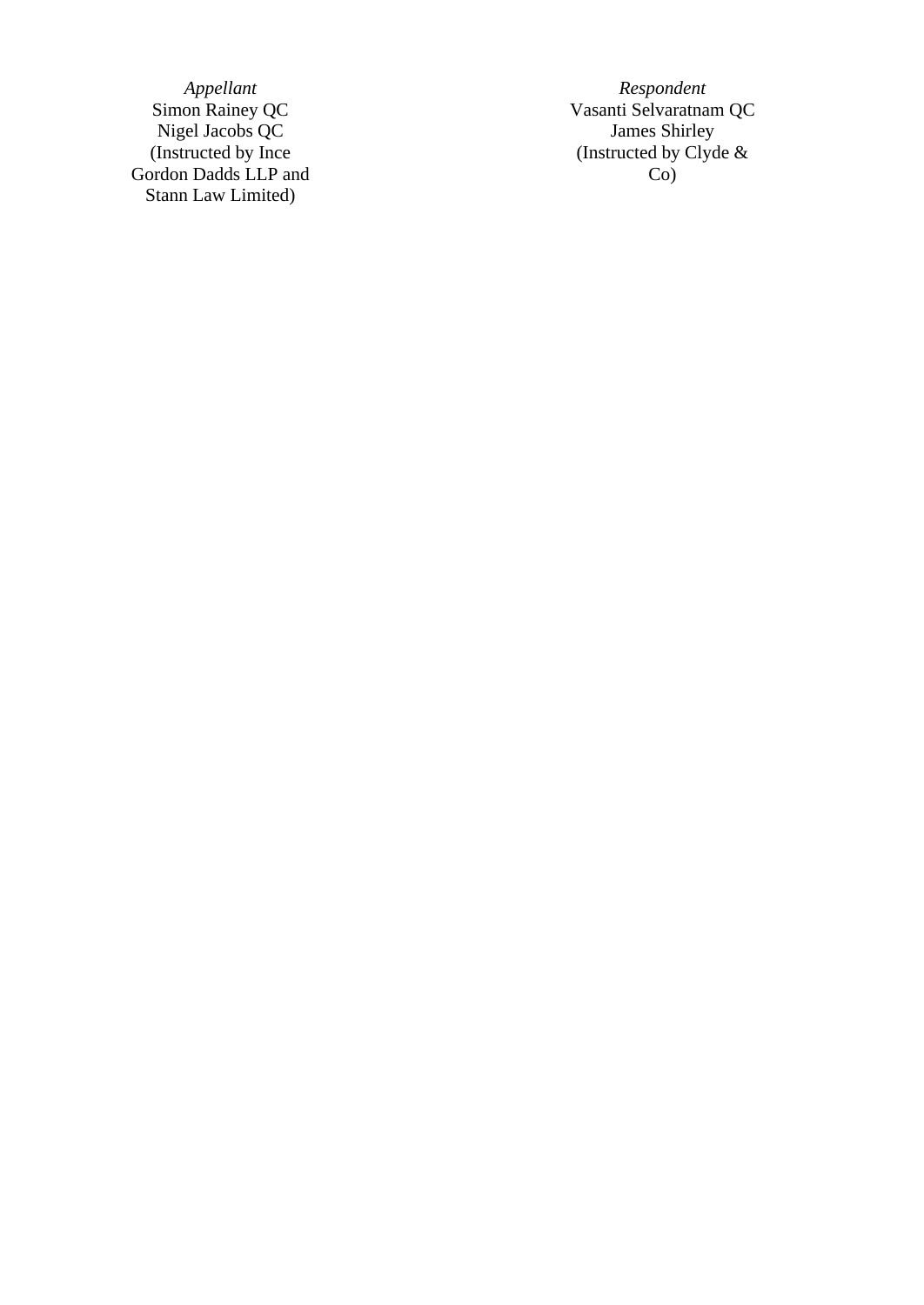| *Appellant* | *Respondent* |
| --- | --- |
| Simon Rainey QC | Vasanti Selvaratnam QC |
| Nigel Jacobs QC | James Shirley |
| (Instructed by Ince Gordon Dadds LLP and Stann Law Limited) | (Instructed by Clyde & Co) |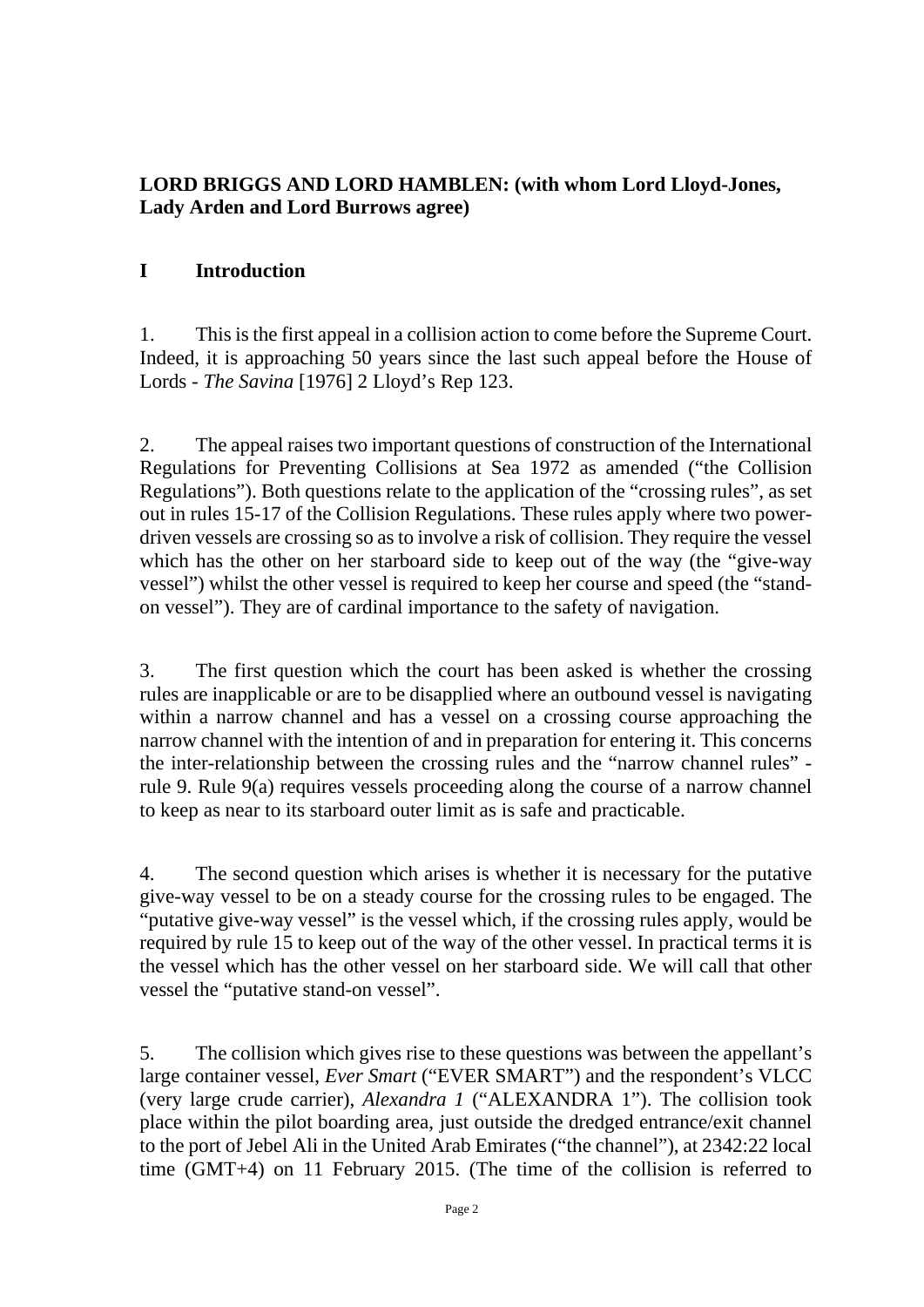**LORD BRIGGS AND LORD HAMBLEN: (with whom Lord Lloyd-Jones, Lady Arden and Lord Burrows agree)**

## I Introduction

1. This is the first appeal in a collision action to come before the Supreme Court. Indeed, it is approaching 50 years since the last such appeal before the House of Lords - *The Savina* [1976] 2 Lloyd's Rep 123.

2. The appeal raises two important questions of construction of the International Regulations for Preventing Collisions at Sea 1972 as amended ("the Collision Regulations"). Both questions relate to the application of the "crossing rules", as set out in rules 15-17 of the Collision Regulations. These rules apply where two power-driven vessels are crossing so as to involve a risk of collision. They require the vessel which has the other on her starboard side to keep out of the way (the "give-way vessel") whilst the other vessel is required to keep her course and speed (the "stand-on vessel"). They are of cardinal importance to the safety of navigation.

3. The first question which the court has been asked is whether the crossing rules are inapplicable or are to be disapplied where an outbound vessel is navigating within a narrow channel and has a vessel on a crossing course approaching the narrow channel with the intention of and in preparation for entering it. This concerns the inter-relationship between the crossing rules and the "narrow channel rules" - rule 9. Rule 9(a) requires vessels proceeding along the course of a narrow channel to keep as near to its starboard outer limit as is safe and practicable.

4. The second question which arises is whether it is necessary for the putative give-way vessel to be on a steady course for the crossing rules to be engaged. The "putative give-way vessel" is the vessel which, if the crossing rules apply, would be required by rule 15 to keep out of the way of the other vessel. In practical terms it is the vessel which has the other vessel on her starboard side. We will call that other vessel the "putative stand-on vessel".

5. The collision which gives rise to these questions was between the appellant's large container vessel, *Ever Smart* ("EVER SMART") and the respondent's VLCC (very large crude carrier), *Alexandra 1* ("ALEXANDRA 1"). The collision took place within the pilot boarding area, just outside the dredged entrance/exit channel to the port of Jebel Ali in the United Arab Emirates ("the channel"), at 2342:22 local time (GMT+4) on 11 February 2015. (The time of the collision is referred to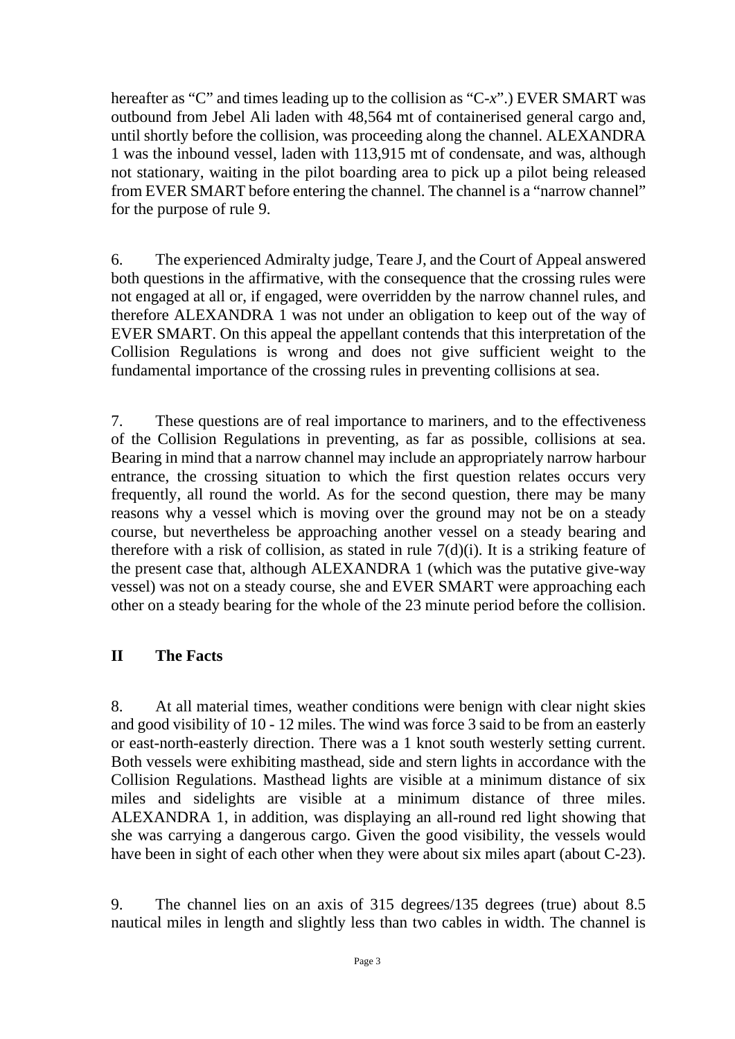hereafter as "C" and times leading up to the collision as "C-*x*".) EVER SMART was outbound from Jebel Ali laden with 48,564 mt of containerised general cargo and, until shortly before the collision, was proceeding along the channel. ALEXANDRA 1 was the inbound vessel, laden with 113,915 mt of condensate, and was, although not stationary, waiting in the pilot boarding area to pick up a pilot being released from EVER SMART before entering the channel. The channel is a "narrow channel" for the purpose of rule 9.

6. The experienced Admiralty judge, Teare J, and the Court of Appeal answered both questions in the affirmative, with the consequence that the crossing rules were not engaged at all or, if engaged, were overridden by the narrow channel rules, and therefore ALEXANDRA 1 was not under an obligation to keep out of the way of EVER SMART. On this appeal the appellant contends that this interpretation of the Collision Regulations is wrong and does not give sufficient weight to the fundamental importance of the crossing rules in preventing collisions at sea.

7. These questions are of real importance to mariners, and to the effectiveness of the Collision Regulations in preventing, as far as possible, collisions at sea. Bearing in mind that a narrow channel may include an appropriately narrow harbour entrance, the crossing situation to which the first question relates occurs very frequently, all round the world. As for the second question, there may be many reasons why a vessel which is moving over the ground may not be on a steady course, but nevertheless be approaching another vessel on a steady bearing and therefore with a risk of collision, as stated in rule 7(d)(i). It is a striking feature of the present case that, although ALEXANDRA 1 (which was the putative give-way vessel) was not on a steady course, she and EVER SMART were approaching each other on a steady bearing for the whole of the 23 minute period before the collision.

## II The Facts

8. At all material times, weather conditions were benign with clear night skies and good visibility of 10 - 12 miles. The wind was force 3 said to be from an easterly or east-north-easterly direction. There was a 1 knot south westerly setting current. Both vessels were exhibiting masthead, side and stern lights in accordance with the Collision Regulations. Masthead lights are visible at a minimum distance of six miles and sidelights are visible at a minimum distance of three miles. ALEXANDRA 1, in addition, was displaying an all-round red light showing that she was carrying a dangerous cargo. Given the good visibility, the vessels would have been in sight of each other when they were about six miles apart (about C-23).

9. The channel lies on an axis of 315 degrees/135 degrees (true) about 8.5 nautical miles in length and slightly less than two cables in width. The channel is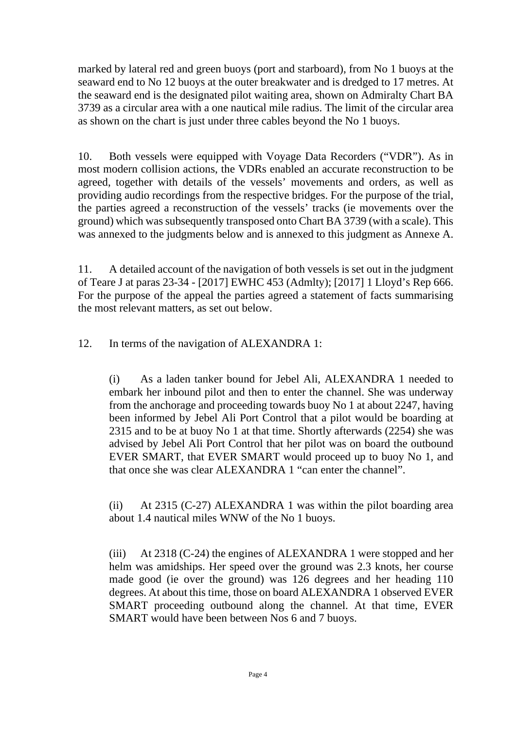marked by lateral red and green buoys (port and starboard), from No 1 buoys at the seaward end to No 12 buoys at the outer breakwater and is dredged to 17 metres. At the seaward end is the designated pilot waiting area, shown on Admiralty Chart BA 3739 as a circular area with a one nautical mile radius. The limit of the circular area as shown on the chart is just under three cables beyond the No 1 buoys.

10. Both vessels were equipped with Voyage Data Recorders ("VDR"). As in most modern collision actions, the VDRs enabled an accurate reconstruction to be agreed, together with details of the vessels' movements and orders, as well as providing audio recordings from the respective bridges. For the purpose of the trial, the parties agreed a reconstruction of the vessels' tracks (ie movements over the ground) which was subsequently transposed onto Chart BA 3739 (with a scale). This was annexed to the judgments below and is annexed to this judgment as Annexe A.

11. A detailed account of the navigation of both vessels is set out in the judgment of Teare J at paras 23-34 - [2017] EWHC 453 (Admlty); [2017] 1 Lloyd's Rep 666. For the purpose of the appeal the parties agreed a statement of facts summarising the most relevant matters, as set out below.

12. In terms of the navigation of ALEXANDRA 1:

(i) As a laden tanker bound for Jebel Ali, ALEXANDRA 1 needed to embark her inbound pilot and then to enter the channel. She was underway from the anchorage and proceeding towards buoy No 1 at about 2247, having been informed by Jebel Ali Port Control that a pilot would be boarding at 2315 and to be at buoy No 1 at that time. Shortly afterwards (2254) she was advised by Jebel Ali Port Control that her pilot was on board the outbound EVER SMART, that EVER SMART would proceed up to buoy No 1, and that once she was clear ALEXANDRA 1 "can enter the channel".

(ii) At 2315 (C-27) ALEXANDRA 1 was within the pilot boarding area about 1.4 nautical miles WNW of the No 1 buoys.

(iii) At 2318 (C-24) the engines of ALEXANDRA 1 were stopped and her helm was amidships. Her speed over the ground was 2.3 knots, her course made good (ie over the ground) was 126 degrees and her heading 110 degrees. At about this time, those on board ALEXANDRA 1 observed EVER SMART proceeding outbound along the channel. At that time, EVER SMART would have been between Nos 6 and 7 buoys.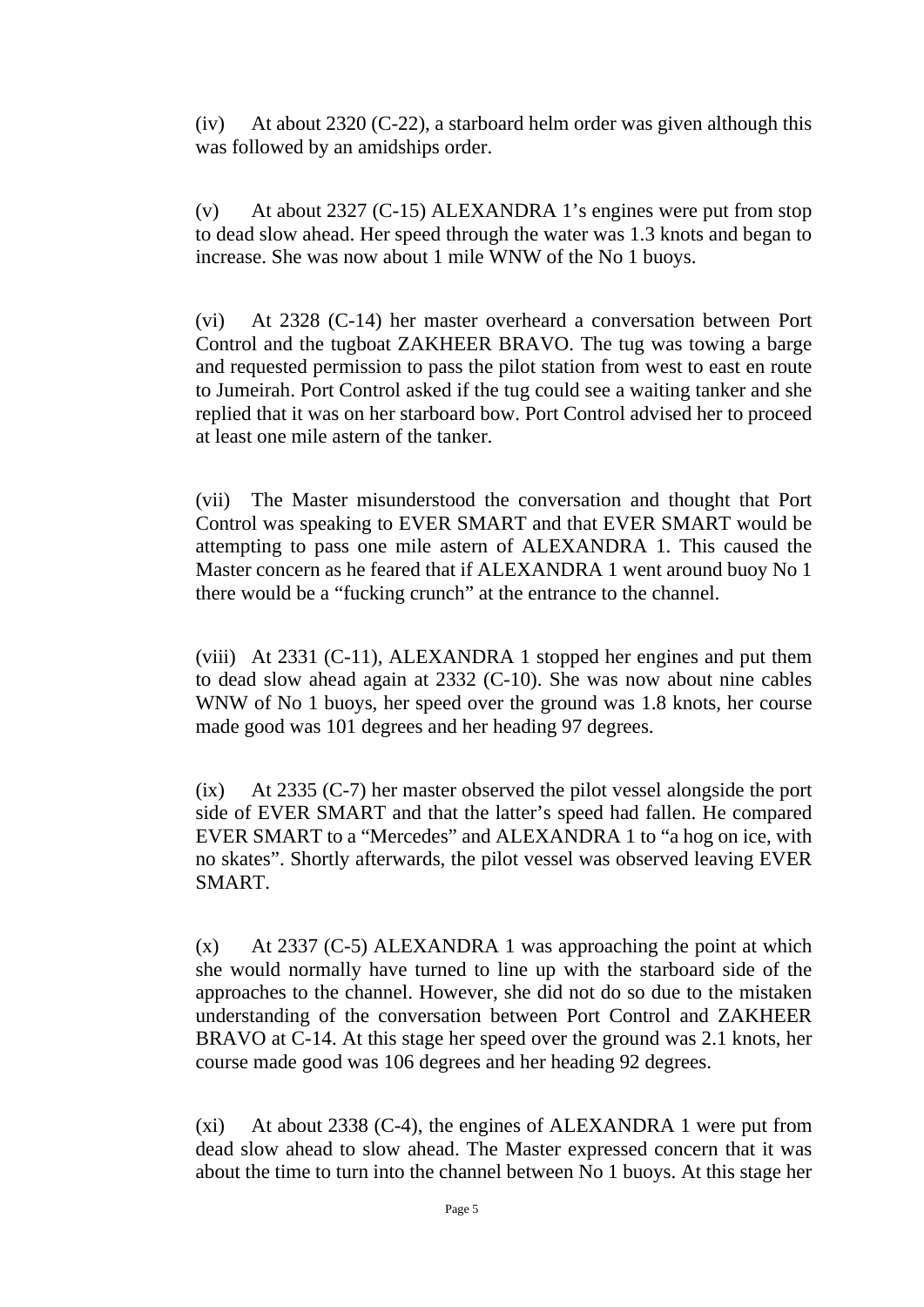(iv) At about 2320 (C-22), a starboard helm order was given although this was followed by an amidships order.

(v) At about 2327 (C-15) ALEXANDRA 1's engines were put from stop to dead slow ahead. Her speed through the water was 1.3 knots and began to increase. She was now about 1 mile WNW of the No 1 buoys.

(vi) At 2328 (C-14) her master overheard a conversation between Port Control and the tugboat ZAKHEER BRAVO. The tug was towing a barge and requested permission to pass the pilot station from west to east en route to Jumeirah. Port Control asked if the tug could see a waiting tanker and she replied that it was on her starboard bow. Port Control advised her to proceed at least one mile astern of the tanker.

(vii) The Master misunderstood the conversation and thought that Port Control was speaking to EVER SMART and that EVER SMART would be attempting to pass one mile astern of ALEXANDRA 1. This caused the Master concern as he feared that if ALEXANDRA 1 went around buoy No 1 there would be a "fucking crunch" at the entrance to the channel.

(viii) At 2331 (C-11), ALEXANDRA 1 stopped her engines and put them to dead slow ahead again at 2332 (C-10). She was now about nine cables WNW of No 1 buoys, her speed over the ground was 1.8 knots, her course made good was 101 degrees and her heading 97 degrees.

(ix) At 2335 (C-7) her master observed the pilot vessel alongside the port side of EVER SMART and that the latter's speed had fallen. He compared EVER SMART to a "Mercedes" and ALEXANDRA 1 to "a hog on ice, with no skates". Shortly afterwards, the pilot vessel was observed leaving EVER SMART.

(x) At 2337 (C-5) ALEXANDRA 1 was approaching the point at which she would normally have turned to line up with the starboard side of the approaches to the channel. However, she did not do so due to the mistaken understanding of the conversation between Port Control and ZAKHEER BRAVO at C-14. At this stage her speed over the ground was 2.1 knots, her course made good was 106 degrees and her heading 92 degrees.

(xi) At about 2338 (C-4), the engines of ALEXANDRA 1 were put from dead slow ahead to slow ahead. The Master expressed concern that it was about the time to turn into the channel between No 1 buoys. At this stage her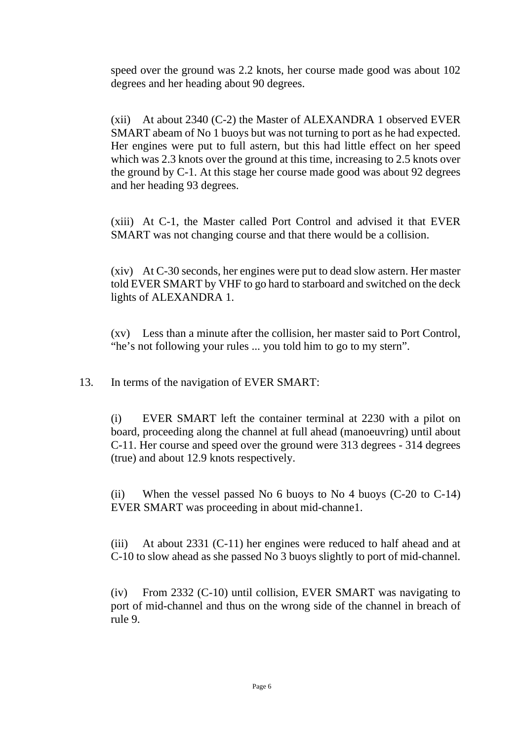speed over the ground was 2.2 knots, her course made good was about 102 degrees and her heading about 90 degrees.

(xii) At about 2340 (C-2) the Master of ALEXANDRA 1 observed EVER SMART abeam of No 1 buoys but was not turning to port as he had expected. Her engines were put to full astern, but this had little effect on her speed which was 2.3 knots over the ground at this time, increasing to 2.5 knots over the ground by C-1. At this stage her course made good was about 92 degrees and her heading 93 degrees.

(xiii) At C-1, the Master called Port Control and advised it that EVER SMART was not changing course and that there would be a collision.

(xiv) At C-30 seconds, her engines were put to dead slow astern. Her master told EVER SMART by VHF to go hard to starboard and switched on the deck lights of ALEXANDRA 1.

(xv) Less than a minute after the collision, her master said to Port Control, "he's not following your rules ... you told him to go to my stern".

13. In terms of the navigation of EVER SMART:

(i) EVER SMART left the container terminal at 2230 with a pilot on board, proceeding along the channel at full ahead (manoeuvring) until about C-11. Her course and speed over the ground were 313 degrees - 314 degrees (true) and about 12.9 knots respectively.

(ii) When the vessel passed No 6 buoys to No 4 buoys (C-20 to C-14) EVER SMART was proceeding in about mid-channe1.

(iii) At about 2331 (C-11) her engines were reduced to half ahead and at C-10 to slow ahead as she passed No 3 buoys slightly to port of mid-channel.

(iv) From 2332 (C-10) until collision, EVER SMART was navigating to port of mid-channel and thus on the wrong side of the channel in breach of rule 9.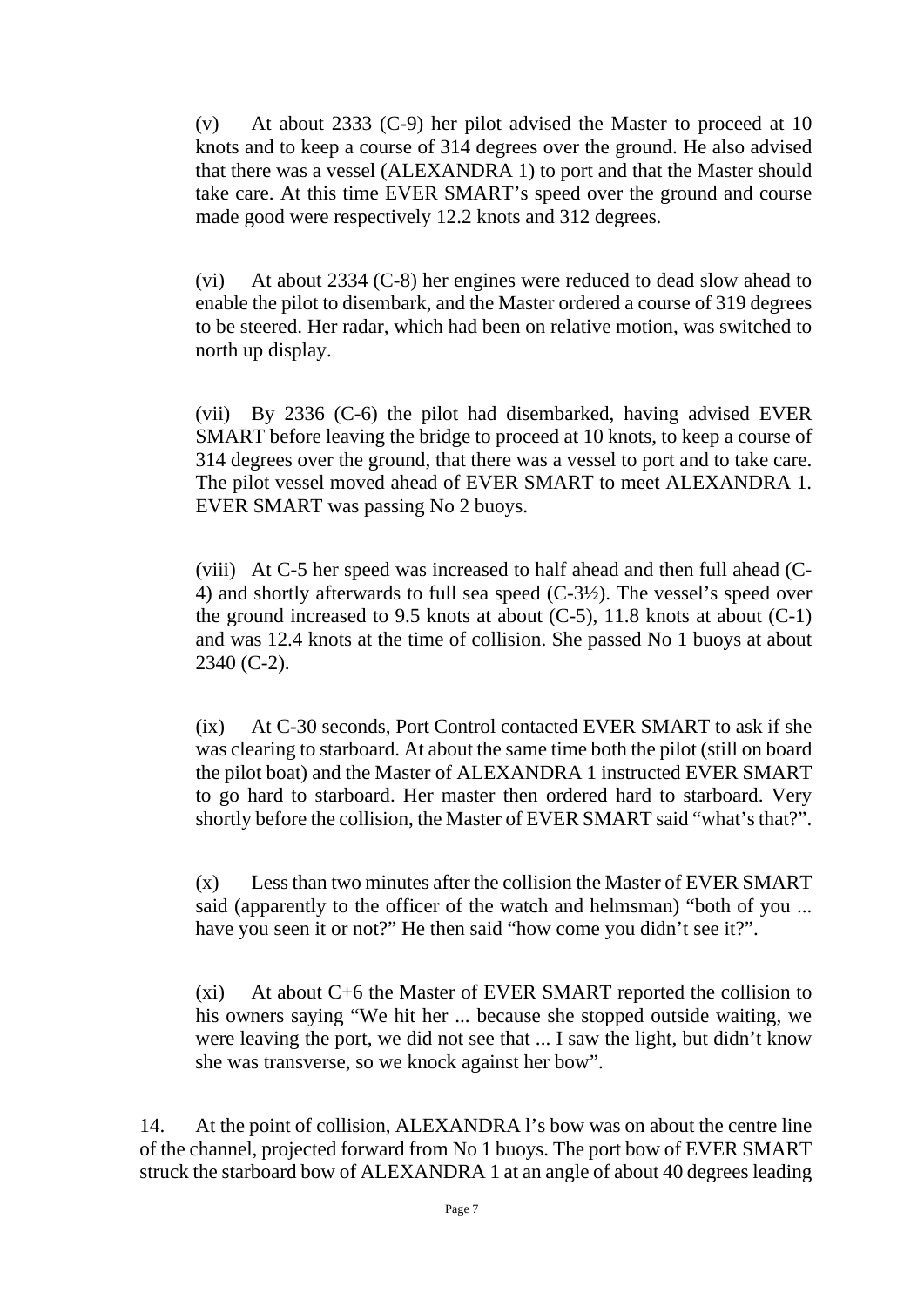(v) At about 2333 (C-9) her pilot advised the Master to proceed at 10 knots and to keep a course of 314 degrees over the ground. He also advised that there was a vessel (ALEXANDRA 1) to port and that the Master should take care. At this time EVER SMART's speed over the ground and course made good were respectively 12.2 knots and 312 degrees.

(vi) At about 2334 (C-8) her engines were reduced to dead slow ahead to enable the pilot to disembark, and the Master ordered a course of 319 degrees to be steered. Her radar, which had been on relative motion, was switched to north up display.

(vii) By 2336 (C-6) the pilot had disembarked, having advised EVER SMART before leaving the bridge to proceed at 10 knots, to keep a course of 314 degrees over the ground, that there was a vessel to port and to take care. The pilot vessel moved ahead of EVER SMART to meet ALEXANDRA 1. EVER SMART was passing No 2 buoys.

(viii) At C-5 her speed was increased to half ahead and then full ahead (C-4) and shortly afterwards to full sea speed (C-3½). The vessel's speed over the ground increased to 9.5 knots at about (C-5), 11.8 knots at about (C-1) and was 12.4 knots at the time of collision. She passed No 1 buoys at about 2340 (C-2).

(ix) At C-30 seconds, Port Control contacted EVER SMART to ask if she was clearing to starboard. At about the same time both the pilot (still on board the pilot boat) and the Master of ALEXANDRA 1 instructed EVER SMART to go hard to starboard. Her master then ordered hard to starboard. Very shortly before the collision, the Master of EVER SMART said "what's that?".

(x) Less than two minutes after the collision the Master of EVER SMART said (apparently to the officer of the watch and helmsman) "both of you ... have you seen it or not?" He then said "how come you didn't see it?".

(xi) At about C+6 the Master of EVER SMART reported the collision to his owners saying "We hit her ... because she stopped outside waiting, we were leaving the port, we did not see that ... I saw the light, but didn't know she was transverse, so we knock against her bow".

14. At the point of collision, ALEXANDRA l's bow was on about the centre line of the channel, projected forward from No 1 buoys. The port bow of EVER SMART struck the starboard bow of ALEXANDRA 1 at an angle of about 40 degrees leading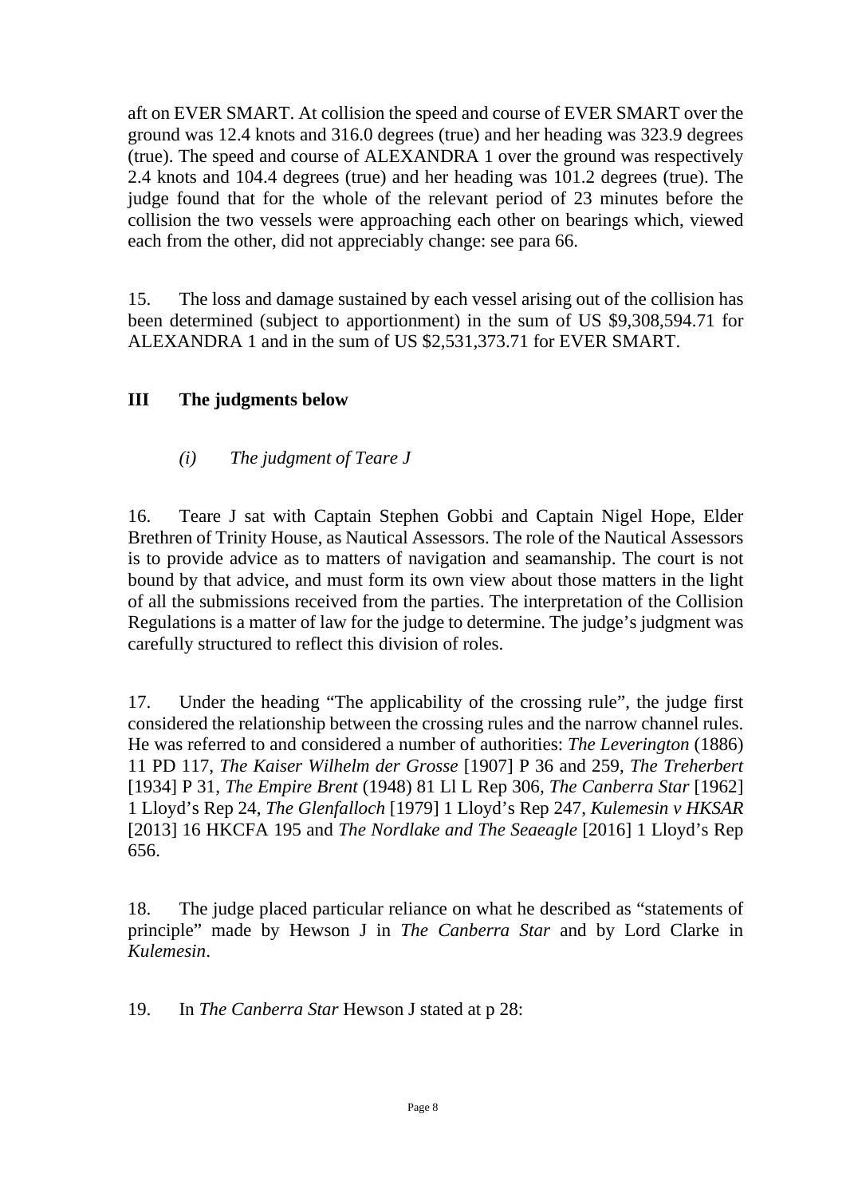aft on EVER SMART. At collision the speed and course of EVER SMART over the ground was 12.4 knots and 316.0 degrees (true) and her heading was 323.9 degrees (true). The speed and course of ALEXANDRA 1 over the ground was respectively 2.4 knots and 104.4 degrees (true) and her heading was 101.2 degrees (true). The judge found that for the whole of the relevant period of 23 minutes before the collision the two vessels were approaching each other on bearings which, viewed each from the other, did not appreciably change: see para 66.

15. The loss and damage sustained by each vessel arising out of the collision has been determined (subject to apportionment) in the sum of US $9,308,594.71 for ALEXANDRA 1 and in the sum of US $2,531,373.71 for EVER SMART.

## III The judgments below

### *(i) The judgment of Teare J*

16. Teare J sat with Captain Stephen Gobbi and Captain Nigel Hope, Elder Brethren of Trinity House, as Nautical Assessors. The role of the Nautical Assessors is to provide advice as to matters of navigation and seamanship. The court is not bound by that advice, and must form its own view about those matters in the light of all the submissions received from the parties. The interpretation of the Collision Regulations is a matter of law for the judge to determine. The judge's judgment was carefully structured to reflect this division of roles.

17. Under the heading "The applicability of the crossing rule", the judge first considered the relationship between the crossing rules and the narrow channel rules. He was referred to and considered a number of authorities: *The Leverington* (1886) 11 PD 117, *The Kaiser Wilhelm der Grosse* [1907] P 36 and 259, *The Treherbert* [1934] P 31, *The Empire Brent* (1948) 81 Ll L Rep 306, *The Canberra Star* [1962] 1 Lloyd's Rep 24, *The Glenfalloch* [1979] 1 Lloyd's Rep 247, *Kulemesin v HKSAR* [2013] 16 HKCFA 195 and *The Nordlake and The Seaeagle* [2016] 1 Lloyd's Rep 656.

18. The judge placed particular reliance on what he described as "statements of principle" made by Hewson J in *The Canberra Star* and by Lord Clarke in *Kulemesin*.

19. In *The Canberra Star* Hewson J stated at p 28: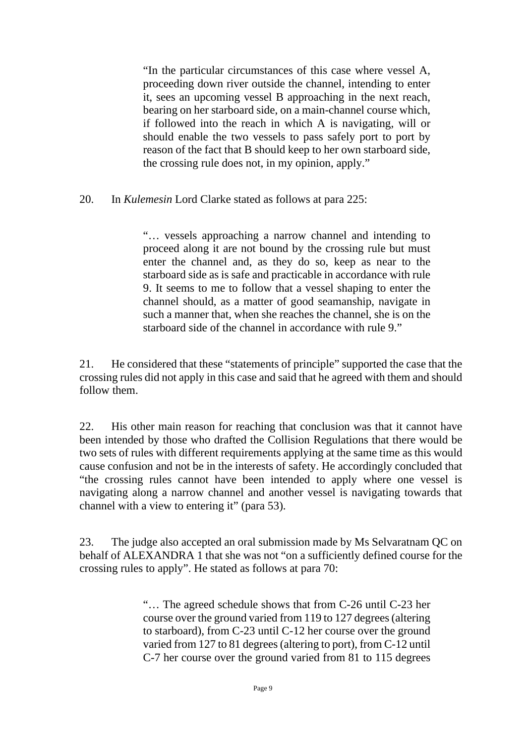> "In the particular circumstances of this case where vessel A, proceeding down river outside the channel, intending to enter it, sees an upcoming vessel B approaching in the next reach, bearing on her starboard side, on a main-channel course which, if followed into the reach in which A is navigating, will or should enable the two vessels to pass safely port to port by reason of the fact that B should keep to her own starboard side, the crossing rule does not, in my opinion, apply."

20. In *Kulemesin* Lord Clarke stated as follows at para 225:

> "… vessels approaching a narrow channel and intending to proceed along it are not bound by the crossing rule but must enter the channel and, as they do so, keep as near to the starboard side as is safe and practicable in accordance with rule 9. It seems to me to follow that a vessel shaping to enter the channel should, as a matter of good seamanship, navigate in such a manner that, when she reaches the channel, she is on the starboard side of the channel in accordance with rule 9."

21. He considered that these "statements of principle" supported the case that the crossing rules did not apply in this case and said that he agreed with them and should follow them.

22. His other main reason for reaching that conclusion was that it cannot have been intended by those who drafted the Collision Regulations that there would be two sets of rules with different requirements applying at the same time as this would cause confusion and not be in the interests of safety. He accordingly concluded that "the crossing rules cannot have been intended to apply where one vessel is navigating along a narrow channel and another vessel is navigating towards that channel with a view to entering it" (para 53).

23. The judge also accepted an oral submission made by Ms Selvaratnam QC on behalf of ALEXANDRA 1 that she was not "on a sufficiently defined course for the crossing rules to apply". He stated as follows at para 70:

> "… The agreed schedule shows that from C-26 until C-23 her course over the ground varied from 119 to 127 degrees (altering to starboard), from C-23 until C-12 her course over the ground varied from 127 to 81 degrees (altering to port), from C-12 until C-7 her course over the ground varied from 81 to 115 degrees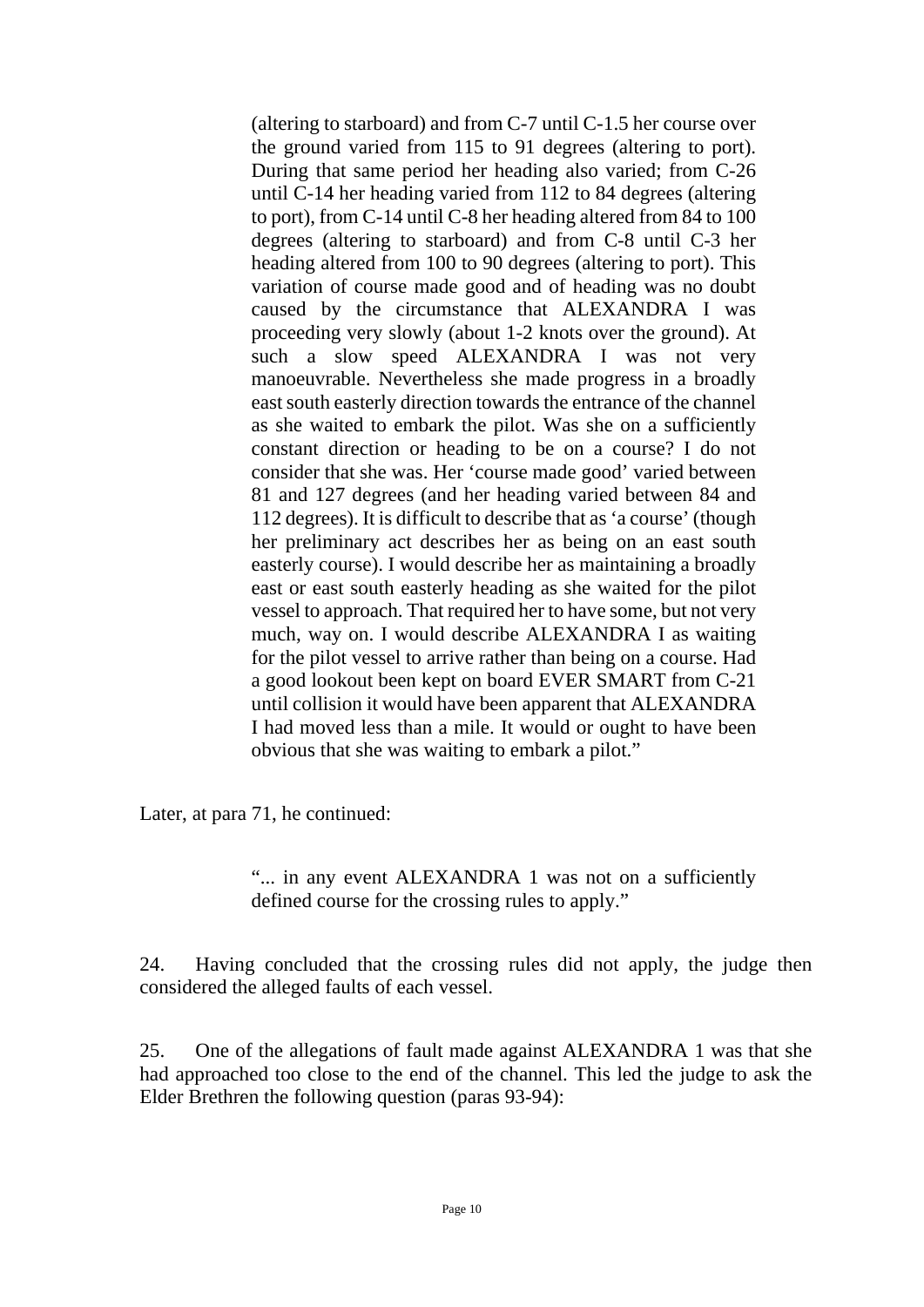> (altering to starboard) and from C-7 until C-1.5 her course over the ground varied from 115 to 91 degrees (altering to port). During that same period her heading also varied; from C-26 until C-14 her heading varied from 112 to 84 degrees (altering to port), from C-14 until C-8 her heading altered from 84 to 100 degrees (altering to starboard) and from C-8 until C-3 her heading altered from 100 to 90 degrees (altering to port). This variation of course made good and of heading was no doubt caused by the circumstance that ALEXANDRA I was proceeding very slowly (about 1-2 knots over the ground). At such a slow speed ALEXANDRA I was not very manoeuvrable. Nevertheless she made progress in a broadly east south easterly direction towards the entrance of the channel as she waited to embark the pilot. Was she on a sufficiently constant direction or heading to be on a course? I do not consider that she was. Her 'course made good' varied between 81 and 127 degrees (and her heading varied between 84 and 112 degrees). It is difficult to describe that as 'a course' (though her preliminary act describes her as being on an east south easterly course). I would describe her as maintaining a broadly east or east south easterly heading as she waited for the pilot vessel to approach. That required her to have some, but not very much, way on. I would describe ALEXANDRA I as waiting for the pilot vessel to arrive rather than being on a course. Had a good lookout been kept on board EVER SMART from C-21 until collision it would have been apparent that ALEXANDRA I had moved less than a mile. It would or ought to have been obvious that she was waiting to embark a pilot."

Later, at para 71, he continued:

> "... in any event ALEXANDRA 1 was not on a sufficiently defined course for the crossing rules to apply."

24. Having concluded that the crossing rules did not apply, the judge then considered the alleged faults of each vessel.

25. One of the allegations of fault made against ALEXANDRA 1 was that she had approached too close to the end of the channel. This led the judge to ask the Elder Brethren the following question (paras 93-94):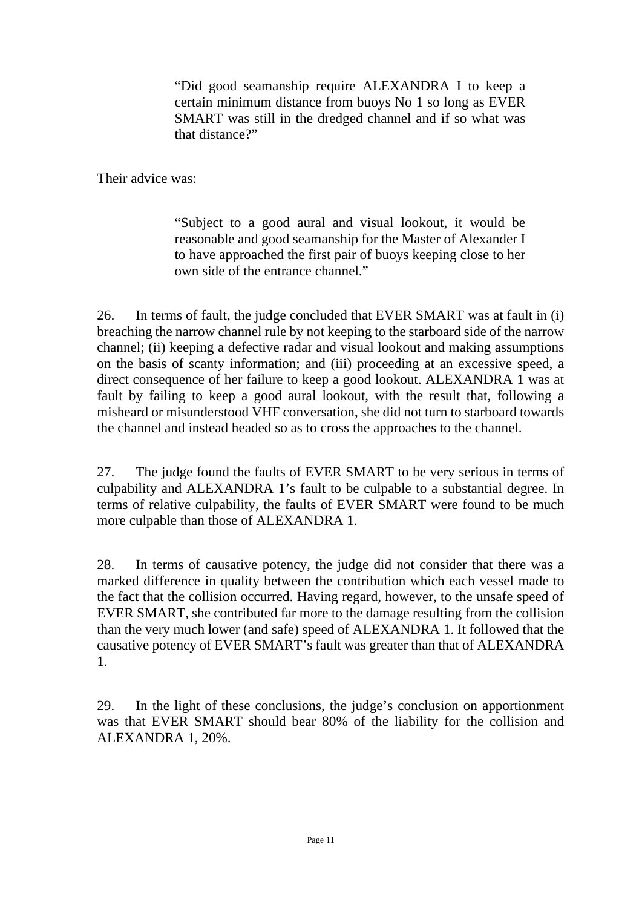> "Did good seamanship require ALEXANDRA I to keep a certain minimum distance from buoys No 1 so long as EVER SMART was still in the dredged channel and if so what was that distance?"

Their advice was:

> "Subject to a good aural and visual lookout, it would be reasonable and good seamanship for the Master of Alexander I to have approached the first pair of buoys keeping close to her own side of the entrance channel."

26. In terms of fault, the judge concluded that EVER SMART was at fault in (i) breaching the narrow channel rule by not keeping to the starboard side of the narrow channel; (ii) keeping a defective radar and visual lookout and making assumptions on the basis of scanty information; and (iii) proceeding at an excessive speed, a direct consequence of her failure to keep a good lookout. ALEXANDRA 1 was at fault by failing to keep a good aural lookout, with the result that, following a misheard or misunderstood VHF conversation, she did not turn to starboard towards the channel and instead headed so as to cross the approaches to the channel.

27. The judge found the faults of EVER SMART to be very serious in terms of culpability and ALEXANDRA 1's fault to be culpable to a substantial degree. In terms of relative culpability, the faults of EVER SMART were found to be much more culpable than those of ALEXANDRA 1.

28. In terms of causative potency, the judge did not consider that there was a marked difference in quality between the contribution which each vessel made to the fact that the collision occurred. Having regard, however, to the unsafe speed of EVER SMART, she contributed far more to the damage resulting from the collision than the very much lower (and safe) speed of ALEXANDRA 1. It followed that the causative potency of EVER SMART's fault was greater than that of ALEXANDRA 1.

29. In the light of these conclusions, the judge's conclusion on apportionment was that EVER SMART should bear 80% of the liability for the collision and ALEXANDRA 1, 20%.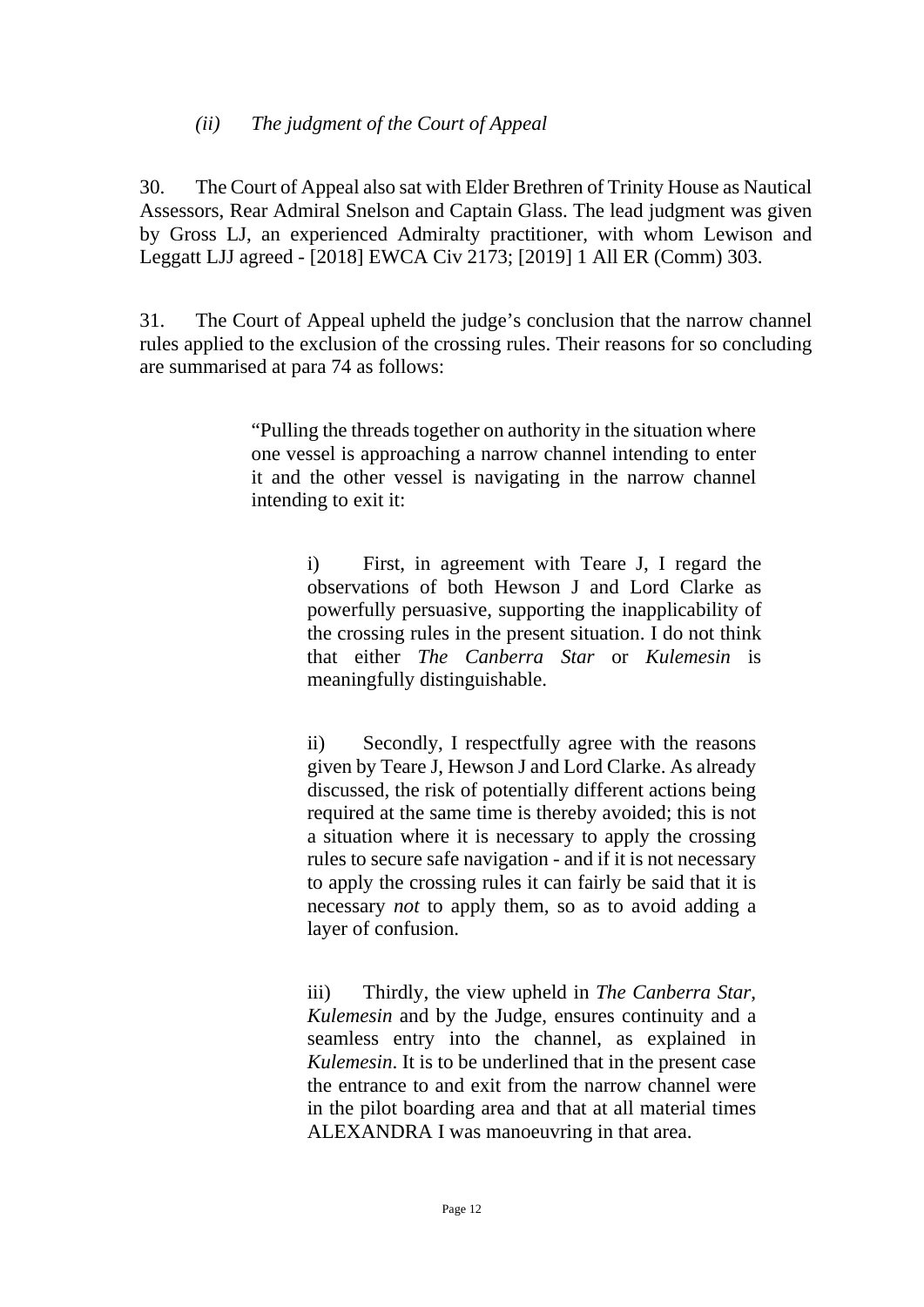### *(ii) The judgment of the Court of Appeal*

30. The Court of Appeal also sat with Elder Brethren of Trinity House as Nautical Assessors, Rear Admiral Snelson and Captain Glass. The lead judgment was given by Gross LJ, an experienced Admiralty practitioner, with whom Lewison and Leggatt LJJ agreed - [2018] EWCA Civ 2173; [2019] 1 All ER (Comm) 303.

31. The Court of Appeal upheld the judge's conclusion that the narrow channel rules applied to the exclusion of the crossing rules. Their reasons for so concluding are summarised at para 74 as follows:

> "Pulling the threads together on authority in the situation where one vessel is approaching a narrow channel intending to enter it and the other vessel is navigating in the narrow channel intending to exit it:
>
> i) First, in agreement with Teare J, I regard the observations of both Hewson J and Lord Clarke as powerfully persuasive, supporting the inapplicability of the crossing rules in the present situation. I do not think that either *The Canberra Star* or *Kulemesin* is meaningfully distinguishable.
>
> ii) Secondly, I respectfully agree with the reasons given by Teare J, Hewson J and Lord Clarke. As already discussed, the risk of potentially different actions being required at the same time is thereby avoided; this is not a situation where it is necessary to apply the crossing rules to secure safe navigation - and if it is not necessary to apply the crossing rules it can fairly be said that it is necessary *not* to apply them, so as to avoid adding a layer of confusion.
>
> iii) Thirdly, the view upheld in *The Canberra Star*, *Kulemesin* and by the Judge, ensures continuity and a seamless entry into the channel, as explained in *Kulemesin*. It is to be underlined that in the present case the entrance to and exit from the narrow channel were in the pilot boarding area and that at all material times ALEXANDRA I was manoeuvring in that area.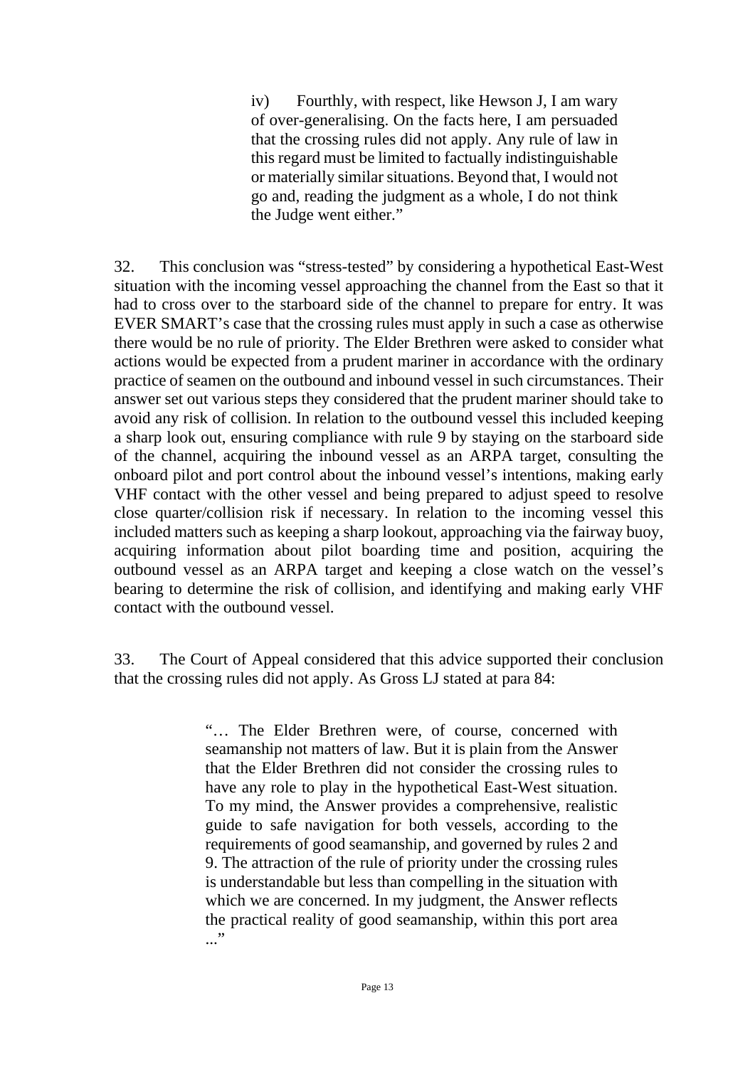> iv) Fourthly, with respect, like Hewson J, I am wary of over-generalising. On the facts here, I am persuaded that the crossing rules did not apply. Any rule of law in this regard must be limited to factually indistinguishable or materially similar situations. Beyond that, I would not go and, reading the judgment as a whole, I do not think the Judge went either."

32. This conclusion was "stress-tested" by considering a hypothetical East-West situation with the incoming vessel approaching the channel from the East so that it had to cross over to the starboard side of the channel to prepare for entry. It was EVER SMART's case that the crossing rules must apply in such a case as otherwise there would be no rule of priority. The Elder Brethren were asked to consider what actions would be expected from a prudent mariner in accordance with the ordinary practice of seamen on the outbound and inbound vessel in such circumstances. Their answer set out various steps they considered that the prudent mariner should take to avoid any risk of collision. In relation to the outbound vessel this included keeping a sharp look out, ensuring compliance with rule 9 by staying on the starboard side of the channel, acquiring the inbound vessel as an ARPA target, consulting the onboard pilot and port control about the inbound vessel's intentions, making early VHF contact with the other vessel and being prepared to adjust speed to resolve close quarter/collision risk if necessary. In relation to the incoming vessel this included matters such as keeping a sharp lookout, approaching via the fairway buoy, acquiring information about pilot boarding time and position, acquiring the outbound vessel as an ARPA target and keeping a close watch on the vessel's bearing to determine the risk of collision, and identifying and making early VHF contact with the outbound vessel.

33. The Court of Appeal considered that this advice supported their conclusion that the crossing rules did not apply. As Gross LJ stated at para 84:

> "… The Elder Brethren were, of course, concerned with seamanship not matters of law. But it is plain from the Answer that the Elder Brethren did not consider the crossing rules to have any role to play in the hypothetical East-West situation. To my mind, the Answer provides a comprehensive, realistic guide to safe navigation for both vessels, according to the requirements of good seamanship, and governed by rules 2 and 9. The attraction of the rule of priority under the crossing rules is understandable but less than compelling in the situation with which we are concerned. In my judgment, the Answer reflects the practical reality of good seamanship, within this port area ..."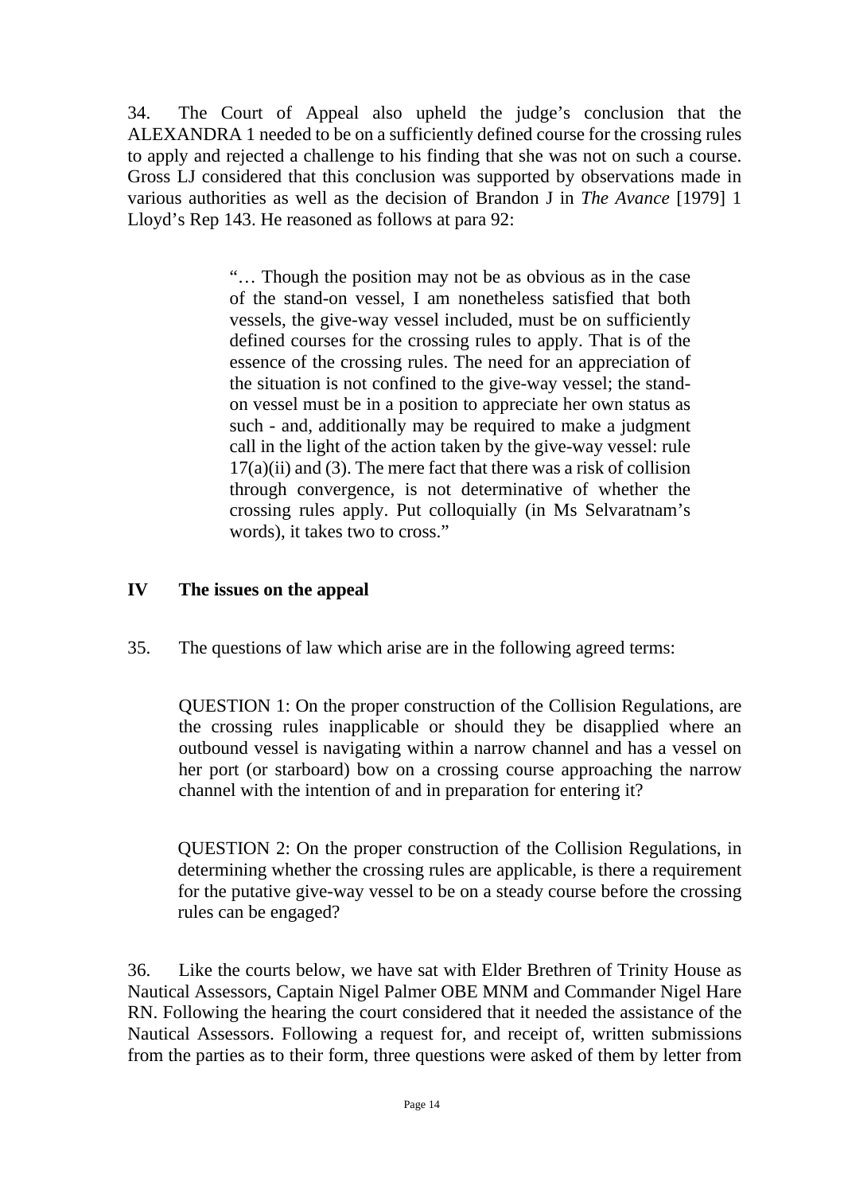34. The Court of Appeal also upheld the judge's conclusion that the ALEXANDRA 1 needed to be on a sufficiently defined course for the crossing rules to apply and rejected a challenge to his finding that she was not on such a course. Gross LJ considered that this conclusion was supported by observations made in various authorities as well as the decision of Brandon J in *The Avance* [1979] 1 Lloyd's Rep 143. He reasoned as follows at para 92:

> "… Though the position may not be as obvious as in the case of the stand-on vessel, I am nonetheless satisfied that both vessels, the give-way vessel included, must be on sufficiently defined courses for the crossing rules to apply. That is of the essence of the crossing rules. The need for an appreciation of the situation is not confined to the give-way vessel; the stand-on vessel must be in a position to appreciate her own status as such - and, additionally may be required to make a judgment call in the light of the action taken by the give-way vessel: rule 17(a)(ii) and (3). The mere fact that there was a risk of collision through convergence, is not determinative of whether the crossing rules apply. Put colloquially (in Ms Selvaratnam's words), it takes two to cross."

## IV The issues on the appeal

35. The questions of law which arise are in the following agreed terms:

QUESTION 1: On the proper construction of the Collision Regulations, are the crossing rules inapplicable or should they be disapplied where an outbound vessel is navigating within a narrow channel and has a vessel on her port (or starboard) bow on a crossing course approaching the narrow channel with the intention of and in preparation for entering it?

QUESTION 2: On the proper construction of the Collision Regulations, in determining whether the crossing rules are applicable, is there a requirement for the putative give-way vessel to be on a steady course before the crossing rules can be engaged?

36. Like the courts below, we have sat with Elder Brethren of Trinity House as Nautical Assessors, Captain Nigel Palmer OBE MNM and Commander Nigel Hare RN. Following the hearing the court considered that it needed the assistance of the Nautical Assessors. Following a request for, and receipt of, written submissions from the parties as to their form, three questions were asked of them by letter from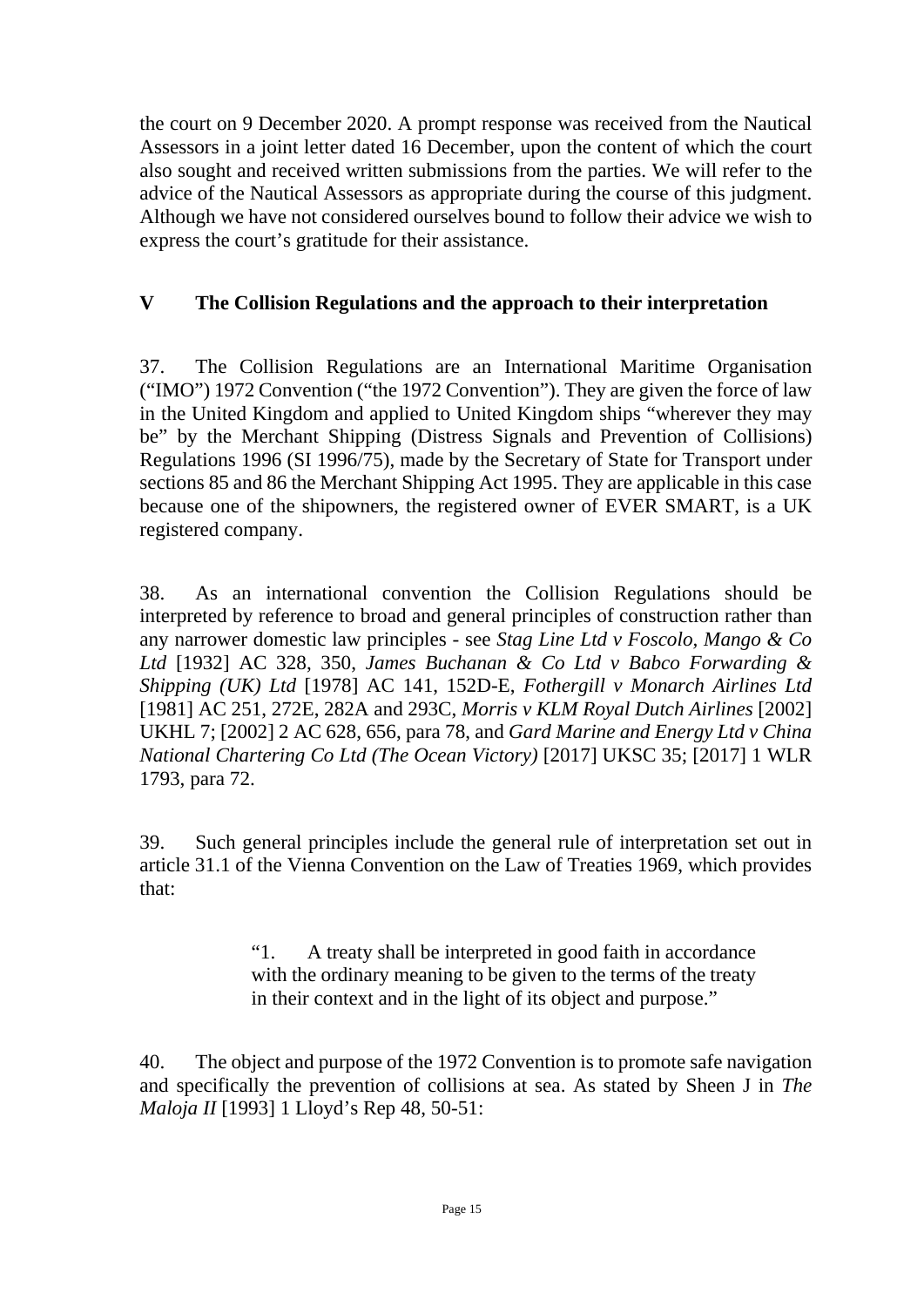the court on 9 December 2020. A prompt response was received from the Nautical Assessors in a joint letter dated 16 December, upon the content of which the court also sought and received written submissions from the parties. We will refer to the advice of the Nautical Assessors as appropriate during the course of this judgment. Although we have not considered ourselves bound to follow their advice we wish to express the court's gratitude for their assistance.

## V The Collision Regulations and the approach to their interpretation

37. The Collision Regulations are an International Maritime Organisation ("IMO") 1972 Convention ("the 1972 Convention"). They are given the force of law in the United Kingdom and applied to United Kingdom ships "wherever they may be" by the Merchant Shipping (Distress Signals and Prevention of Collisions) Regulations 1996 (SI 1996/75), made by the Secretary of State for Transport under sections 85 and 86 the Merchant Shipping Act 1995. They are applicable in this case because one of the shipowners, the registered owner of EVER SMART, is a UK registered company.

38. As an international convention the Collision Regulations should be interpreted by reference to broad and general principles of construction rather than any narrower domestic law principles - see *Stag Line Ltd v Foscolo, Mango & Co Ltd* [1932] AC 328, 350, *James Buchanan & Co Ltd v Babco Forwarding & Shipping (UK) Ltd* [1978] AC 141, 152D-E, *Fothergill v Monarch Airlines Ltd* [1981] AC 251, 272E, 282A and 293C, *Morris v KLM Royal Dutch Airlines* [2002] UKHL 7; [2002] 2 AC 628, 656, para 78, and *Gard Marine and Energy Ltd v China National Chartering Co Ltd (The Ocean Victory)* [2017] UKSC 35; [2017] 1 WLR 1793, para 72.

39. Such general principles include the general rule of interpretation set out in article 31.1 of the Vienna Convention on the Law of Treaties 1969, which provides that:

> "1. A treaty shall be interpreted in good faith in accordance with the ordinary meaning to be given to the terms of the treaty in their context and in the light of its object and purpose."

40. The object and purpose of the 1972 Convention is to promote safe navigation and specifically the prevention of collisions at sea. As stated by Sheen J in *The Maloja II* [1993] 1 Lloyd's Rep 48, 50-51: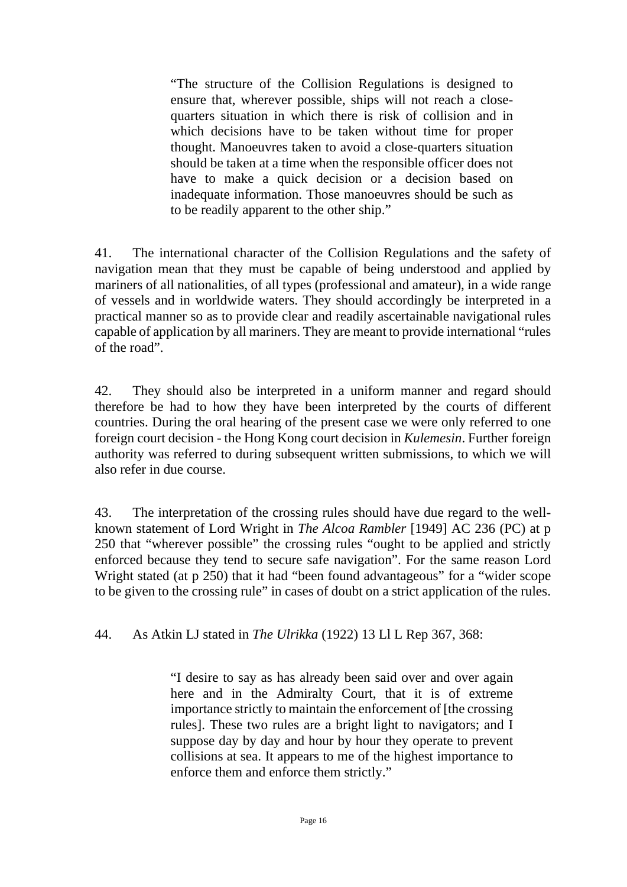> "The structure of the Collision Regulations is designed to ensure that, wherever possible, ships will not reach a close-quarters situation in which there is risk of collision and in which decisions have to be taken without time for proper thought. Manoeuvres taken to avoid a close-quarters situation should be taken at a time when the responsible officer does not have to make a quick decision or a decision based on inadequate information. Those manoeuvres should be such as to be readily apparent to the other ship."

41. The international character of the Collision Regulations and the safety of navigation mean that they must be capable of being understood and applied by mariners of all nationalities, of all types (professional and amateur), in a wide range of vessels and in worldwide waters. They should accordingly be interpreted in a practical manner so as to provide clear and readily ascertainable navigational rules capable of application by all mariners. They are meant to provide international "rules of the road".

42. They should also be interpreted in a uniform manner and regard should therefore be had to how they have been interpreted by the courts of different countries. During the oral hearing of the present case we were only referred to one foreign court decision - the Hong Kong court decision in *Kulemesin*. Further foreign authority was referred to during subsequent written submissions, to which we will also refer in due course.

43. The interpretation of the crossing rules should have due regard to the well-known statement of Lord Wright in *The Alcoa Rambler* [1949] AC 236 (PC) at p 250 that "wherever possible" the crossing rules "ought to be applied and strictly enforced because they tend to secure safe navigation". For the same reason Lord Wright stated (at p 250) that it had "been found advantageous" for a "wider scope to be given to the crossing rule" in cases of doubt on a strict application of the rules.

44. As Atkin LJ stated in *The Ulrikka* (1922) 13 Ll L Rep 367, 368:

> "I desire to say as has already been said over and over again here and in the Admiralty Court, that it is of extreme importance strictly to maintain the enforcement of [the crossing rules]. These two rules are a bright light to navigators; and I suppose day by day and hour by hour they operate to prevent collisions at sea. It appears to me of the highest importance to enforce them and enforce them strictly."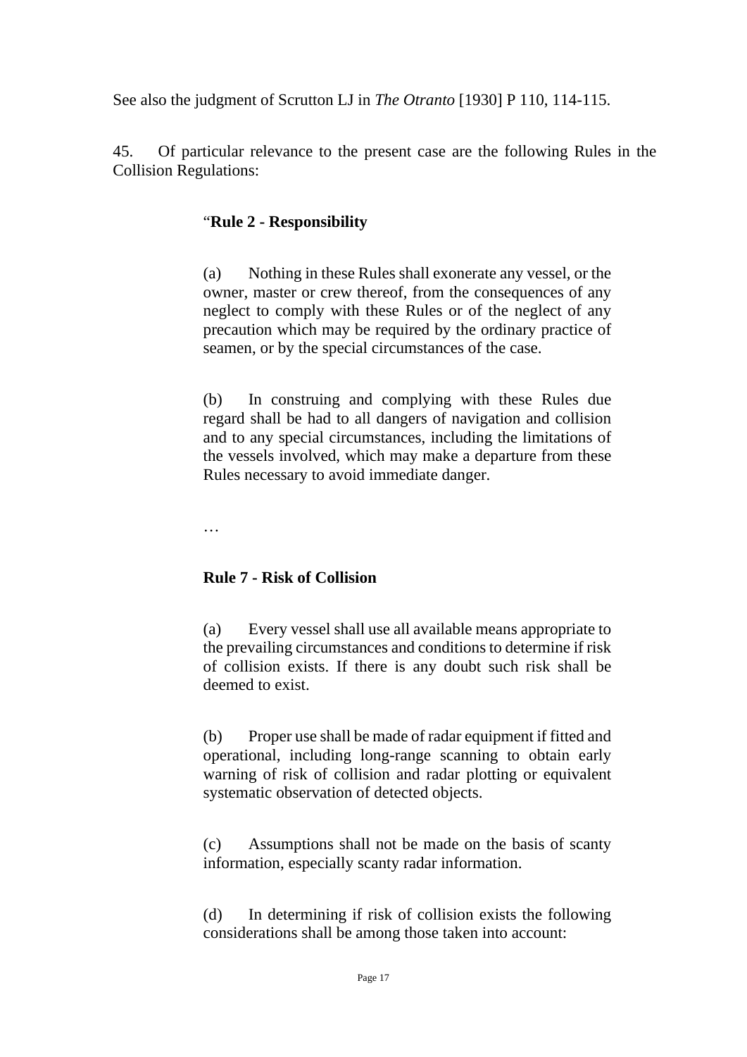See also the judgment of Scrutton LJ in *The Otranto* [1930] P 110, 114-115.

45. Of particular relevance to the present case are the following Rules in the Collision Regulations:

> "**Rule 2 - Responsibility**
>
> (a) Nothing in these Rules shall exonerate any vessel, or the owner, master or crew thereof, from the consequences of any neglect to comply with these Rules or of the neglect of any precaution which may be required by the ordinary practice of seamen, or by the special circumstances of the case.
>
> (b) In construing and complying with these Rules due regard shall be had to all dangers of navigation and collision and to any special circumstances, including the limitations of the vessels involved, which may make a departure from these Rules necessary to avoid immediate danger.
>
> …
>
> **Rule 7 - Risk of Collision**
>
> (a) Every vessel shall use all available means appropriate to the prevailing circumstances and conditions to determine if risk of collision exists. If there is any doubt such risk shall be deemed to exist.
>
> (b) Proper use shall be made of radar equipment if fitted and operational, including long-range scanning to obtain early warning of risk of collision and radar plotting or equivalent systematic observation of detected objects.
>
> (c) Assumptions shall not be made on the basis of scanty information, especially scanty radar information.
>
> (d) In determining if risk of collision exists the following considerations shall be among those taken into account: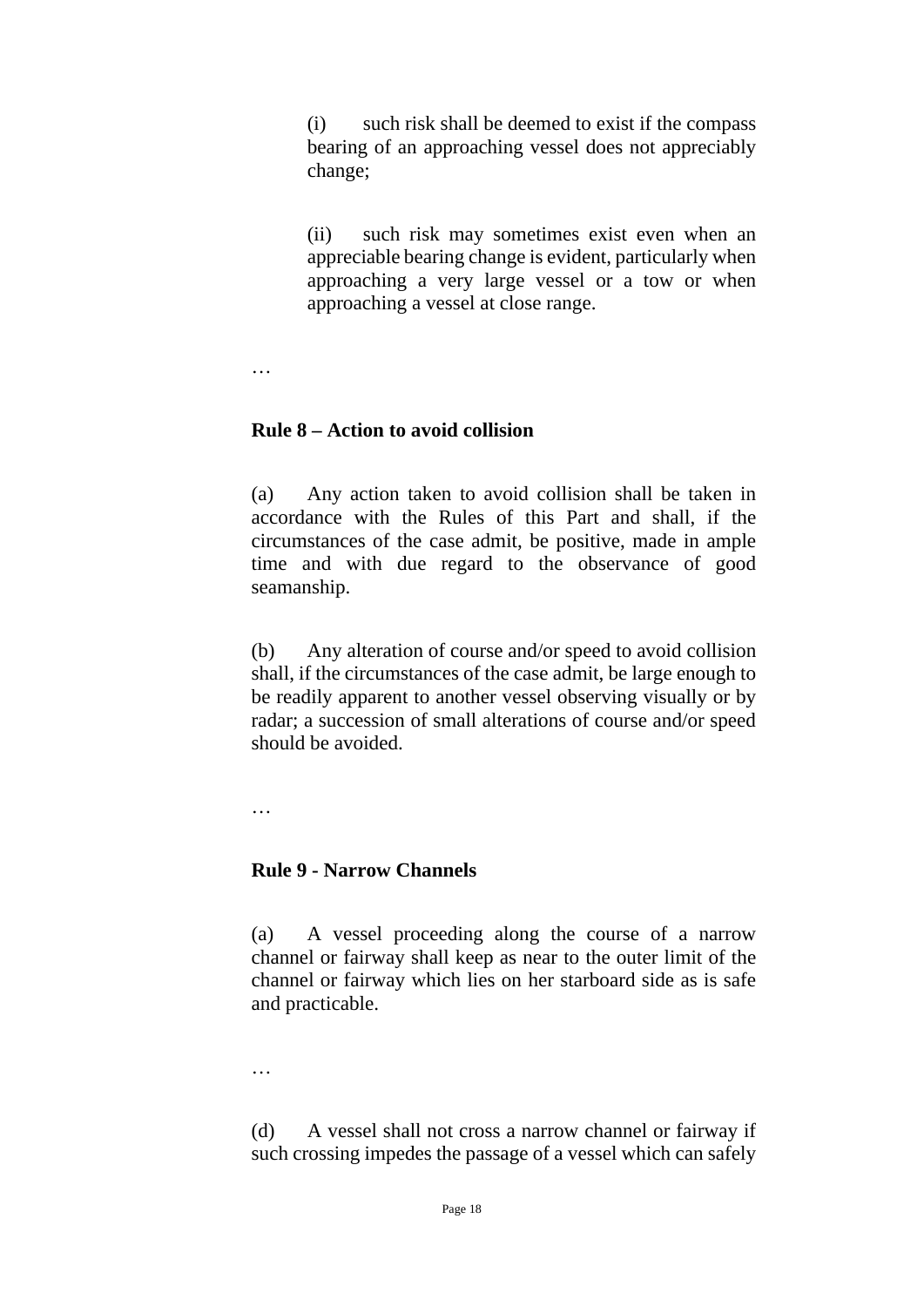(i) such risk shall be deemed to exist if the compass bearing of an approaching vessel does not appreciably change;

(ii) such risk may sometimes exist even when an appreciable bearing change is evident, particularly when approaching a very large vessel or a tow or when approaching a vessel at close range.

…

**Rule 8 – Action to avoid collision**

(a) Any action taken to avoid collision shall be taken in accordance with the Rules of this Part and shall, if the circumstances of the case admit, be positive, made in ample time and with due regard to the observance of good seamanship.

(b) Any alteration of course and/or speed to avoid collision shall, if the circumstances of the case admit, be large enough to be readily apparent to another vessel observing visually or by radar; a succession of small alterations of course and/or speed should be avoided.

…

**Rule 9 - Narrow Channels**

(a) A vessel proceeding along the course of a narrow channel or fairway shall keep as near to the outer limit of the channel or fairway which lies on her starboard side as is safe and practicable.

…

(d) A vessel shall not cross a narrow channel or fairway if such crossing impedes the passage of a vessel which can safely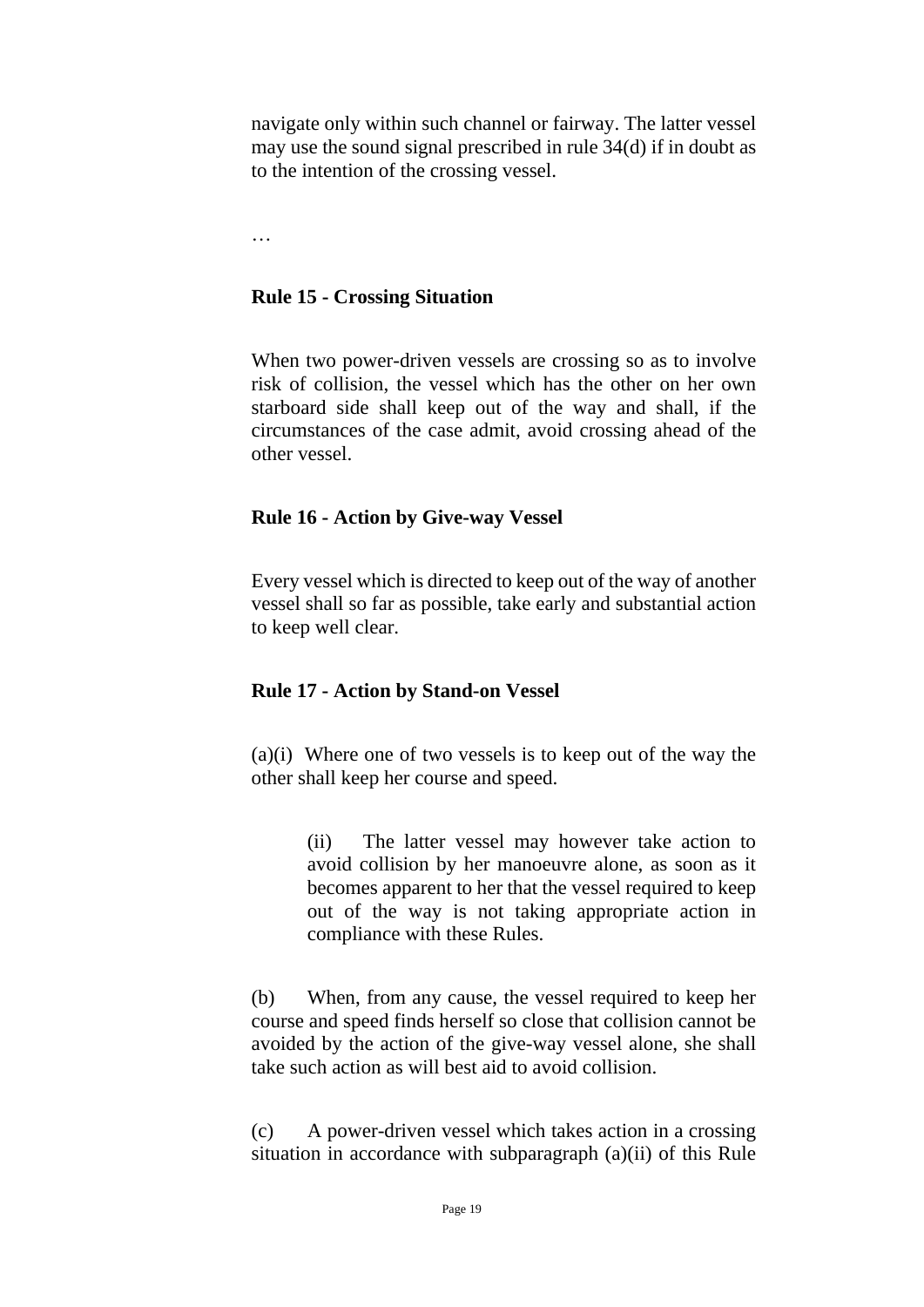navigate only within such channel or fairway. The latter vessel may use the sound signal prescribed in rule 34(d) if in doubt as to the intention of the crossing vessel.

…

**Rule 15 - Crossing Situation**

When two power-driven vessels are crossing so as to involve risk of collision, the vessel which has the other on her own starboard side shall keep out of the way and shall, if the circumstances of the case admit, avoid crossing ahead of the other vessel.

**Rule 16 - Action by Give-way Vessel**

Every vessel which is directed to keep out of the way of another vessel shall so far as possible, take early and substantial action to keep well clear.

**Rule 17 - Action by Stand-on Vessel**

(a)(i) Where one of two vessels is to keep out of the way the other shall keep her course and speed.

> (ii) The latter vessel may however take action to avoid collision by her manoeuvre alone, as soon as it becomes apparent to her that the vessel required to keep out of the way is not taking appropriate action in compliance with these Rules.

(b) When, from any cause, the vessel required to keep her course and speed finds herself so close that collision cannot be avoided by the action of the give-way vessel alone, she shall take such action as will best aid to avoid collision.

(c) A power-driven vessel which takes action in a crossing situation in accordance with subparagraph (a)(ii) of this Rule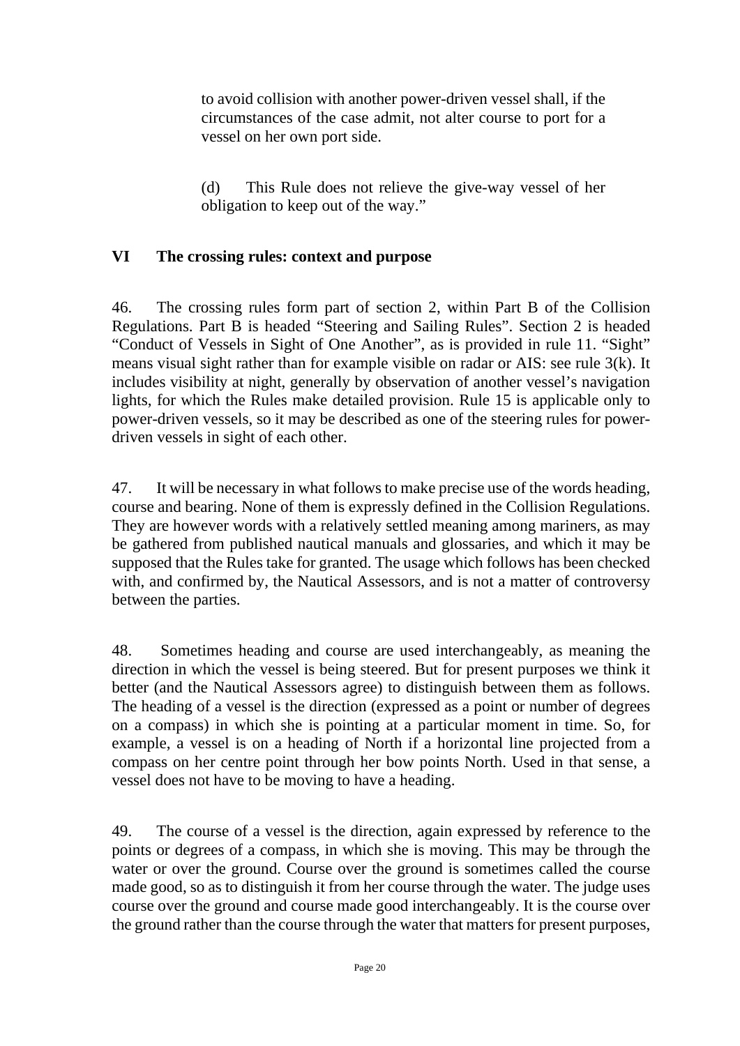> to avoid collision with another power-driven vessel shall, if the circumstances of the case admit, not alter course to port for a vessel on her own port side.
>
> (d) This Rule does not relieve the give-way vessel of her obligation to keep out of the way."

## VI The crossing rules: context and purpose

46. The crossing rules form part of section 2, within Part B of the Collision Regulations. Part B is headed "Steering and Sailing Rules". Section 2 is headed "Conduct of Vessels in Sight of One Another", as is provided in rule 11. "Sight" means visual sight rather than for example visible on radar or AIS: see rule 3(k). It includes visibility at night, generally by observation of another vessel's navigation lights, for which the Rules make detailed provision. Rule 15 is applicable only to power-driven vessels, so it may be described as one of the steering rules for power-driven vessels in sight of each other.

47. It will be necessary in what follows to make precise use of the words heading, course and bearing. None of them is expressly defined in the Collision Regulations. They are however words with a relatively settled meaning among mariners, as may be gathered from published nautical manuals and glossaries, and which it may be supposed that the Rules take for granted. The usage which follows has been checked with, and confirmed by, the Nautical Assessors, and is not a matter of controversy between the parties.

48. Sometimes heading and course are used interchangeably, as meaning the direction in which the vessel is being steered. But for present purposes we think it better (and the Nautical Assessors agree) to distinguish between them as follows. The heading of a vessel is the direction (expressed as a point or number of degrees on a compass) in which she is pointing at a particular moment in time. So, for example, a vessel is on a heading of North if a horizontal line projected from a compass on her centre point through her bow points North. Used in that sense, a vessel does not have to be moving to have a heading.

49. The course of a vessel is the direction, again expressed by reference to the points or degrees of a compass, in which she is moving. This may be through the water or over the ground. Course over the ground is sometimes called the course made good, so as to distinguish it from her course through the water. The judge uses course over the ground and course made good interchangeably. It is the course over the ground rather than the course through the water that matters for present purposes,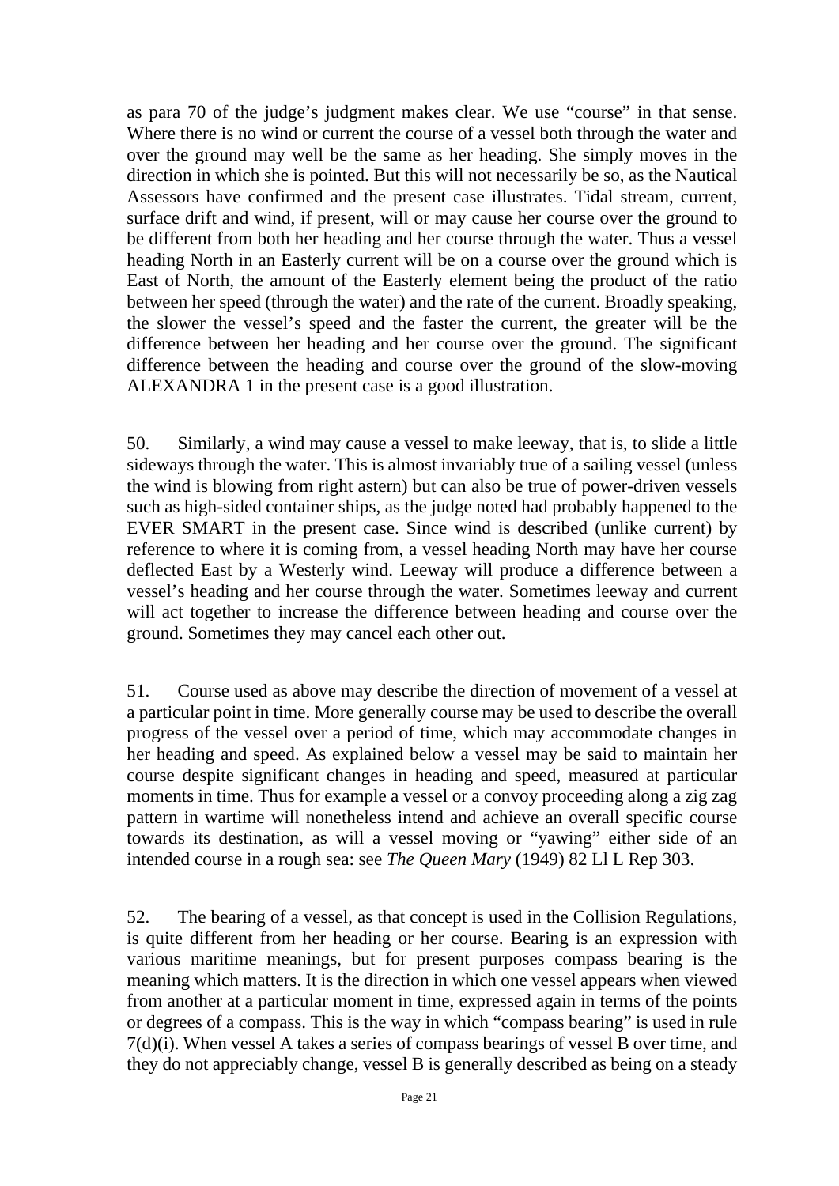as para 70 of the judge's judgment makes clear. We use "course" in that sense. Where there is no wind or current the course of a vessel both through the water and over the ground may well be the same as her heading. She simply moves in the direction in which she is pointed. But this will not necessarily be so, as the Nautical Assessors have confirmed and the present case illustrates. Tidal stream, current, surface drift and wind, if present, will or may cause her course over the ground to be different from both her heading and her course through the water. Thus a vessel heading North in an Easterly current will be on a course over the ground which is East of North, the amount of the Easterly element being the product of the ratio between her speed (through the water) and the rate of the current. Broadly speaking, the slower the vessel's speed and the faster the current, the greater will be the difference between her heading and her course over the ground. The significant difference between the heading and course over the ground of the slow-moving ALEXANDRA 1 in the present case is a good illustration.

50. Similarly, a wind may cause a vessel to make leeway, that is, to slide a little sideways through the water. This is almost invariably true of a sailing vessel (unless the wind is blowing from right astern) but can also be true of power-driven vessels such as high-sided container ships, as the judge noted had probably happened to the EVER SMART in the present case. Since wind is described (unlike current) by reference to where it is coming from, a vessel heading North may have her course deflected East by a Westerly wind. Leeway will produce a difference between a vessel's heading and her course through the water. Sometimes leeway and current will act together to increase the difference between heading and course over the ground. Sometimes they may cancel each other out.

51. Course used as above may describe the direction of movement of a vessel at a particular point in time. More generally course may be used to describe the overall progress of the vessel over a period of time, which may accommodate changes in her heading and speed. As explained below a vessel may be said to maintain her course despite significant changes in heading and speed, measured at particular moments in time. Thus for example a vessel or a convoy proceeding along a zig zag pattern in wartime will nonetheless intend and achieve an overall specific course towards its destination, as will a vessel moving or "yawing" either side of an intended course in a rough sea: see *The Queen Mary* (1949) 82 Ll L Rep 303.

52. The bearing of a vessel, as that concept is used in the Collision Regulations, is quite different from her heading or her course. Bearing is an expression with various maritime meanings, but for present purposes compass bearing is the meaning which matters. It is the direction in which one vessel appears when viewed from another at a particular moment in time, expressed again in terms of the points or degrees of a compass. This is the way in which "compass bearing" is used in rule 7(d)(i). When vessel A takes a series of compass bearings of vessel B over time, and they do not appreciably change, vessel B is generally described as being on a steady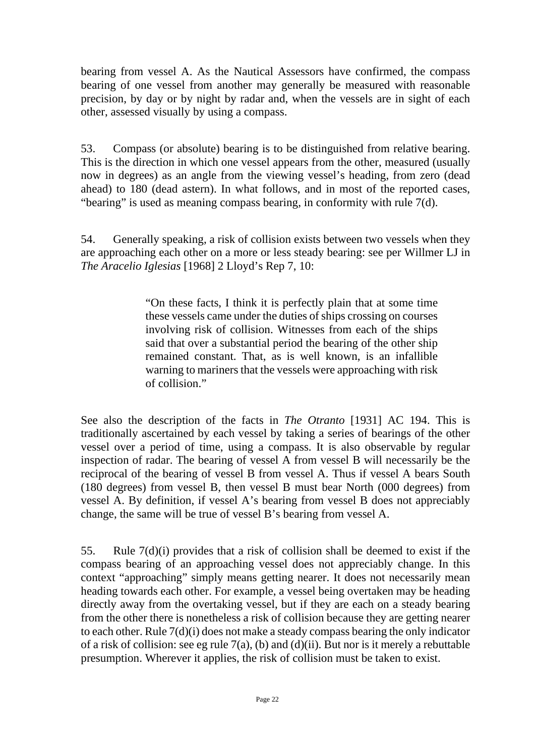bearing from vessel A. As the Nautical Assessors have confirmed, the compass bearing of one vessel from another may generally be measured with reasonable precision, by day or by night by radar and, when the vessels are in sight of each other, assessed visually by using a compass.

53. Compass (or absolute) bearing is to be distinguished from relative bearing. This is the direction in which one vessel appears from the other, measured (usually now in degrees) as an angle from the viewing vessel's heading, from zero (dead ahead) to 180 (dead astern). In what follows, and in most of the reported cases, "bearing" is used as meaning compass bearing, in conformity with rule 7(d).

54. Generally speaking, a risk of collision exists between two vessels when they are approaching each other on a more or less steady bearing: see per Willmer LJ in *The Aracelio Iglesias* [1968] 2 Lloyd's Rep 7, 10:

> "On these facts, I think it is perfectly plain that at some time these vessels came under the duties of ships crossing on courses involving risk of collision. Witnesses from each of the ships said that over a substantial period the bearing of the other ship remained constant. That, as is well known, is an infallible warning to mariners that the vessels were approaching with risk of collision."

See also the description of the facts in *The Otranto* [1931] AC 194. This is traditionally ascertained by each vessel by taking a series of bearings of the other vessel over a period of time, using a compass. It is also observable by regular inspection of radar. The bearing of vessel A from vessel B will necessarily be the reciprocal of the bearing of vessel B from vessel A. Thus if vessel A bears South (180 degrees) from vessel B, then vessel B must bear North (000 degrees) from vessel A. By definition, if vessel A's bearing from vessel B does not appreciably change, the same will be true of vessel B's bearing from vessel A.

55. Rule 7(d)(i) provides that a risk of collision shall be deemed to exist if the compass bearing of an approaching vessel does not appreciably change. In this context "approaching" simply means getting nearer. It does not necessarily mean heading towards each other. For example, a vessel being overtaken may be heading directly away from the overtaking vessel, but if they are each on a steady bearing from the other there is nonetheless a risk of collision because they are getting nearer to each other. Rule 7(d)(i) does not make a steady compass bearing the only indicator of a risk of collision: see eg rule 7(a), (b) and (d)(ii). But nor is it merely a rebuttable presumption. Wherever it applies, the risk of collision must be taken to exist.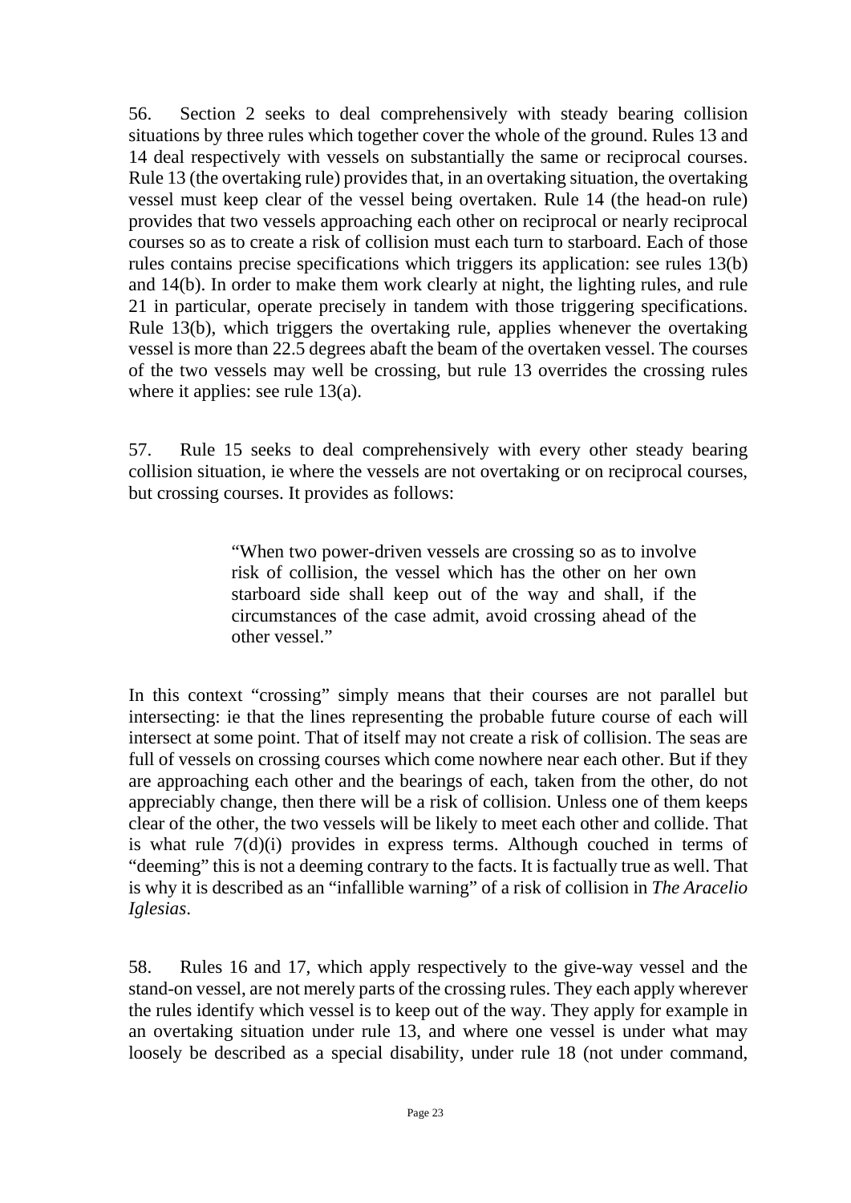56. Section 2 seeks to deal comprehensively with steady bearing collision situations by three rules which together cover the whole of the ground. Rules 13 and 14 deal respectively with vessels on substantially the same or reciprocal courses. Rule 13 (the overtaking rule) provides that, in an overtaking situation, the overtaking vessel must keep clear of the vessel being overtaken. Rule 14 (the head-on rule) provides that two vessels approaching each other on reciprocal or nearly reciprocal courses so as to create a risk of collision must each turn to starboard. Each of those rules contains precise specifications which triggers its application: see rules 13(b) and 14(b). In order to make them work clearly at night, the lighting rules, and rule 21 in particular, operate precisely in tandem with those triggering specifications. Rule 13(b), which triggers the overtaking rule, applies whenever the overtaking vessel is more than 22.5 degrees abaft the beam of the overtaken vessel. The courses of the two vessels may well be crossing, but rule 13 overrides the crossing rules where it applies: see rule 13(a).

57. Rule 15 seeks to deal comprehensively with every other steady bearing collision situation, ie where the vessels are not overtaking or on reciprocal courses, but crossing courses. It provides as follows:

> "When two power-driven vessels are crossing so as to involve risk of collision, the vessel which has the other on her own starboard side shall keep out of the way and shall, if the circumstances of the case admit, avoid crossing ahead of the other vessel."

In this context "crossing" simply means that their courses are not parallel but intersecting: ie that the lines representing the probable future course of each will intersect at some point. That of itself may not create a risk of collision. The seas are full of vessels on crossing courses which come nowhere near each other. But if they are approaching each other and the bearings of each, taken from the other, do not appreciably change, then there will be a risk of collision. Unless one of them keeps clear of the other, the two vessels will be likely to meet each other and collide. That is what rule 7(d)(i) provides in express terms. Although couched in terms of "deeming" this is not a deeming contrary to the facts. It is factually true as well. That is why it is described as an "infallible warning" of a risk of collision in *The Aracelio Iglesias*.

58. Rules 16 and 17, which apply respectively to the give-way vessel and the stand-on vessel, are not merely parts of the crossing rules. They each apply wherever the rules identify which vessel is to keep out of the way. They apply for example in an overtaking situation under rule 13, and where one vessel is under what may loosely be described as a special disability, under rule 18 (not under command,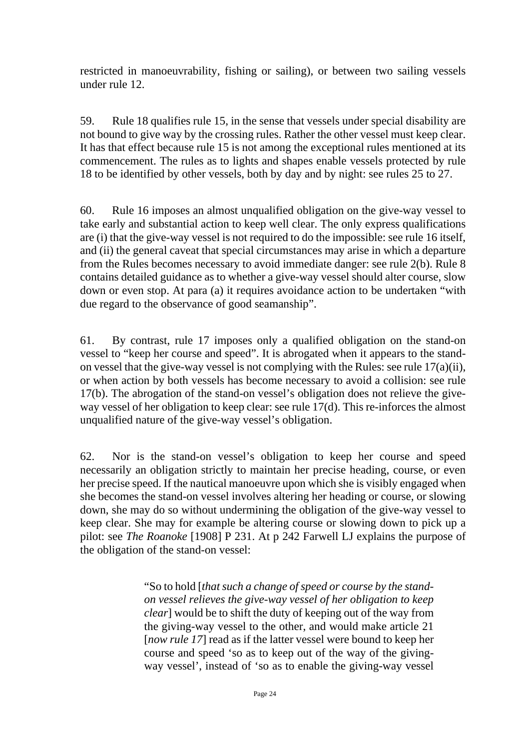restricted in manoeuvrability, fishing or sailing), or between two sailing vessels under rule 12.

59. Rule 18 qualifies rule 15, in the sense that vessels under special disability are not bound to give way by the crossing rules. Rather the other vessel must keep clear. It has that effect because rule 15 is not among the exceptional rules mentioned at its commencement. The rules as to lights and shapes enable vessels protected by rule 18 to be identified by other vessels, both by day and by night: see rules 25 to 27.

60. Rule 16 imposes an almost unqualified obligation on the give-way vessel to take early and substantial action to keep well clear. The only express qualifications are (i) that the give-way vessel is not required to do the impossible: see rule 16 itself, and (ii) the general caveat that special circumstances may arise in which a departure from the Rules becomes necessary to avoid immediate danger: see rule 2(b). Rule 8 contains detailed guidance as to whether a give-way vessel should alter course, slow down or even stop. At para (a) it requires avoidance action to be undertaken "with due regard to the observance of good seamanship".

61. By contrast, rule 17 imposes only a qualified obligation on the stand-on vessel to "keep her course and speed". It is abrogated when it appears to the stand-on vessel that the give-way vessel is not complying with the Rules: see rule 17(a)(ii), or when action by both vessels has become necessary to avoid a collision: see rule 17(b). The abrogation of the stand-on vessel's obligation does not relieve the give-way vessel of her obligation to keep clear: see rule 17(d). This re-inforces the almost unqualified nature of the give-way vessel's obligation.

62. Nor is the stand-on vessel's obligation to keep her course and speed necessarily an obligation strictly to maintain her precise heading, course, or even her precise speed. If the nautical manoeuvre upon which she is visibly engaged when she becomes the stand-on vessel involves altering her heading or course, or slowing down, she may do so without undermining the obligation of the give-way vessel to keep clear. She may for example be altering course or slowing down to pick up a pilot: see *The Roanoke* [1908] P 231. At p 242 Farwell LJ explains the purpose of the obligation of the stand-on vessel:

> "So to hold [*that such a change of speed or course by the stand-on vessel relieves the give-way vessel of her obligation to keep clear*] would be to shift the duty of keeping out of the way from the giving-way vessel to the other, and would make article 21 [*now rule 17*] read as if the latter vessel were bound to keep her course and speed 'so as to keep out of the way of the giving-way vessel', instead of 'so as to enable the giving-way vessel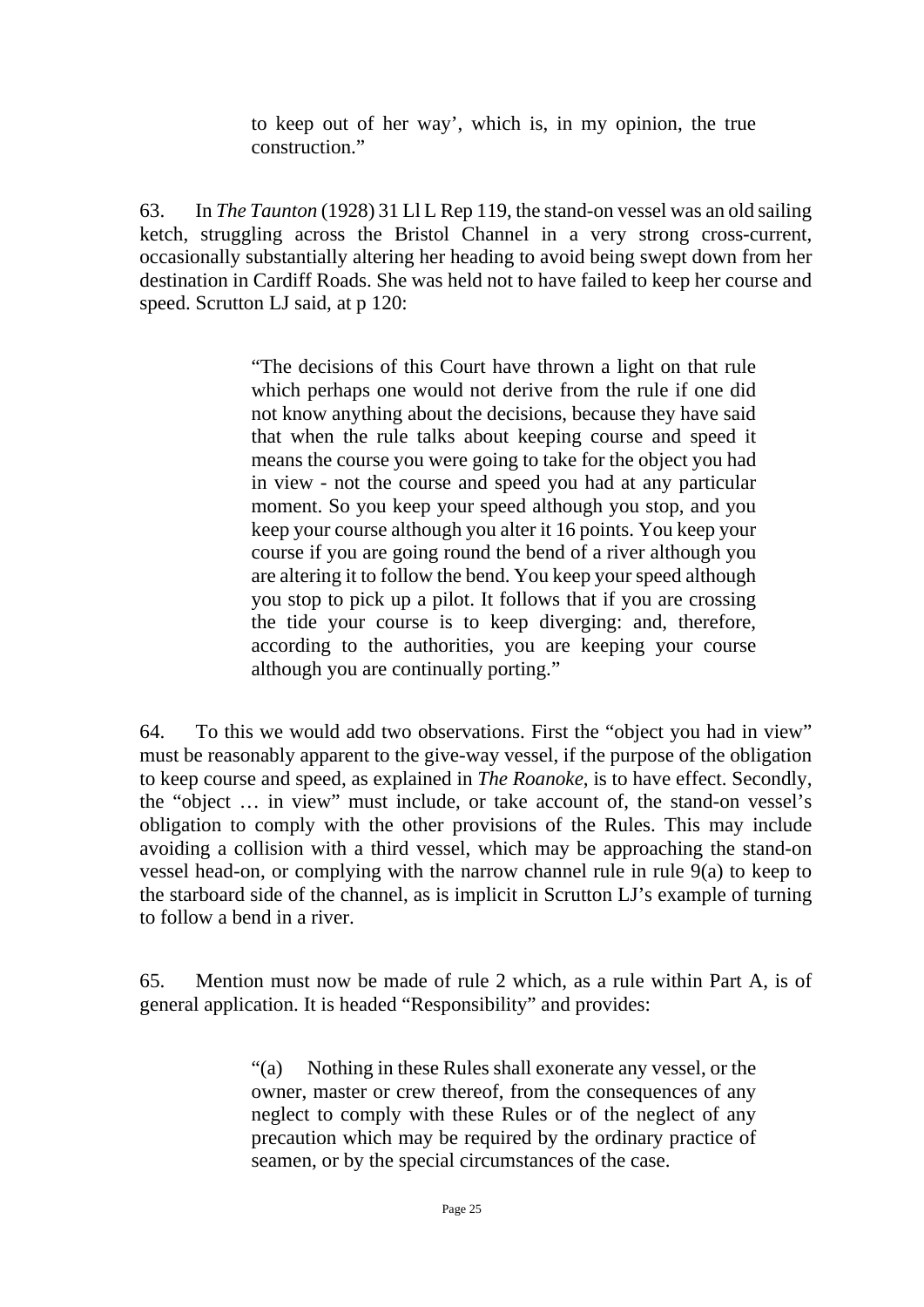> to keep out of her way', which is, in my opinion, the true construction."

63. In *The Taunton* (1928) 31 Ll L Rep 119, the stand-on vessel was an old sailing ketch, struggling across the Bristol Channel in a very strong cross-current, occasionally substantially altering her heading to avoid being swept down from her destination in Cardiff Roads. She was held not to have failed to keep her course and speed. Scrutton LJ said, at p 120:

> "The decisions of this Court have thrown a light on that rule which perhaps one would not derive from the rule if one did not know anything about the decisions, because they have said that when the rule talks about keeping course and speed it means the course you were going to take for the object you had in view - not the course and speed you had at any particular moment. So you keep your speed although you stop, and you keep your course although you alter it 16 points. You keep your course if you are going round the bend of a river although you are altering it to follow the bend. You keep your speed although you stop to pick up a pilot. It follows that if you are crossing the tide your course is to keep diverging: and, therefore, according to the authorities, you are keeping your course although you are continually porting."

64. To this we would add two observations. First the "object you had in view" must be reasonably apparent to the give-way vessel, if the purpose of the obligation to keep course and speed, as explained in *The Roanoke*, is to have effect. Secondly, the "object … in view" must include, or take account of, the stand-on vessel's obligation to comply with the other provisions of the Rules. This may include avoiding a collision with a third vessel, which may be approaching the stand-on vessel head-on, or complying with the narrow channel rule in rule 9(a) to keep to the starboard side of the channel, as is implicit in Scrutton LJ's example of turning to follow a bend in a river.

65. Mention must now be made of rule 2 which, as a rule within Part A, is of general application. It is headed "Responsibility" and provides:

> "(a) Nothing in these Rules shall exonerate any vessel, or the owner, master or crew thereof, from the consequences of any neglect to comply with these Rules or of the neglect of any precaution which may be required by the ordinary practice of seamen, or by the special circumstances of the case.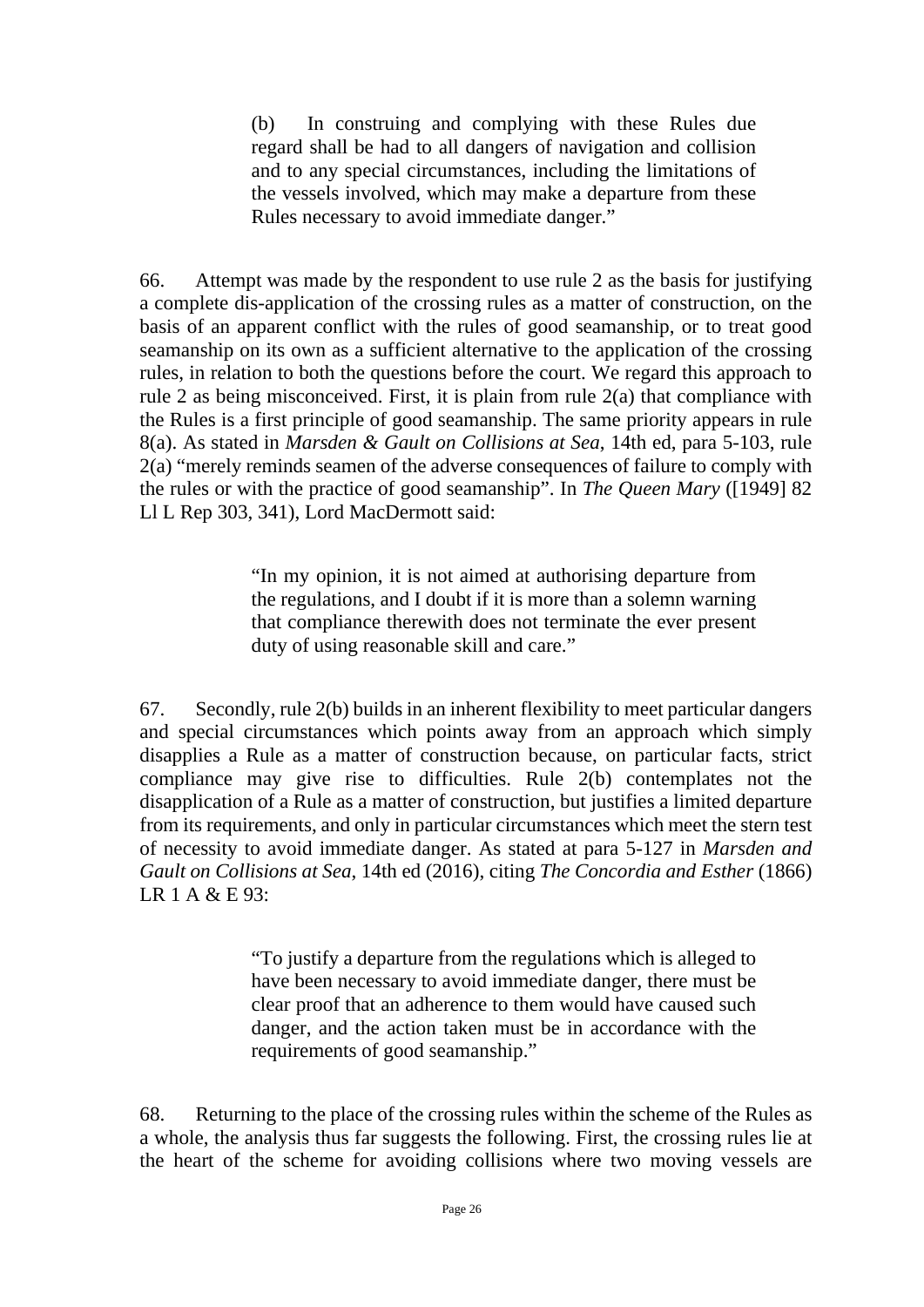> (b) In construing and complying with these Rules due regard shall be had to all dangers of navigation and collision and to any special circumstances, including the limitations of the vessels involved, which may make a departure from these Rules necessary to avoid immediate danger."

66. Attempt was made by the respondent to use rule 2 as the basis for justifying a complete dis-application of the crossing rules as a matter of construction, on the basis of an apparent conflict with the rules of good seamanship, or to treat good seamanship on its own as a sufficient alternative to the application of the crossing rules, in relation to both the questions before the court. We regard this approach to rule 2 as being misconceived. First, it is plain from rule 2(a) that compliance with the Rules is a first principle of good seamanship. The same priority appears in rule 8(a). As stated in *Marsden & Gault on Collisions at Sea*, 14th ed, para 5-103, rule 2(a) "merely reminds seamen of the adverse consequences of failure to comply with the rules or with the practice of good seamanship". In *The Queen Mary* ([1949] 82 Ll L Rep 303, 341), Lord MacDermott said:

> "In my opinion, it is not aimed at authorising departure from the regulations, and I doubt if it is more than a solemn warning that compliance therewith does not terminate the ever present duty of using reasonable skill and care."

67. Secondly, rule 2(b) builds in an inherent flexibility to meet particular dangers and special circumstances which points away from an approach which simply disapplies a Rule as a matter of construction because, on particular facts, strict compliance may give rise to difficulties. Rule 2(b) contemplates not the disapplication of a Rule as a matter of construction, but justifies a limited departure from its requirements, and only in particular circumstances which meet the stern test of necessity to avoid immediate danger. As stated at para 5-127 in *Marsden and Gault on Collisions at Sea*, 14th ed (2016), citing *The Concordia and Esther* (1866) LR 1 A & E 93:

> "To justify a departure from the regulations which is alleged to have been necessary to avoid immediate danger, there must be clear proof that an adherence to them would have caused such danger, and the action taken must be in accordance with the requirements of good seamanship."

68. Returning to the place of the crossing rules within the scheme of the Rules as a whole, the analysis thus far suggests the following. First, the crossing rules lie at the heart of the scheme for avoiding collisions where two moving vessels are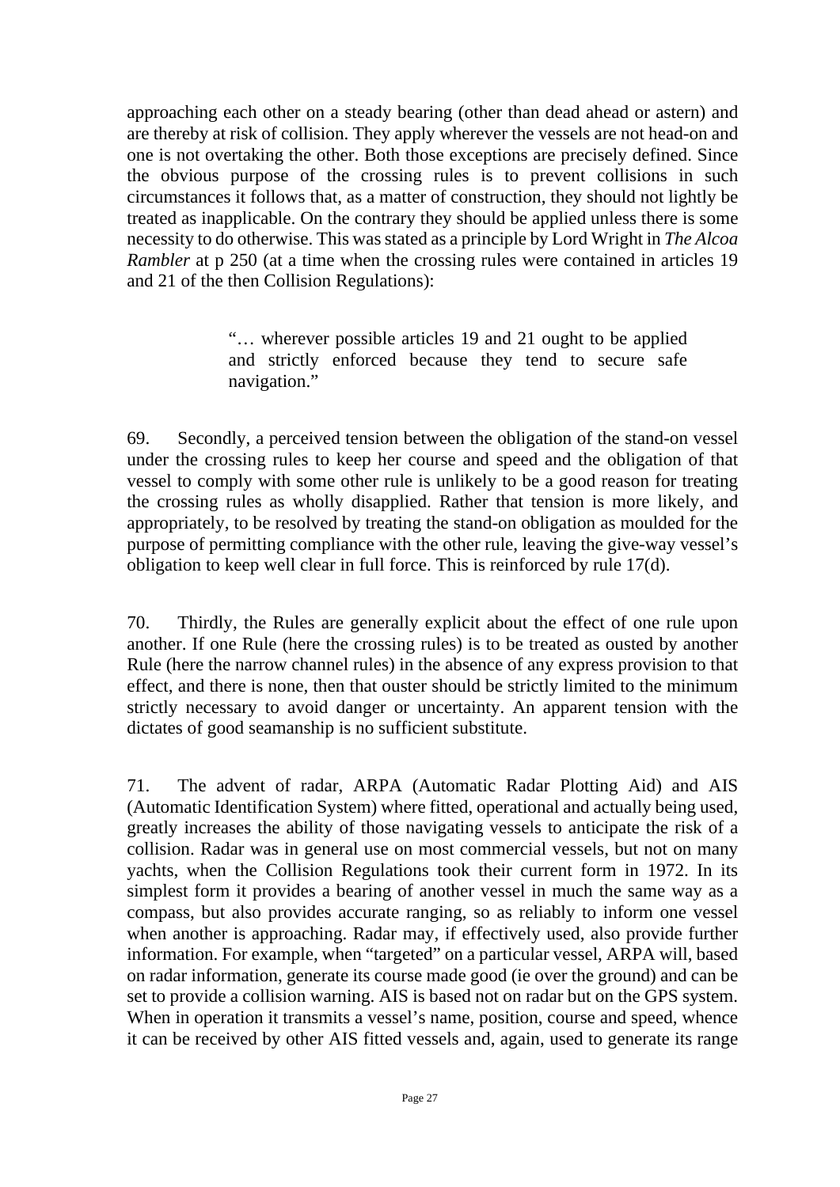approaching each other on a steady bearing (other than dead ahead or astern) and are thereby at risk of collision. They apply wherever the vessels are not head-on and one is not overtaking the other. Both those exceptions are precisely defined. Since the obvious purpose of the crossing rules is to prevent collisions in such circumstances it follows that, as a matter of construction, they should not lightly be treated as inapplicable. On the contrary they should be applied unless there is some necessity to do otherwise. This was stated as a principle by Lord Wright in *The Alcoa Rambler* at p 250 (at a time when the crossing rules were contained in articles 19 and 21 of the then Collision Regulations):

> "… wherever possible articles 19 and 21 ought to be applied and strictly enforced because they tend to secure safe navigation."

69. Secondly, a perceived tension between the obligation of the stand-on vessel under the crossing rules to keep her course and speed and the obligation of that vessel to comply with some other rule is unlikely to be a good reason for treating the crossing rules as wholly disapplied. Rather that tension is more likely, and appropriately, to be resolved by treating the stand-on obligation as moulded for the purpose of permitting compliance with the other rule, leaving the give-way vessel's obligation to keep well clear in full force. This is reinforced by rule 17(d).

70. Thirdly, the Rules are generally explicit about the effect of one rule upon another. If one Rule (here the crossing rules) is to be treated as ousted by another Rule (here the narrow channel rules) in the absence of any express provision to that effect, and there is none, then that ouster should be strictly limited to the minimum strictly necessary to avoid danger or uncertainty. An apparent tension with the dictates of good seamanship is no sufficient substitute.

71. The advent of radar, ARPA (Automatic Radar Plotting Aid) and AIS (Automatic Identification System) where fitted, operational and actually being used, greatly increases the ability of those navigating vessels to anticipate the risk of a collision. Radar was in general use on most commercial vessels, but not on many yachts, when the Collision Regulations took their current form in 1972. In its simplest form it provides a bearing of another vessel in much the same way as a compass, but also provides accurate ranging, so as reliably to inform one vessel when another is approaching. Radar may, if effectively used, also provide further information. For example, when "targeted" on a particular vessel, ARPA will, based on radar information, generate its course made good (ie over the ground) and can be set to provide a collision warning. AIS is based not on radar but on the GPS system. When in operation it transmits a vessel's name, position, course and speed, whence it can be received by other AIS fitted vessels and, again, used to generate its range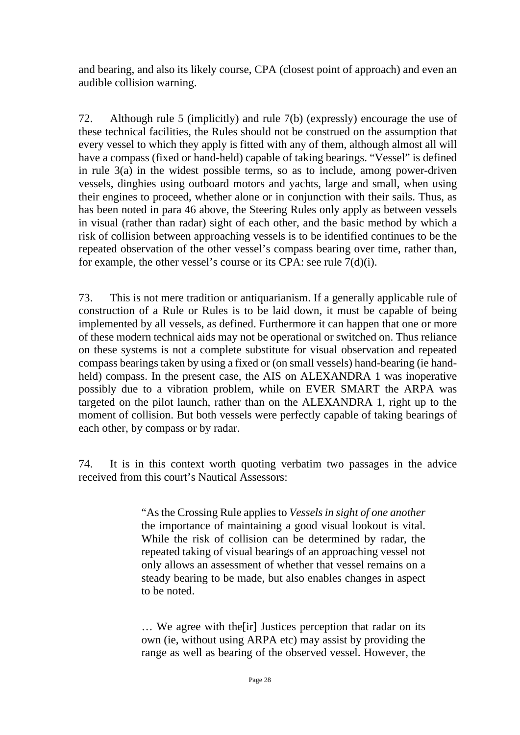and bearing, and also its likely course, CPA (closest point of approach) and even an audible collision warning.

72. Although rule 5 (implicitly) and rule 7(b) (expressly) encourage the use of these technical facilities, the Rules should not be construed on the assumption that every vessel to which they apply is fitted with any of them, although almost all will have a compass (fixed or hand-held) capable of taking bearings. "Vessel" is defined in rule 3(a) in the widest possible terms, so as to include, among power-driven vessels, dinghies using outboard motors and yachts, large and small, when using their engines to proceed, whether alone or in conjunction with their sails. Thus, as has been noted in para 46 above, the Steering Rules only apply as between vessels in visual (rather than radar) sight of each other, and the basic method by which a risk of collision between approaching vessels is to be identified continues to be the repeated observation of the other vessel's compass bearing over time, rather than, for example, the other vessel's course or its CPA: see rule 7(d)(i).

73. This is not mere tradition or antiquarianism. If a generally applicable rule of construction of a Rule or Rules is to be laid down, it must be capable of being implemented by all vessels, as defined. Furthermore it can happen that one or more of these modern technical aids may not be operational or switched on. Thus reliance on these systems is not a complete substitute for visual observation and repeated compass bearings taken by using a fixed or (on small vessels) hand-bearing (ie hand-held) compass. In the present case, the AIS on ALEXANDRA 1 was inoperative possibly due to a vibration problem, while on EVER SMART the ARPA was targeted on the pilot launch, rather than on the ALEXANDRA 1, right up to the moment of collision. But both vessels were perfectly capable of taking bearings of each other, by compass or by radar.

74. It is in this context worth quoting verbatim two passages in the advice received from this court's Nautical Assessors:

> "As the Crossing Rule applies to *Vessels in sight of one another* the importance of maintaining a good visual lookout is vital. While the risk of collision can be determined by radar, the repeated taking of visual bearings of an approaching vessel not only allows an assessment of whether that vessel remains on a steady bearing to be made, but also enables changes in aspect to be noted.
>
> … We agree with the[ir] Justices perception that radar on its own (ie, without using ARPA etc) may assist by providing the range as well as bearing of the observed vessel. However, the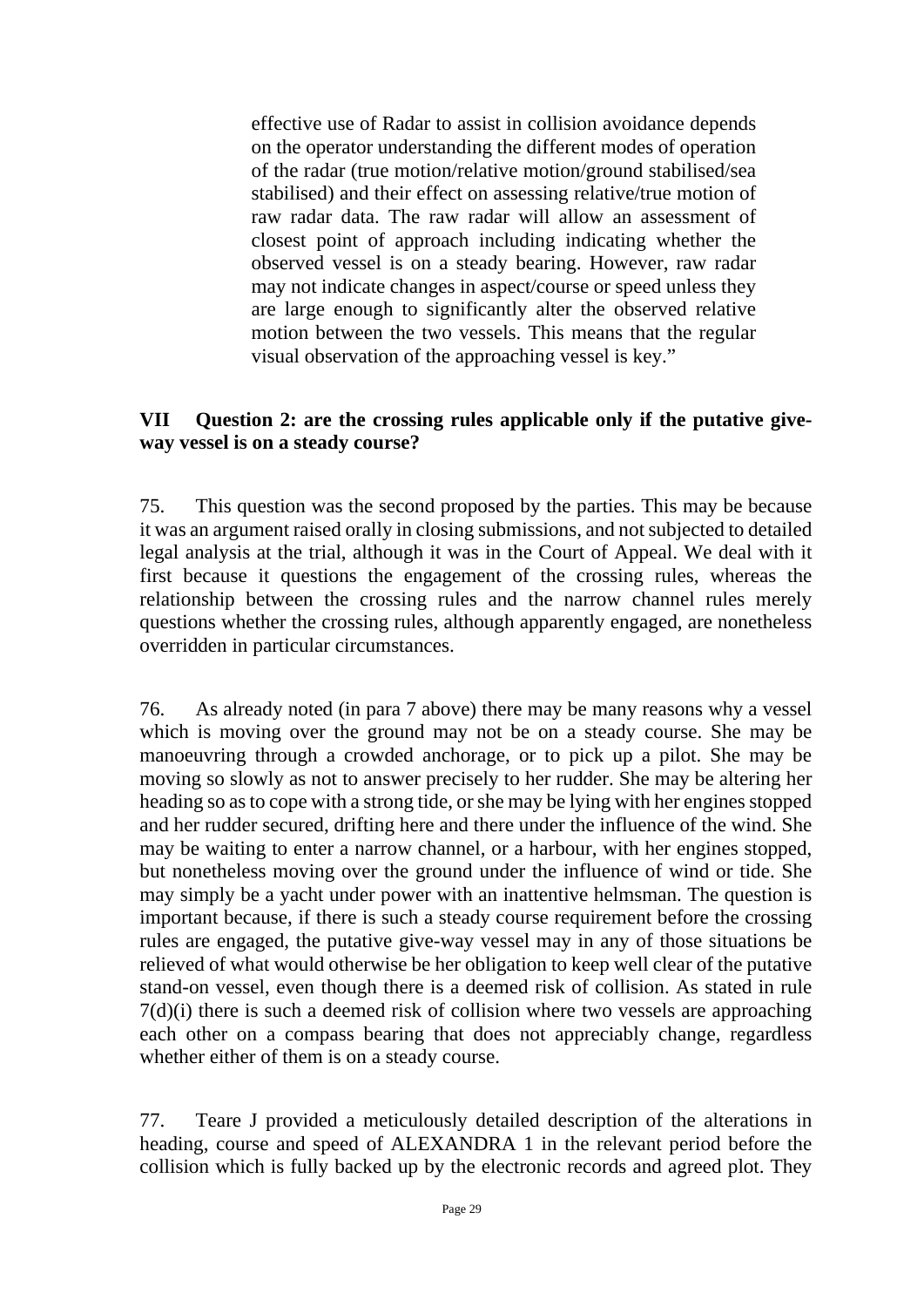> effective use of Radar to assist in collision avoidance depends on the operator understanding the different modes of operation of the radar (true motion/relative motion/ground stabilised/sea stabilised) and their effect on assessing relative/true motion of raw radar data. The raw radar will allow an assessment of closest point of approach including indicating whether the observed vessel is on a steady bearing. However, raw radar may not indicate changes in aspect/course or speed unless they are large enough to significantly alter the observed relative motion between the two vessels. This means that the regular visual observation of the approaching vessel is key."

## VII Question 2: are the crossing rules applicable only if the putative give-way vessel is on a steady course?

75. This question was the second proposed by the parties. This may be because it was an argument raised orally in closing submissions, and not subjected to detailed legal analysis at the trial, although it was in the Court of Appeal. We deal with it first because it questions the engagement of the crossing rules, whereas the relationship between the crossing rules and the narrow channel rules merely questions whether the crossing rules, although apparently engaged, are nonetheless overridden in particular circumstances.

76. As already noted (in para 7 above) there may be many reasons why a vessel which is moving over the ground may not be on a steady course. She may be manoeuvring through a crowded anchorage, or to pick up a pilot. She may be moving so slowly as not to answer precisely to her rudder. She may be altering her heading so as to cope with a strong tide, or she may be lying with her engines stopped and her rudder secured, drifting here and there under the influence of the wind. She may be waiting to enter a narrow channel, or a harbour, with her engines stopped, but nonetheless moving over the ground under the influence of wind or tide. She may simply be a yacht under power with an inattentive helmsman. The question is important because, if there is such a steady course requirement before the crossing rules are engaged, the putative give-way vessel may in any of those situations be relieved of what would otherwise be her obligation to keep well clear of the putative stand-on vessel, even though there is a deemed risk of collision. As stated in rule 7(d)(i) there is such a deemed risk of collision where two vessels are approaching each other on a compass bearing that does not appreciably change, regardless whether either of them is on a steady course.

77. Teare J provided a meticulously detailed description of the alterations in heading, course and speed of ALEXANDRA 1 in the relevant period before the collision which is fully backed up by the electronic records and agreed plot. They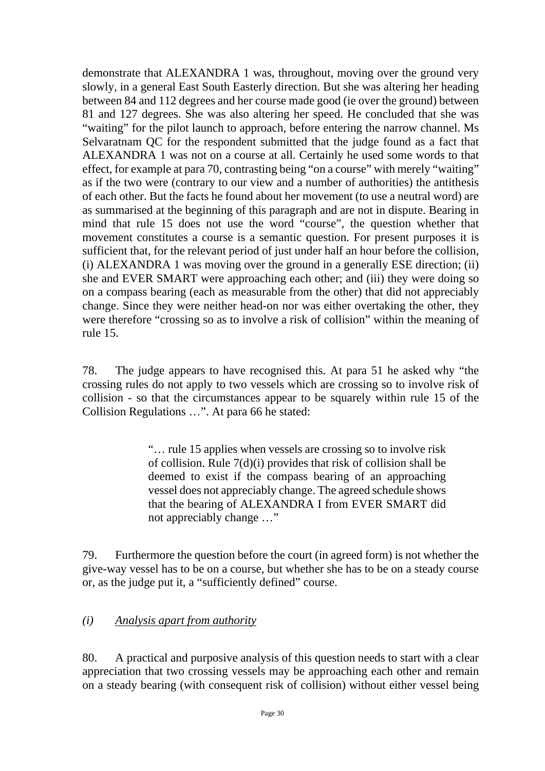demonstrate that ALEXANDRA 1 was, throughout, moving over the ground very slowly, in a general East South Easterly direction. But she was altering her heading between 84 and 112 degrees and her course made good (ie over the ground) between 81 and 127 degrees. She was also altering her speed. He concluded that she was "waiting" for the pilot launch to approach, before entering the narrow channel. Ms Selvaratnam QC for the respondent submitted that the judge found as a fact that ALEXANDRA 1 was not on a course at all. Certainly he used some words to that effect, for example at para 70, contrasting being "on a course" with merely "waiting" as if the two were (contrary to our view and a number of authorities) the antithesis of each other. But the facts he found about her movement (to use a neutral word) are as summarised at the beginning of this paragraph and are not in dispute. Bearing in mind that rule 15 does not use the word "course", the question whether that movement constitutes a course is a semantic question. For present purposes it is sufficient that, for the relevant period of just under half an hour before the collision, (i) ALEXANDRA 1 was moving over the ground in a generally ESE direction; (ii) she and EVER SMART were approaching each other; and (iii) they were doing so on a compass bearing (each as measurable from the other) that did not appreciably change. Since they were neither head-on nor was either overtaking the other, they were therefore "crossing so as to involve a risk of collision" within the meaning of rule 15.

78. The judge appears to have recognised this. At para 51 he asked why "the crossing rules do not apply to two vessels which are crossing so to involve risk of collision - so that the circumstances appear to be squarely within rule 15 of the Collision Regulations …". At para 66 he stated:

> "… rule 15 applies when vessels are crossing so to involve risk of collision. Rule 7(d)(i) provides that risk of collision shall be deemed to exist if the compass bearing of an approaching vessel does not appreciably change. The agreed schedule shows that the bearing of ALEXANDRA I from EVER SMART did not appreciably change …"

79. Furthermore the question before the court (in agreed form) is not whether the give-way vessel has to be on a course, but whether she has to be on a steady course or, as the judge put it, a "sufficiently defined" course.

*(i) <u>Analysis apart from authority</u>*

80. A practical and purposive analysis of this question needs to start with a clear appreciation that two crossing vessels may be approaching each other and remain on a steady bearing (with consequent risk of collision) without either vessel being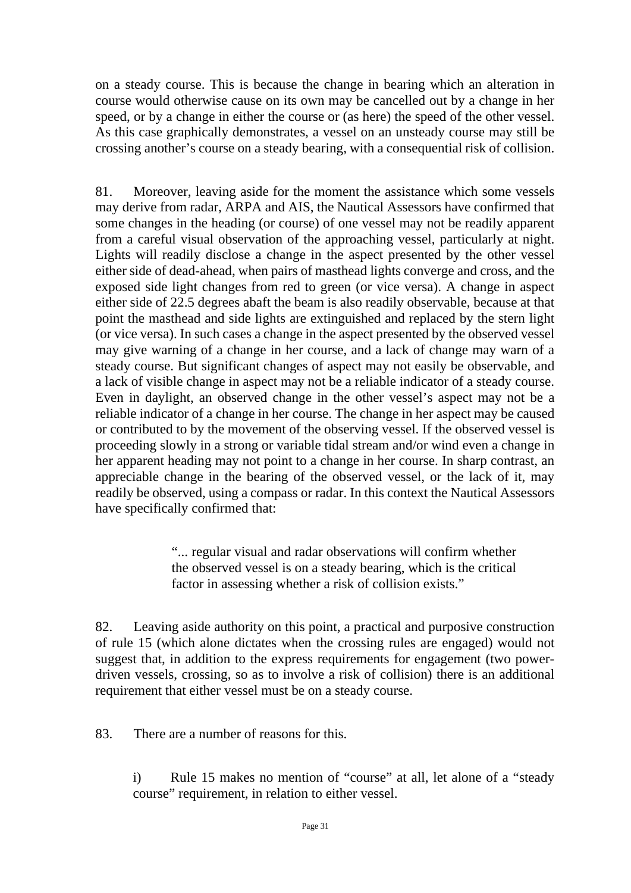on a steady course. This is because the change in bearing which an alteration in course would otherwise cause on its own may be cancelled out by a change in her speed, or by a change in either the course or (as here) the speed of the other vessel. As this case graphically demonstrates, a vessel on an unsteady course may still be crossing another's course on a steady bearing, with a consequential risk of collision.

81. Moreover, leaving aside for the moment the assistance which some vessels may derive from radar, ARPA and AIS, the Nautical Assessors have confirmed that some changes in the heading (or course) of one vessel may not be readily apparent from a careful visual observation of the approaching vessel, particularly at night. Lights will readily disclose a change in the aspect presented by the other vessel either side of dead-ahead, when pairs of masthead lights converge and cross, and the exposed side light changes from red to green (or vice versa). A change in aspect either side of 22.5 degrees abaft the beam is also readily observable, because at that point the masthead and side lights are extinguished and replaced by the stern light (or vice versa). In such cases a change in the aspect presented by the observed vessel may give warning of a change in her course, and a lack of change may warn of a steady course. But significant changes of aspect may not easily be observable, and a lack of visible change in aspect may not be a reliable indicator of a steady course. Even in daylight, an observed change in the other vessel's aspect may not be a reliable indicator of a change in her course. The change in her aspect may be caused or contributed to by the movement of the observing vessel. If the observed vessel is proceeding slowly in a strong or variable tidal stream and/or wind even a change in her apparent heading may not point to a change in her course. In sharp contrast, an appreciable change in the bearing of the observed vessel, or the lack of it, may readily be observed, using a compass or radar. In this context the Nautical Assessors have specifically confirmed that:

> "... regular visual and radar observations will confirm whether the observed vessel is on a steady bearing, which is the critical factor in assessing whether a risk of collision exists."

82. Leaving aside authority on this point, a practical and purposive construction of rule 15 (which alone dictates when the crossing rules are engaged) would not suggest that, in addition to the express requirements for engagement (two power-driven vessels, crossing, so as to involve a risk of collision) there is an additional requirement that either vessel must be on a steady course.

83. There are a number of reasons for this.

i) Rule 15 makes no mention of "course" at all, let alone of a "steady course" requirement, in relation to either vessel.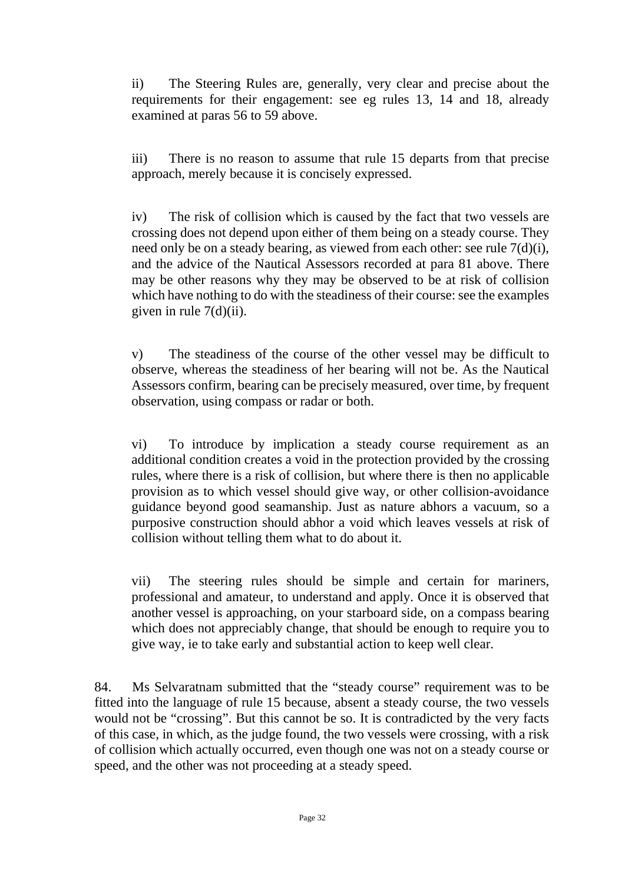ii) The Steering Rules are, generally, very clear and precise about the requirements for their engagement: see eg rules 13, 14 and 18, already examined at paras 56 to 59 above.

iii) There is no reason to assume that rule 15 departs from that precise approach, merely because it is concisely expressed.

iv) The risk of collision which is caused by the fact that two vessels are crossing does not depend upon either of them being on a steady course. They need only be on a steady bearing, as viewed from each other: see rule 7(d)(i), and the advice of the Nautical Assessors recorded at para 81 above. There may be other reasons why they may be observed to be at risk of collision which have nothing to do with the steadiness of their course: see the examples given in rule 7(d)(ii).

v) The steadiness of the course of the other vessel may be difficult to observe, whereas the steadiness of her bearing will not be. As the Nautical Assessors confirm, bearing can be precisely measured, over time, by frequent observation, using compass or radar or both.

vi) To introduce by implication a steady course requirement as an additional condition creates a void in the protection provided by the crossing rules, where there is a risk of collision, but where there is then no applicable provision as to which vessel should give way, or other collision-avoidance guidance beyond good seamanship. Just as nature abhors a vacuum, so a purposive construction should abhor a void which leaves vessels at risk of collision without telling them what to do about it.

vii) The steering rules should be simple and certain for mariners, professional and amateur, to understand and apply. Once it is observed that another vessel is approaching, on your starboard side, on a compass bearing which does not appreciably change, that should be enough to require you to give way, ie to take early and substantial action to keep well clear.

84. Ms Selvaratnam submitted that the "steady course" requirement was to be fitted into the language of rule 15 because, absent a steady course, the two vessels would not be "crossing". But this cannot be so. It is contradicted by the very facts of this case, in which, as the judge found, the two vessels were crossing, with a risk of collision which actually occurred, even though one was not on a steady course or speed, and the other was not proceeding at a steady speed.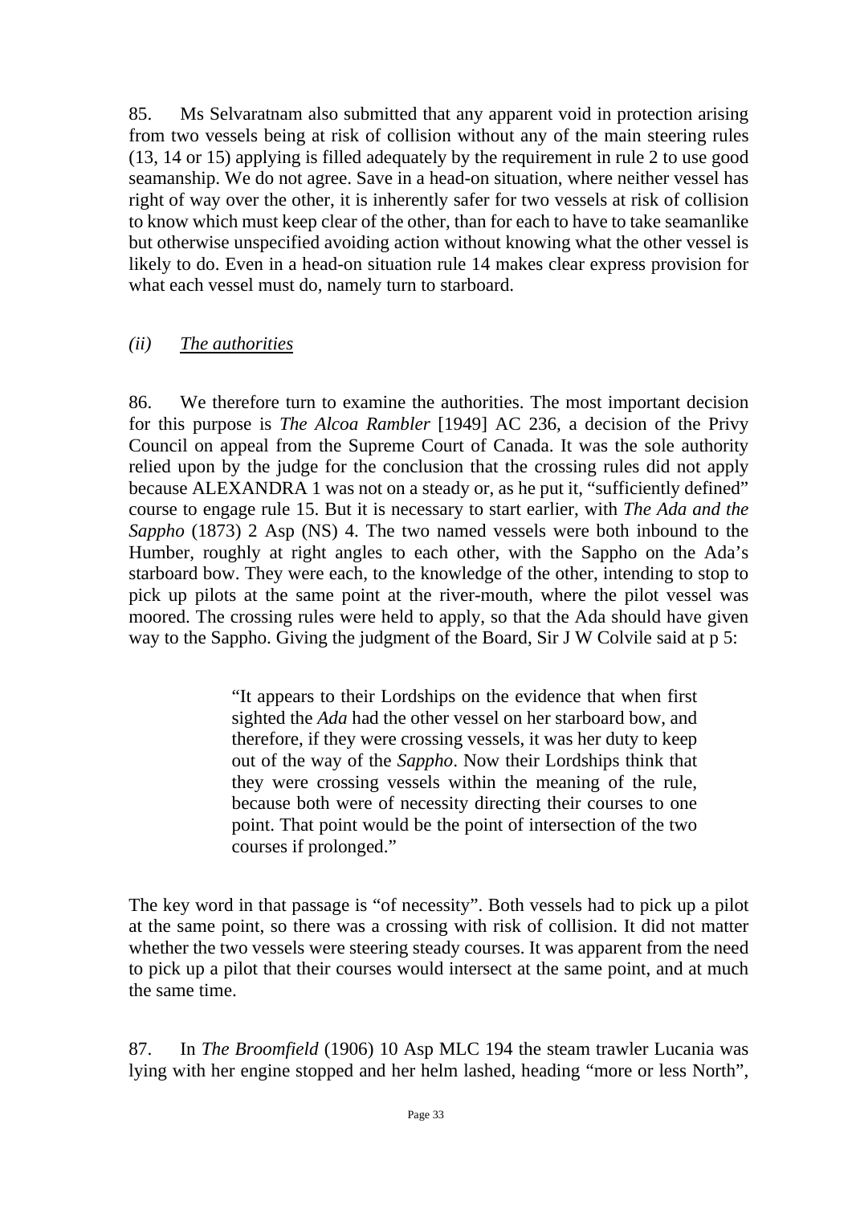85. Ms Selvaratnam also submitted that any apparent void in protection arising from two vessels being at risk of collision without any of the main steering rules (13, 14 or 15) applying is filled adequately by the requirement in rule 2 to use good seamanship. We do not agree. Save in a head-on situation, where neither vessel has right of way over the other, it is inherently safer for two vessels at risk of collision to know which must keep clear of the other, than for each to have to take seamanlike but otherwise unspecified avoiding action without knowing what the other vessel is likely to do. Even in a head-on situation rule 14 makes clear express provision for what each vessel must do, namely turn to starboard.

### *(ii) The authorities*

86. We therefore turn to examine the authorities. The most important decision for this purpose is *The Alcoa Rambler* [1949] AC 236, a decision of the Privy Council on appeal from the Supreme Court of Canada. It was the sole authority relied upon by the judge for the conclusion that the crossing rules did not apply because ALEXANDRA 1 was not on a steady or, as he put it, "sufficiently defined" course to engage rule 15. But it is necessary to start earlier, with *The Ada and the Sappho* (1873) 2 Asp (NS) 4. The two named vessels were both inbound to the Humber, roughly at right angles to each other, with the Sappho on the Ada's starboard bow. They were each, to the knowledge of the other, intending to stop to pick up pilots at the same point at the river-mouth, where the pilot vessel was moored. The crossing rules were held to apply, so that the Ada should have given way to the Sappho. Giving the judgment of the Board, Sir J W Colvile said at p 5:

> "It appears to their Lordships on the evidence that when first sighted the *Ada* had the other vessel on her starboard bow, and therefore, if they were crossing vessels, it was her duty to keep out of the way of the *Sappho*. Now their Lordships think that they were crossing vessels within the meaning of the rule, because both were of necessity directing their courses to one point. That point would be the point of intersection of the two courses if prolonged."

The key word in that passage is "of necessity". Both vessels had to pick up a pilot at the same point, so there was a crossing with risk of collision. It did not matter whether the two vessels were steering steady courses. It was apparent from the need to pick up a pilot that their courses would intersect at the same point, and at much the same time.

87. In *The Broomfield* (1906) 10 Asp MLC 194 the steam trawler Lucania was lying with her engine stopped and her helm lashed, heading "more or less North",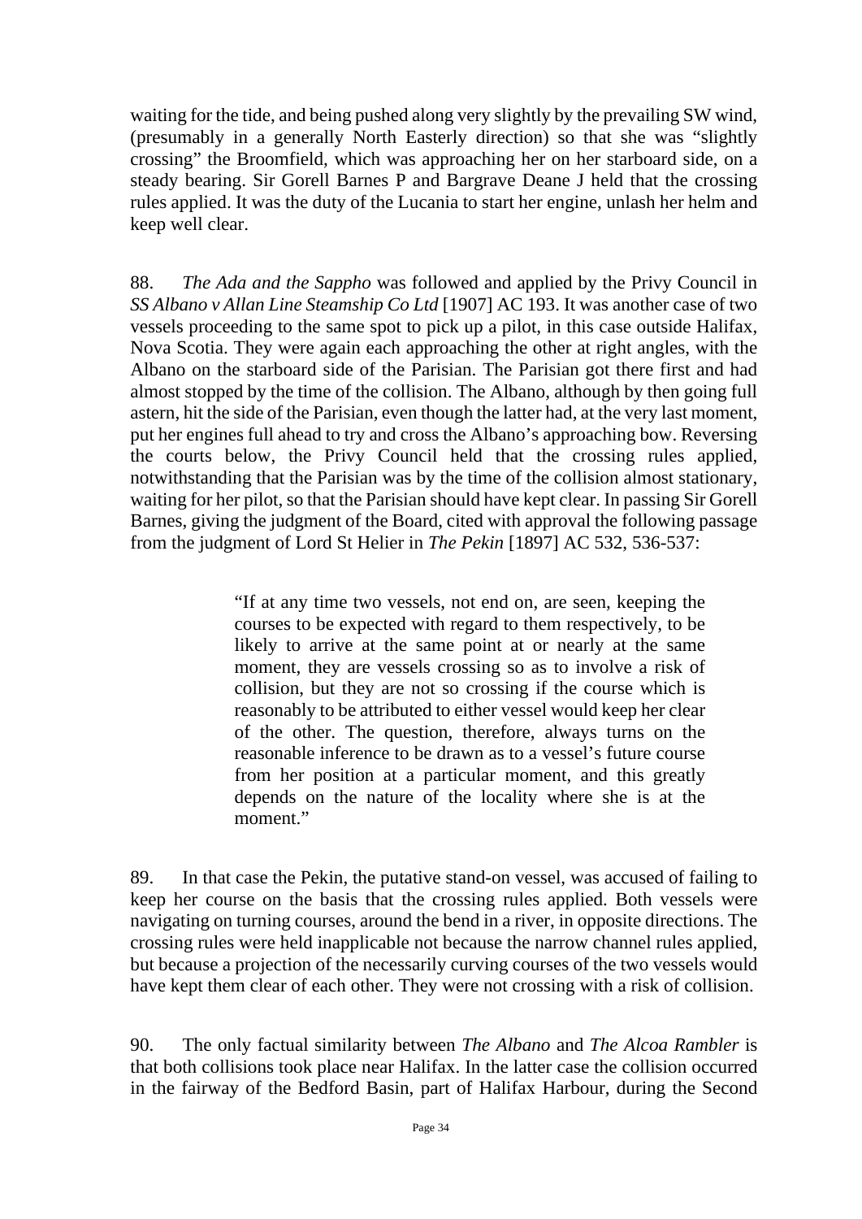waiting for the tide, and being pushed along very slightly by the prevailing SW wind, (presumably in a generally North Easterly direction) so that she was "slightly crossing" the Broomfield, which was approaching her on her starboard side, on a steady bearing. Sir Gorell Barnes P and Bargrave Deane J held that the crossing rules applied. It was the duty of the Lucania to start her engine, unlash her helm and keep well clear.

88. *The Ada and the Sappho* was followed and applied by the Privy Council in *SS Albano v Allan Line Steamship Co Ltd* [1907] AC 193. It was another case of two vessels proceeding to the same spot to pick up a pilot, in this case outside Halifax, Nova Scotia. They were again each approaching the other at right angles, with the Albano on the starboard side of the Parisian. The Parisian got there first and had almost stopped by the time of the collision. The Albano, although by then going full astern, hit the side of the Parisian, even though the latter had, at the very last moment, put her engines full ahead to try and cross the Albano's approaching bow. Reversing the courts below, the Privy Council held that the crossing rules applied, notwithstanding that the Parisian was by the time of the collision almost stationary, waiting for her pilot, so that the Parisian should have kept clear. In passing Sir Gorell Barnes, giving the judgment of the Board, cited with approval the following passage from the judgment of Lord St Helier in *The Pekin* [1897] AC 532, 536-537:

> "If at any time two vessels, not end on, are seen, keeping the courses to be expected with regard to them respectively, to be likely to arrive at the same point at or nearly at the same moment, they are vessels crossing so as to involve a risk of collision, but they are not so crossing if the course which is reasonably to be attributed to either vessel would keep her clear of the other. The question, therefore, always turns on the reasonable inference to be drawn as to a vessel's future course from her position at a particular moment, and this greatly depends on the nature of the locality where she is at the moment."

89. In that case the Pekin, the putative stand-on vessel, was accused of failing to keep her course on the basis that the crossing rules applied. Both vessels were navigating on turning courses, around the bend in a river, in opposite directions. The crossing rules were held inapplicable not because the narrow channel rules applied, but because a projection of the necessarily curving courses of the two vessels would have kept them clear of each other. They were not crossing with a risk of collision.

90. The only factual similarity between *The Albano* and *The Alcoa Rambler* is that both collisions took place near Halifax. In the latter case the collision occurred in the fairway of the Bedford Basin, part of Halifax Harbour, during the Second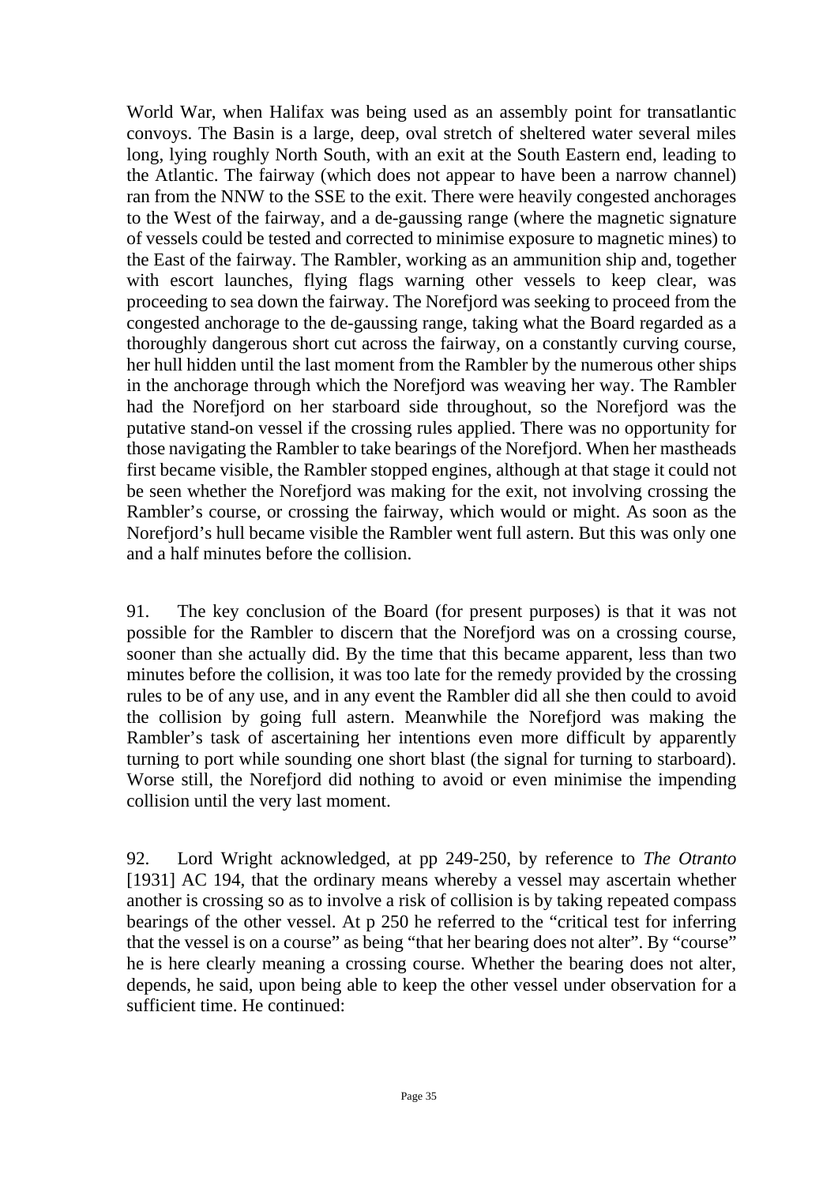World War, when Halifax was being used as an assembly point for transatlantic convoys. The Basin is a large, deep, oval stretch of sheltered water several miles long, lying roughly North South, with an exit at the South Eastern end, leading to the Atlantic. The fairway (which does not appear to have been a narrow channel) ran from the NNW to the SSE to the exit. There were heavily congested anchorages to the West of the fairway, and a de-gaussing range (where the magnetic signature of vessels could be tested and corrected to minimise exposure to magnetic mines) to the East of the fairway. The Rambler, working as an ammunition ship and, together with escort launches, flying flags warning other vessels to keep clear, was proceeding to sea down the fairway. The Norefjord was seeking to proceed from the congested anchorage to the de-gaussing range, taking what the Board regarded as a thoroughly dangerous short cut across the fairway, on a constantly curving course, her hull hidden until the last moment from the Rambler by the numerous other ships in the anchorage through which the Norefjord was weaving her way. The Rambler had the Norefjord on her starboard side throughout, so the Norefjord was the putative stand-on vessel if the crossing rules applied. There was no opportunity for those navigating the Rambler to take bearings of the Norefjord. When her mastheads first became visible, the Rambler stopped engines, although at that stage it could not be seen whether the Norefjord was making for the exit, not involving crossing the Rambler's course, or crossing the fairway, which would or might. As soon as the Norefjord's hull became visible the Rambler went full astern. But this was only one and a half minutes before the collision.

91. The key conclusion of the Board (for present purposes) is that it was not possible for the Rambler to discern that the Norefjord was on a crossing course, sooner than she actually did. By the time that this became apparent, less than two minutes before the collision, it was too late for the remedy provided by the crossing rules to be of any use, and in any event the Rambler did all she then could to avoid the collision by going full astern. Meanwhile the Norefjord was making the Rambler's task of ascertaining her intentions even more difficult by apparently turning to port while sounding one short blast (the signal for turning to starboard). Worse still, the Norefjord did nothing to avoid or even minimise the impending collision until the very last moment.

92. Lord Wright acknowledged, at pp 249-250, by reference to *The Otranto* [1931] AC 194, that the ordinary means whereby a vessel may ascertain whether another is crossing so as to involve a risk of collision is by taking repeated compass bearings of the other vessel. At p 250 he referred to the "critical test for inferring that the vessel is on a course" as being "that her bearing does not alter". By "course" he is here clearly meaning a crossing course. Whether the bearing does not alter, depends, he said, upon being able to keep the other vessel under observation for a sufficient time. He continued: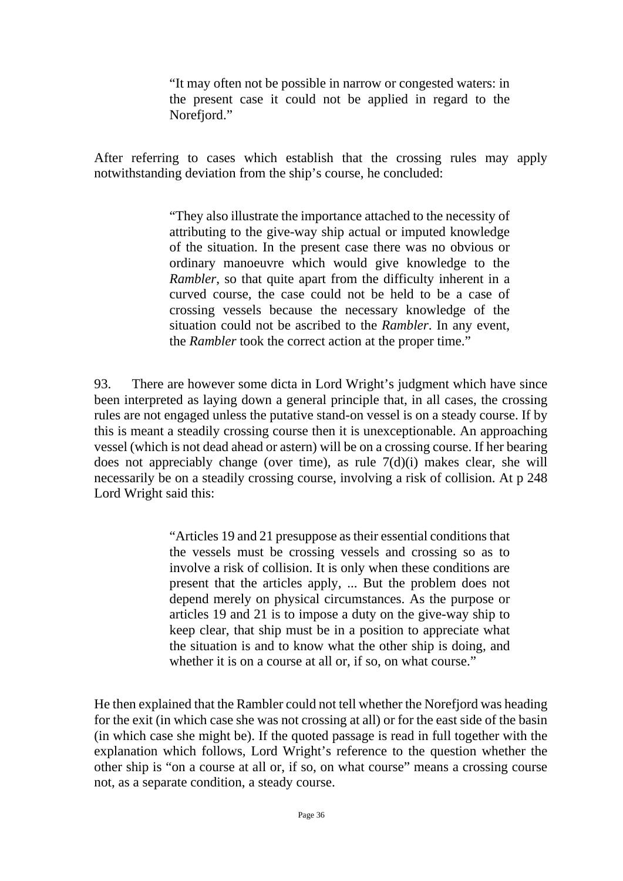> "It may often not be possible in narrow or congested waters: in the present case it could not be applied in regard to the Norefjord."

After referring to cases which establish that the crossing rules may apply notwithstanding deviation from the ship's course, he concluded:

> "They also illustrate the importance attached to the necessity of attributing to the give-way ship actual or imputed knowledge of the situation. In the present case there was no obvious or ordinary manoeuvre which would give knowledge to the *Rambler*, so that quite apart from the difficulty inherent in a curved course, the case could not be held to be a case of crossing vessels because the necessary knowledge of the situation could not be ascribed to the *Rambler*. In any event, the *Rambler* took the correct action at the proper time."

93. There are however some dicta in Lord Wright's judgment which have since been interpreted as laying down a general principle that, in all cases, the crossing rules are not engaged unless the putative stand-on vessel is on a steady course. If by this is meant a steadily crossing course then it is unexceptionable. An approaching vessel (which is not dead ahead or astern) will be on a crossing course. If her bearing does not appreciably change (over time), as rule 7(d)(i) makes clear, she will necessarily be on a steadily crossing course, involving a risk of collision. At p 248 Lord Wright said this:

> "Articles 19 and 21 presuppose as their essential conditions that the vessels must be crossing vessels and crossing so as to involve a risk of collision. It is only when these conditions are present that the articles apply, ... But the problem does not depend merely on physical circumstances. As the purpose or articles 19 and 21 is to impose a duty on the give-way ship to keep clear, that ship must be in a position to appreciate what the situation is and to know what the other ship is doing, and whether it is on a course at all or, if so, on what course."

He then explained that the Rambler could not tell whether the Norefjord was heading for the exit (in which case she was not crossing at all) or for the east side of the basin (in which case she might be). If the quoted passage is read in full together with the explanation which follows, Lord Wright's reference to the question whether the other ship is "on a course at all or, if so, on what course" means a crossing course not, as a separate condition, a steady course.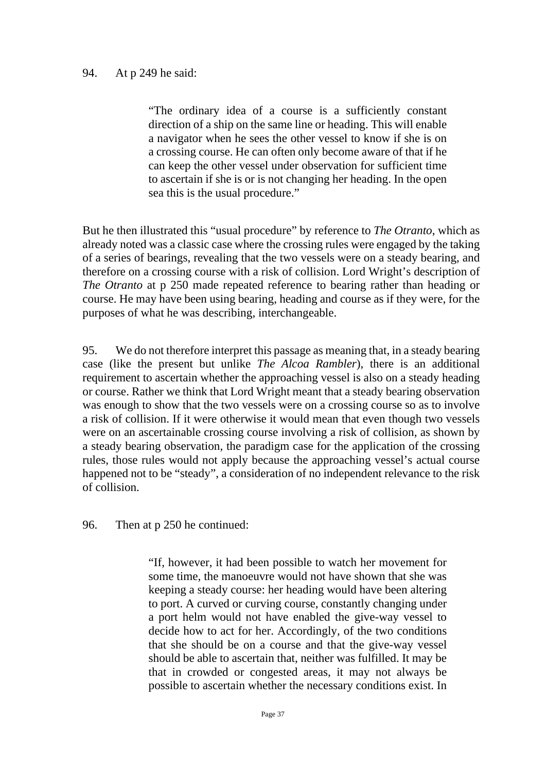94. At p 249 he said:

> "The ordinary idea of a course is a sufficiently constant direction of a ship on the same line or heading. This will enable a navigator when he sees the other vessel to know if she is on a crossing course. He can often only become aware of that if he can keep the other vessel under observation for sufficient time to ascertain if she is or is not changing her heading. In the open sea this is the usual procedure."

But he then illustrated this "usual procedure" by reference to *The Otranto*, which as already noted was a classic case where the crossing rules were engaged by the taking of a series of bearings, revealing that the two vessels were on a steady bearing, and therefore on a crossing course with a risk of collision. Lord Wright's description of *The Otranto* at p 250 made repeated reference to bearing rather than heading or course. He may have been using bearing, heading and course as if they were, for the purposes of what he was describing, interchangeable.

95. We do not therefore interpret this passage as meaning that, in a steady bearing case (like the present but unlike *The Alcoa Rambler*), there is an additional requirement to ascertain whether the approaching vessel is also on a steady heading or course. Rather we think that Lord Wright meant that a steady bearing observation was enough to show that the two vessels were on a crossing course so as to involve a risk of collision. If it were otherwise it would mean that even though two vessels were on an ascertainable crossing course involving a risk of collision, as shown by a steady bearing observation, the paradigm case for the application of the crossing rules, those rules would not apply because the approaching vessel's actual course happened not to be "steady", a consideration of no independent relevance to the risk of collision.

96. Then at p 250 he continued:

> "If, however, it had been possible to watch her movement for some time, the manoeuvre would not have shown that she was keeping a steady course: her heading would have been altering to port. A curved or curving course, constantly changing under a port helm would not have enabled the give-way vessel to decide how to act for her. Accordingly, of the two conditions that she should be on a course and that the give-way vessel should be able to ascertain that, neither was fulfilled. It may be that in crowded or congested areas, it may not always be possible to ascertain whether the necessary conditions exist. In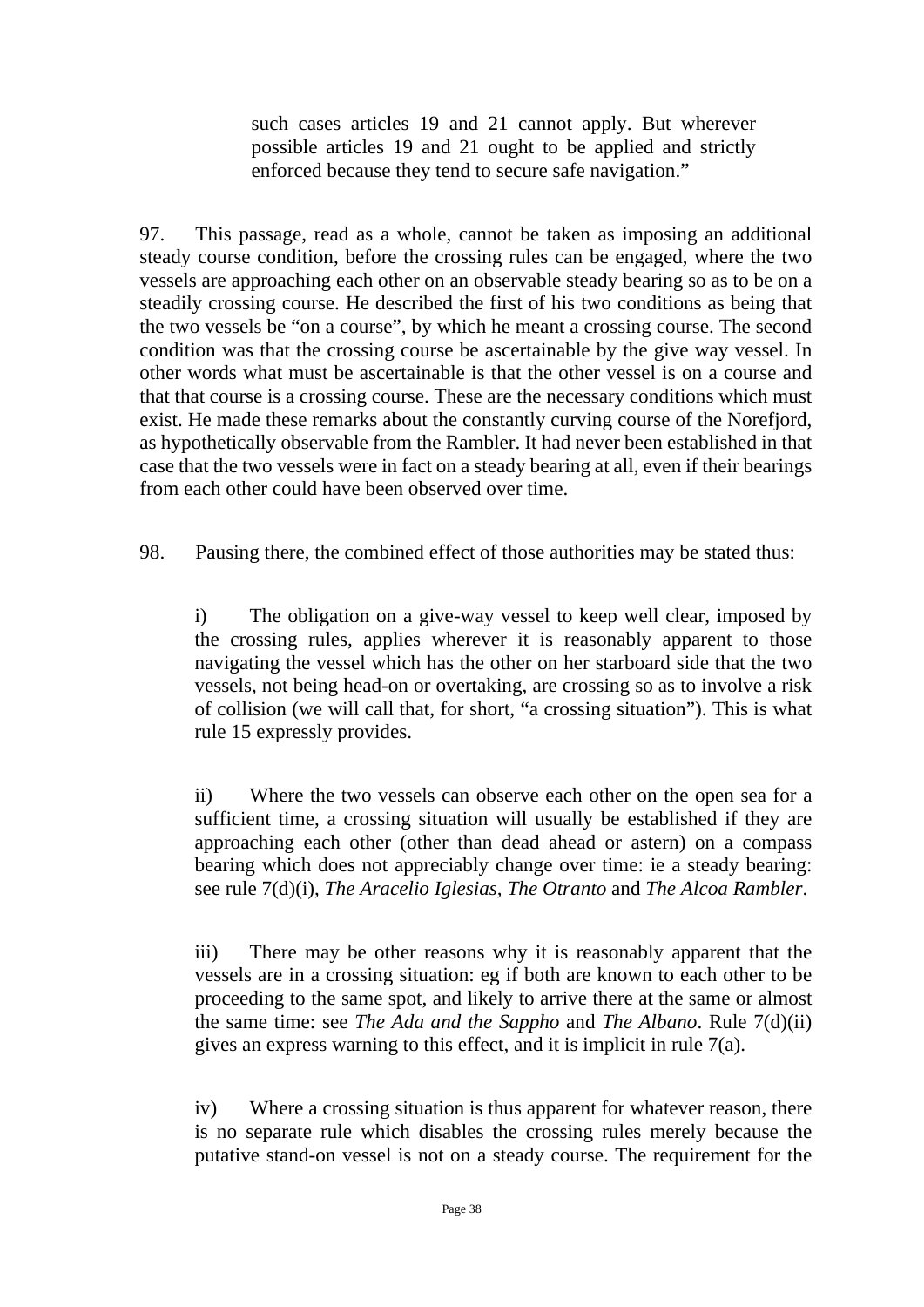> such cases articles 19 and 21 cannot apply. But wherever possible articles 19 and 21 ought to be applied and strictly enforced because they tend to secure safe navigation."

97. This passage, read as a whole, cannot be taken as imposing an additional steady course condition, before the crossing rules can be engaged, where the two vessels are approaching each other on an observable steady bearing so as to be on a steadily crossing course. He described the first of his two conditions as being that the two vessels be "on a course", by which he meant a crossing course. The second condition was that the crossing course be ascertainable by the give way vessel. In other words what must be ascertainable is that the other vessel is on a course and that that course is a crossing course. These are the necessary conditions which must exist. He made these remarks about the constantly curving course of the Norefjord, as hypothetically observable from the Rambler. It had never been established in that case that the two vessels were in fact on a steady bearing at all, even if their bearings from each other could have been observed over time.

98. Pausing there, the combined effect of those authorities may be stated thus:

i) The obligation on a give-way vessel to keep well clear, imposed by the crossing rules, applies wherever it is reasonably apparent to those navigating the vessel which has the other on her starboard side that the two vessels, not being head-on or overtaking, are crossing so as to involve a risk of collision (we will call that, for short, "a crossing situation"). This is what rule 15 expressly provides.

ii) Where the two vessels can observe each other on the open sea for a sufficient time, a crossing situation will usually be established if they are approaching each other (other than dead ahead or astern) on a compass bearing which does not appreciably change over time: ie a steady bearing: see rule 7(d)(i), *The Aracelio Iglesias, The Otranto* and *The Alcoa Rambler*.

iii) There may be other reasons why it is reasonably apparent that the vessels are in a crossing situation: eg if both are known to each other to be proceeding to the same spot, and likely to arrive there at the same or almost the same time: see *The Ada and the Sappho* and *The Albano*. Rule 7(d)(ii) gives an express warning to this effect, and it is implicit in rule 7(a).

iv) Where a crossing situation is thus apparent for whatever reason, there is no separate rule which disables the crossing rules merely because the putative stand-on vessel is not on a steady course. The requirement for the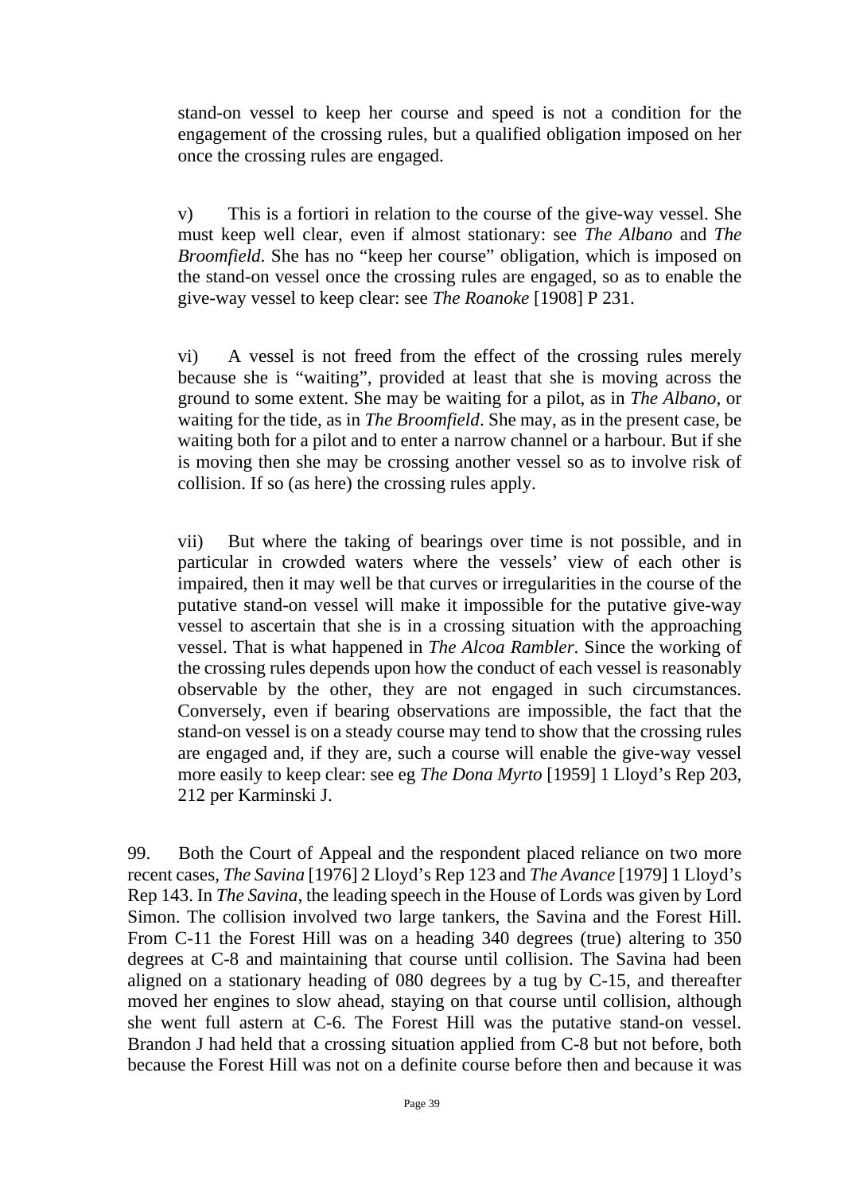stand-on vessel to keep her course and speed is not a condition for the engagement of the crossing rules, but a qualified obligation imposed on her once the crossing rules are engaged.

v) This is a fortiori in relation to the course of the give-way vessel. She must keep well clear, even if almost stationary: see *The Albano* and *The Broomfield*. She has no "keep her course" obligation, which is imposed on the stand-on vessel once the crossing rules are engaged, so as to enable the give-way vessel to keep clear: see *The Roanoke* [1908] P 231.

vi) A vessel is not freed from the effect of the crossing rules merely because she is "waiting", provided at least that she is moving across the ground to some extent. She may be waiting for a pilot, as in *The Albano*, or waiting for the tide, as in *The Broomfield*. She may, as in the present case, be waiting both for a pilot and to enter a narrow channel or a harbour. But if she is moving then she may be crossing another vessel so as to involve risk of collision. If so (as here) the crossing rules apply.

vii) But where the taking of bearings over time is not possible, and in particular in crowded waters where the vessels' view of each other is impaired, then it may well be that curves or irregularities in the course of the putative stand-on vessel will make it impossible for the putative give-way vessel to ascertain that she is in a crossing situation with the approaching vessel. That is what happened in *The Alcoa Rambler*. Since the working of the crossing rules depends upon how the conduct of each vessel is reasonably observable by the other, they are not engaged in such circumstances. Conversely, even if bearing observations are impossible, the fact that the stand-on vessel is on a steady course may tend to show that the crossing rules are engaged and, if they are, such a course will enable the give-way vessel more easily to keep clear: see eg *The Dona Myrto* [1959] 1 Lloyd's Rep 203, 212 per Karminski J.

99. Both the Court of Appeal and the respondent placed reliance on two more recent cases, *The Savina* [1976] 2 Lloyd's Rep 123 and *The Avance* [1979] 1 Lloyd's Rep 143. In *The Savina*, the leading speech in the House of Lords was given by Lord Simon. The collision involved two large tankers, the Savina and the Forest Hill. From C-11 the Forest Hill was on a heading 340 degrees (true) altering to 350 degrees at C-8 and maintaining that course until collision. The Savina had been aligned on a stationary heading of 080 degrees by a tug by C-15, and thereafter moved her engines to slow ahead, staying on that course until collision, although she went full astern at C-6. The Forest Hill was the putative stand-on vessel. Brandon J had held that a crossing situation applied from C-8 but not before, both because the Forest Hill was not on a definite course before then and because it was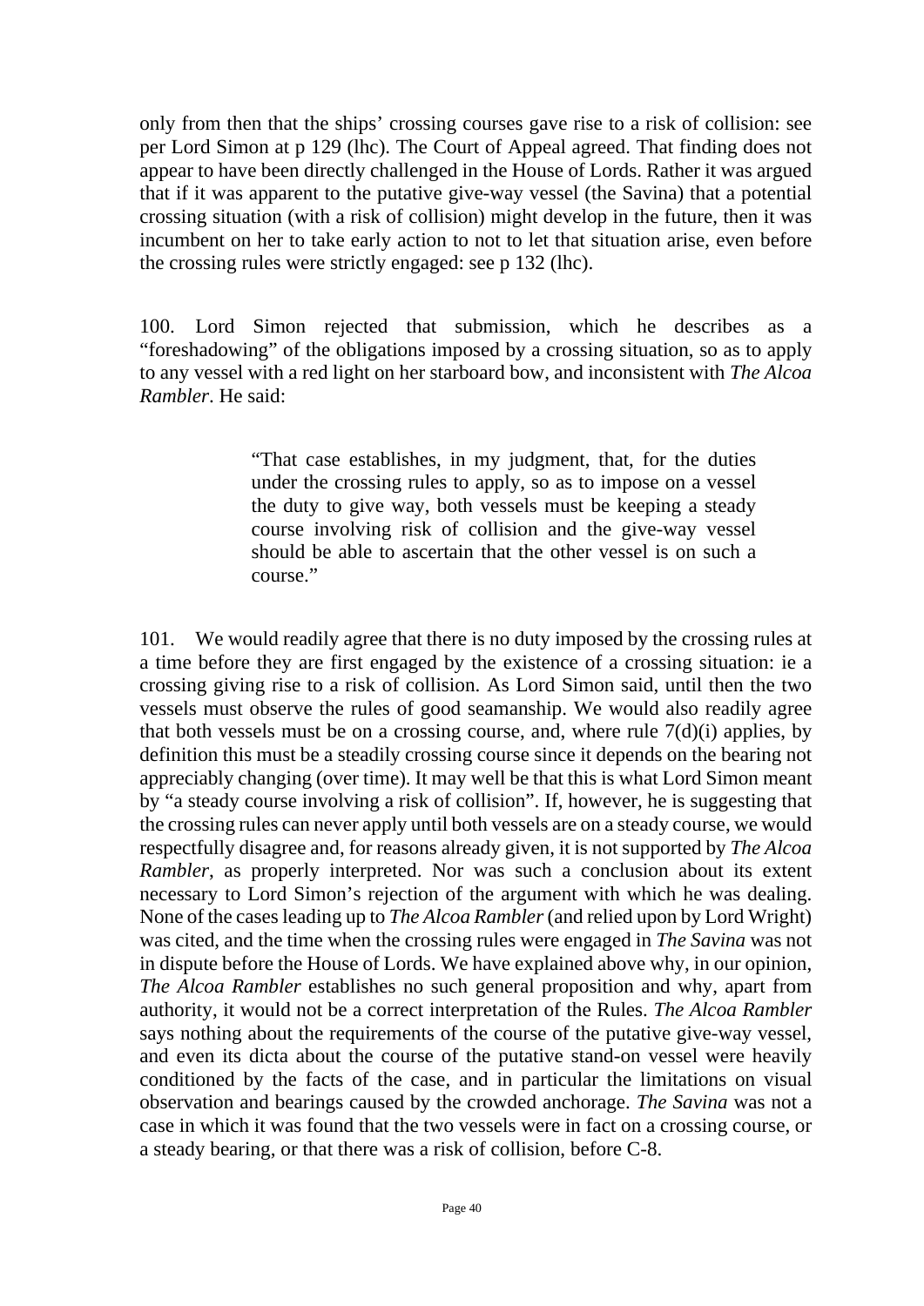only from then that the ships' crossing courses gave rise to a risk of collision: see per Lord Simon at p 129 (lhc). The Court of Appeal agreed. That finding does not appear to have been directly challenged in the House of Lords. Rather it was argued that if it was apparent to the putative give-way vessel (the Savina) that a potential crossing situation (with a risk of collision) might develop in the future, then it was incumbent on her to take early action to not to let that situation arise, even before the crossing rules were strictly engaged: see p 132 (lhc).

100. Lord Simon rejected that submission, which he describes as a "foreshadowing" of the obligations imposed by a crossing situation, so as to apply to any vessel with a red light on her starboard bow, and inconsistent with *The Alcoa Rambler*. He said:

> "That case establishes, in my judgment, that, for the duties under the crossing rules to apply, so as to impose on a vessel the duty to give way, both vessels must be keeping a steady course involving risk of collision and the give-way vessel should be able to ascertain that the other vessel is on such a course."

101. We would readily agree that there is no duty imposed by the crossing rules at a time before they are first engaged by the existence of a crossing situation: ie a crossing giving rise to a risk of collision. As Lord Simon said, until then the two vessels must observe the rules of good seamanship. We would also readily agree that both vessels must be on a crossing course, and, where rule 7(d)(i) applies, by definition this must be a steadily crossing course since it depends on the bearing not appreciably changing (over time). It may well be that this is what Lord Simon meant by "a steady course involving a risk of collision". If, however, he is suggesting that the crossing rules can never apply until both vessels are on a steady course, we would respectfully disagree and, for reasons already given, it is not supported by *The Alcoa Rambler*, as properly interpreted. Nor was such a conclusion about its extent necessary to Lord Simon's rejection of the argument with which he was dealing. None of the cases leading up to *The Alcoa Rambler* (and relied upon by Lord Wright) was cited, and the time when the crossing rules were engaged in *The Savina* was not in dispute before the House of Lords. We have explained above why, in our opinion, *The Alcoa Rambler* establishes no such general proposition and why, apart from authority, it would not be a correct interpretation of the Rules. *The Alcoa Rambler* says nothing about the requirements of the course of the putative give-way vessel, and even its dicta about the course of the putative stand-on vessel were heavily conditioned by the facts of the case, and in particular the limitations on visual observation and bearings caused by the crowded anchorage. *The Savina* was not a case in which it was found that the two vessels were in fact on a crossing course, or a steady bearing, or that there was a risk of collision, before C-8.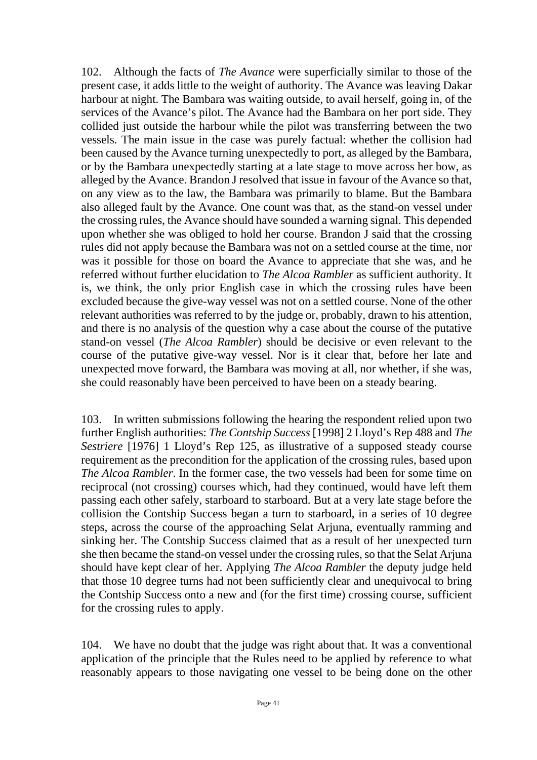102. Although the facts of *The Avance* were superficially similar to those of the present case, it adds little to the weight of authority. The Avance was leaving Dakar harbour at night. The Bambara was waiting outside, to avail herself, going in, of the services of the Avance's pilot. The Avance had the Bambara on her port side. They collided just outside the harbour while the pilot was transferring between the two vessels. The main issue in the case was purely factual: whether the collision had been caused by the Avance turning unexpectedly to port, as alleged by the Bambara, or by the Bambara unexpectedly starting at a late stage to move across her bow, as alleged by the Avance. Brandon J resolved that issue in favour of the Avance so that, on any view as to the law, the Bambara was primarily to blame. But the Bambara also alleged fault by the Avance. One count was that, as the stand-on vessel under the crossing rules, the Avance should have sounded a warning signal. This depended upon whether she was obliged to hold her course. Brandon J said that the crossing rules did not apply because the Bambara was not on a settled course at the time, nor was it possible for those on board the Avance to appreciate that she was, and he referred without further elucidation to *The Alcoa Rambler* as sufficient authority. It is, we think, the only prior English case in which the crossing rules have been excluded because the give-way vessel was not on a settled course. None of the other relevant authorities was referred to by the judge or, probably, drawn to his attention, and there is no analysis of the question why a case about the course of the putative stand-on vessel (*The Alcoa Rambler*) should be decisive or even relevant to the course of the putative give-way vessel. Nor is it clear that, before her late and unexpected move forward, the Bambara was moving at all, nor whether, if she was, she could reasonably have been perceived to have been on a steady bearing.

103. In written submissions following the hearing the respondent relied upon two further English authorities: *The Contship Success* [1998] 2 Lloyd's Rep 488 and *The Sestriere* [1976] 1 Lloyd's Rep 125, as illustrative of a supposed steady course requirement as the precondition for the application of the crossing rules, based upon *The Alcoa Rambler*. In the former case, the two vessels had been for some time on reciprocal (not crossing) courses which, had they continued, would have left them passing each other safely, starboard to starboard. But at a very late stage before the collision the Contship Success began a turn to starboard, in a series of 10 degree steps, across the course of the approaching Selat Arjuna, eventually ramming and sinking her. The Contship Success claimed that as a result of her unexpected turn she then became the stand-on vessel under the crossing rules, so that the Selat Arjuna should have kept clear of her. Applying *The Alcoa Rambler* the deputy judge held that those 10 degree turns had not been sufficiently clear and unequivocal to bring the Contship Success onto a new and (for the first time) crossing course, sufficient for the crossing rules to apply.

104. We have no doubt that the judge was right about that. It was a conventional application of the principle that the Rules need to be applied by reference to what reasonably appears to those navigating one vessel to be being done on the other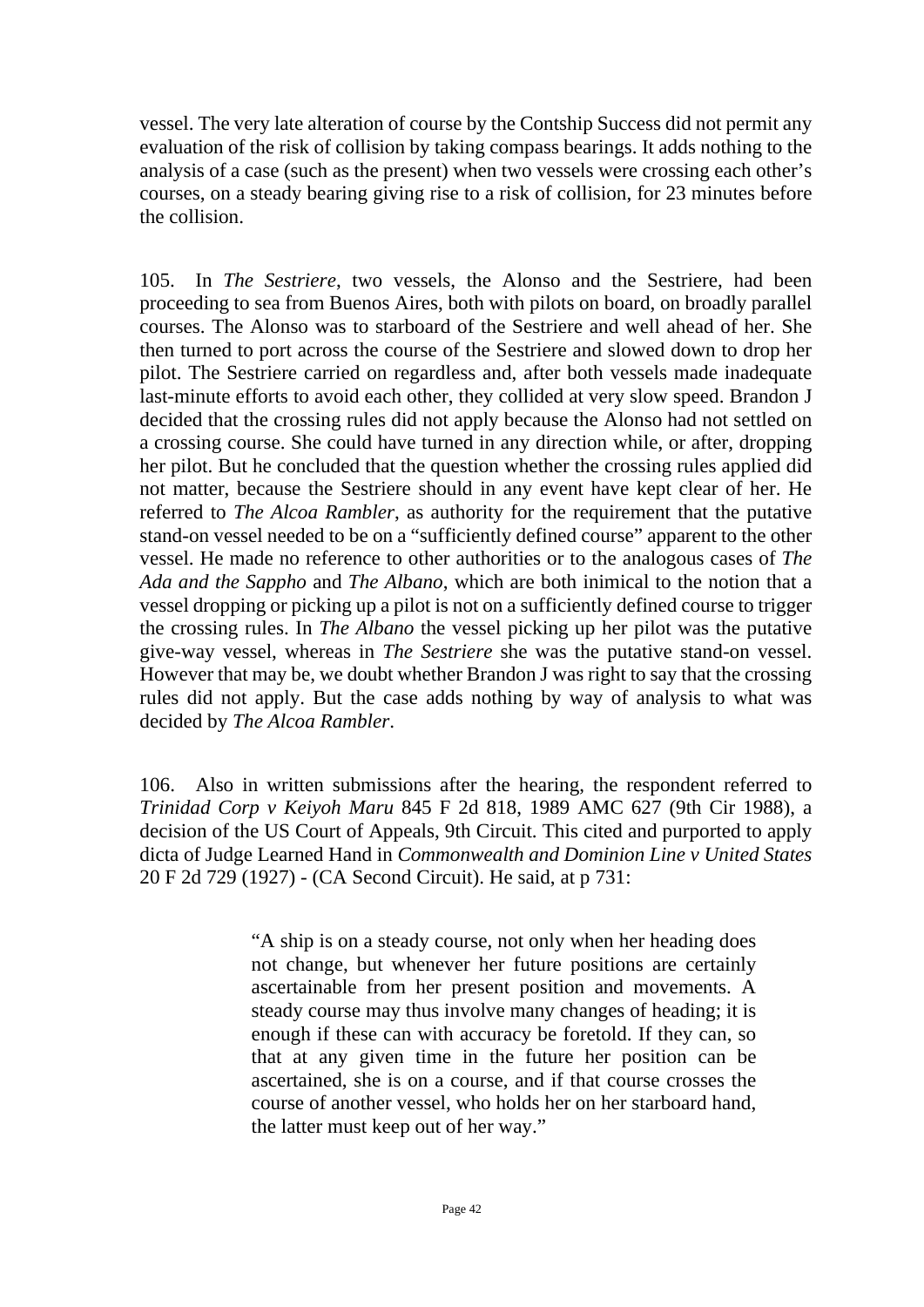vessel. The very late alteration of course by the Contship Success did not permit any evaluation of the risk of collision by taking compass bearings. It adds nothing to the analysis of a case (such as the present) when two vessels were crossing each other's courses, on a steady bearing giving rise to a risk of collision, for 23 minutes before the collision.

105. In *The Sestriere*, two vessels, the Alonso and the Sestriere, had been proceeding to sea from Buenos Aires, both with pilots on board, on broadly parallel courses. The Alonso was to starboard of the Sestriere and well ahead of her. She then turned to port across the course of the Sestriere and slowed down to drop her pilot. The Sestriere carried on regardless and, after both vessels made inadequate last-minute efforts to avoid each other, they collided at very slow speed. Brandon J decided that the crossing rules did not apply because the Alonso had not settled on a crossing course. She could have turned in any direction while, or after, dropping her pilot. But he concluded that the question whether the crossing rules applied did not matter, because the Sestriere should in any event have kept clear of her. He referred to *The Alcoa Rambler*, as authority for the requirement that the putative stand-on vessel needed to be on a "sufficiently defined course" apparent to the other vessel. He made no reference to other authorities or to the analogous cases of *The Ada and the Sappho* and *The Albano*, which are both inimical to the notion that a vessel dropping or picking up a pilot is not on a sufficiently defined course to trigger the crossing rules. In *The Albano* the vessel picking up her pilot was the putative give-way vessel, whereas in *The Sestriere* she was the putative stand-on vessel. However that may be, we doubt whether Brandon J was right to say that the crossing rules did not apply. But the case adds nothing by way of analysis to what was decided by *The Alcoa Rambler*.

106. Also in written submissions after the hearing, the respondent referred to *Trinidad Corp v Keiyoh Maru* 845 F 2d 818, 1989 AMC 627 (9th Cir 1988), a decision of the US Court of Appeals, 9th Circuit. This cited and purported to apply dicta of Judge Learned Hand in *Commonwealth and Dominion Line v United States* 20 F 2d 729 (1927) - (CA Second Circuit). He said, at p 731:

> "A ship is on a steady course, not only when her heading does not change, but whenever her future positions are certainly ascertainable from her present position and movements. A steady course may thus involve many changes of heading; it is enough if these can with accuracy be foretold. If they can, so that at any given time in the future her position can be ascertained, she is on a course, and if that course crosses the course of another vessel, who holds her on her starboard hand, the latter must keep out of her way."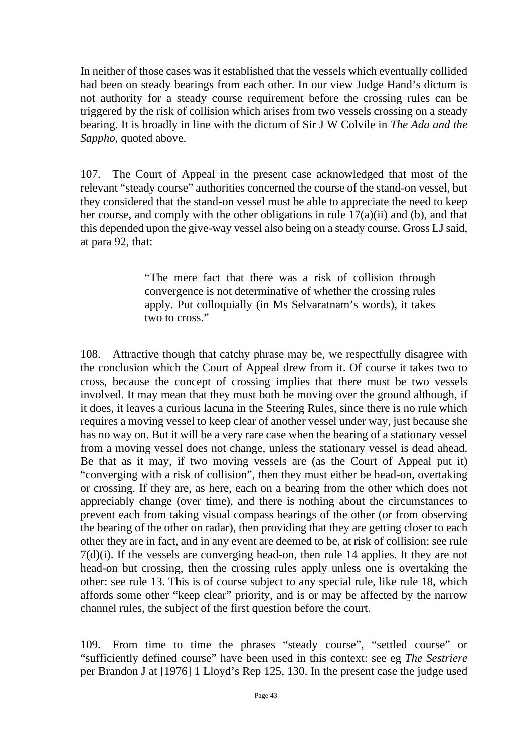In neither of those cases was it established that the vessels which eventually collided had been on steady bearings from each other. In our view Judge Hand's dictum is not authority for a steady course requirement before the crossing rules can be triggered by the risk of collision which arises from two vessels crossing on a steady bearing. It is broadly in line with the dictum of Sir J W Colvile in *The Ada and the Sappho*, quoted above.

107. The Court of Appeal in the present case acknowledged that most of the relevant "steady course" authorities concerned the course of the stand-on vessel, but they considered that the stand-on vessel must be able to appreciate the need to keep her course, and comply with the other obligations in rule 17(a)(ii) and (b), and that this depended upon the give-way vessel also being on a steady course. Gross LJ said, at para 92, that:

> "The mere fact that there was a risk of collision through convergence is not determinative of whether the crossing rules apply. Put colloquially (in Ms Selvaratnam's words), it takes two to cross."

108. Attractive though that catchy phrase may be, we respectfully disagree with the conclusion which the Court of Appeal drew from it. Of course it takes two to cross, because the concept of crossing implies that there must be two vessels involved. It may mean that they must both be moving over the ground although, if it does, it leaves a curious lacuna in the Steering Rules, since there is no rule which requires a moving vessel to keep clear of another vessel under way, just because she has no way on. But it will be a very rare case when the bearing of a stationary vessel from a moving vessel does not change, unless the stationary vessel is dead ahead. Be that as it may, if two moving vessels are (as the Court of Appeal put it) "converging with a risk of collision", then they must either be head-on, overtaking or crossing. If they are, as here, each on a bearing from the other which does not appreciably change (over time), and there is nothing about the circumstances to prevent each from taking visual compass bearings of the other (or from observing the bearing of the other on radar), then providing that they are getting closer to each other they are in fact, and in any event are deemed to be, at risk of collision: see rule 7(d)(i). If the vessels are converging head-on, then rule 14 applies. It they are not head-on but crossing, then the crossing rules apply unless one is overtaking the other: see rule 13. This is of course subject to any special rule, like rule 18, which affords some other "keep clear" priority, and is or may be affected by the narrow channel rules, the subject of the first question before the court.

109. From time to time the phrases "steady course", "settled course" or "sufficiently defined course" have been used in this context: see eg *The Sestriere* per Brandon J at [1976] 1 Lloyd's Rep 125, 130. In the present case the judge used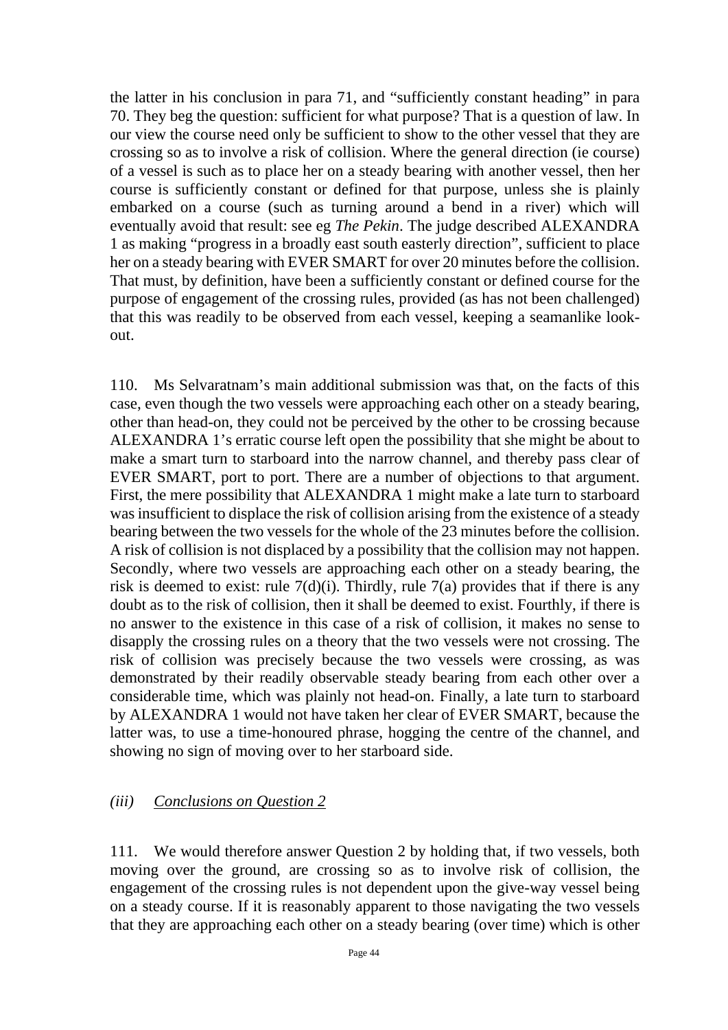the latter in his conclusion in para 71, and "sufficiently constant heading" in para 70. They beg the question: sufficient for what purpose? That is a question of law. In our view the course need only be sufficient to show to the other vessel that they are crossing so as to involve a risk of collision. Where the general direction (ie course) of a vessel is such as to place her on a steady bearing with another vessel, then her course is sufficiently constant or defined for that purpose, unless she is plainly embarked on a course (such as turning around a bend in a river) which will eventually avoid that result: see eg *The Pekin*. The judge described ALEXANDRA 1 as making "progress in a broadly east south easterly direction", sufficient to place her on a steady bearing with EVER SMART for over 20 minutes before the collision. That must, by definition, have been a sufficiently constant or defined course for the purpose of engagement of the crossing rules, provided (as has not been challenged) that this was readily to be observed from each vessel, keeping a seamanlike look-out.

110. Ms Selvaratnam's main additional submission was that, on the facts of this case, even though the two vessels were approaching each other on a steady bearing, other than head-on, they could not be perceived by the other to be crossing because ALEXANDRA 1's erratic course left open the possibility that she might be about to make a smart turn to starboard into the narrow channel, and thereby pass clear of EVER SMART, port to port. There are a number of objections to that argument. First, the mere possibility that ALEXANDRA 1 might make a late turn to starboard was insufficient to displace the risk of collision arising from the existence of a steady bearing between the two vessels for the whole of the 23 minutes before the collision. A risk of collision is not displaced by a possibility that the collision may not happen. Secondly, where two vessels are approaching each other on a steady bearing, the risk is deemed to exist: rule 7(d)(i). Thirdly, rule 7(a) provides that if there is any doubt as to the risk of collision, then it shall be deemed to exist. Fourthly, if there is no answer to the existence in this case of a risk of collision, it makes no sense to disapply the crossing rules on a theory that the two vessels were not crossing. The risk of collision was precisely because the two vessels were crossing, as was demonstrated by their readily observable steady bearing from each other over a considerable time, which was plainly not head-on. Finally, a late turn to starboard by ALEXANDRA 1 would not have taken her clear of EVER SMART, because the latter was, to use a time-honoured phrase, hogging the centre of the channel, and showing no sign of moving over to her starboard side.

### *(iii) Conclusions on Question 2*

111. We would therefore answer Question 2 by holding that, if two vessels, both moving over the ground, are crossing so as to involve risk of collision, the engagement of the crossing rules is not dependent upon the give-way vessel being on a steady course. If it is reasonably apparent to those navigating the two vessels that they are approaching each other on a steady bearing (over time) which is other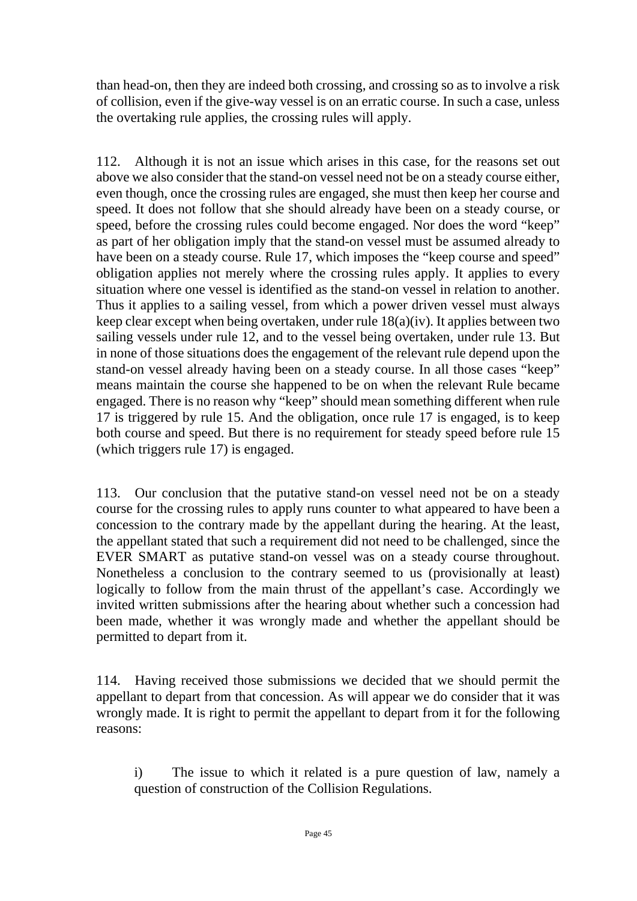than head-on, then they are indeed both crossing, and crossing so as to involve a risk of collision, even if the give-way vessel is on an erratic course. In such a case, unless the overtaking rule applies, the crossing rules will apply.

112. Although it is not an issue which arises in this case, for the reasons set out above we also consider that the stand-on vessel need not be on a steady course either, even though, once the crossing rules are engaged, she must then keep her course and speed. It does not follow that she should already have been on a steady course, or speed, before the crossing rules could become engaged. Nor does the word "keep" as part of her obligation imply that the stand-on vessel must be assumed already to have been on a steady course. Rule 17, which imposes the "keep course and speed" obligation applies not merely where the crossing rules apply. It applies to every situation where one vessel is identified as the stand-on vessel in relation to another. Thus it applies to a sailing vessel, from which a power driven vessel must always keep clear except when being overtaken, under rule 18(a)(iv). It applies between two sailing vessels under rule 12, and to the vessel being overtaken, under rule 13. But in none of those situations does the engagement of the relevant rule depend upon the stand-on vessel already having been on a steady course. In all those cases "keep" means maintain the course she happened to be on when the relevant Rule became engaged. There is no reason why "keep" should mean something different when rule 17 is triggered by rule 15. And the obligation, once rule 17 is engaged, is to keep both course and speed. But there is no requirement for steady speed before rule 15 (which triggers rule 17) is engaged.

113. Our conclusion that the putative stand-on vessel need not be on a steady course for the crossing rules to apply runs counter to what appeared to have been a concession to the contrary made by the appellant during the hearing. At the least, the appellant stated that such a requirement did not need to be challenged, since the EVER SMART as putative stand-on vessel was on a steady course throughout. Nonetheless a conclusion to the contrary seemed to us (provisionally at least) logically to follow from the main thrust of the appellant's case. Accordingly we invited written submissions after the hearing about whether such a concession had been made, whether it was wrongly made and whether the appellant should be permitted to depart from it.

114. Having received those submissions we decided that we should permit the appellant to depart from that concession. As will appear we do consider that it was wrongly made. It is right to permit the appellant to depart from it for the following reasons:

i) The issue to which it related is a pure question of law, namely a question of construction of the Collision Regulations.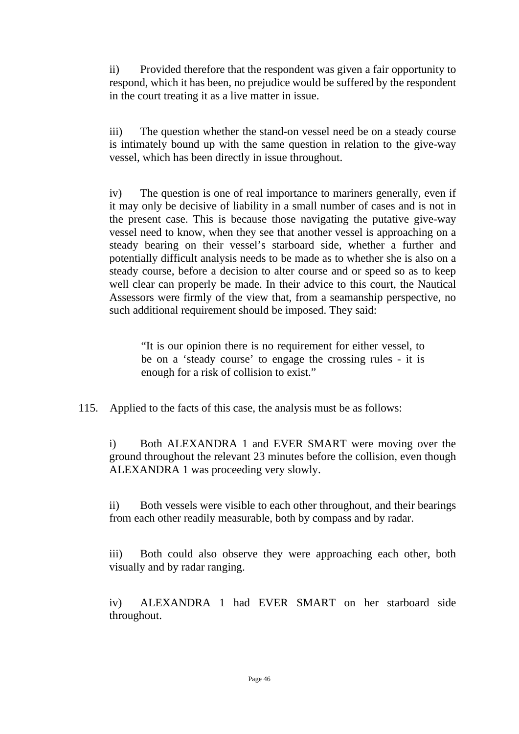ii) Provided therefore that the respondent was given a fair opportunity to respond, which it has been, no prejudice would be suffered by the respondent in the court treating it as a live matter in issue.

iii) The question whether the stand-on vessel need be on a steady course is intimately bound up with the same question in relation to the give-way vessel, which has been directly in issue throughout.

iv) The question is one of real importance to mariners generally, even if it may only be decisive of liability in a small number of cases and is not in the present case. This is because those navigating the putative give-way vessel need to know, when they see that another vessel is approaching on a steady bearing on their vessel's starboard side, whether a further and potentially difficult analysis needs to be made as to whether she is also on a steady course, before a decision to alter course and or speed so as to keep well clear can properly be made. In their advice to this court, the Nautical Assessors were firmly of the view that, from a seamanship perspective, no such additional requirement should be imposed. They said:

> "It is our opinion there is no requirement for either vessel, to be on a 'steady course' to engage the crossing rules - it is enough for a risk of collision to exist."

115. Applied to the facts of this case, the analysis must be as follows:

i) Both ALEXANDRA 1 and EVER SMART were moving over the ground throughout the relevant 23 minutes before the collision, even though ALEXANDRA 1 was proceeding very slowly.

ii) Both vessels were visible to each other throughout, and their bearings from each other readily measurable, both by compass and by radar.

iii) Both could also observe they were approaching each other, both visually and by radar ranging.

iv) ALEXANDRA 1 had EVER SMART on her starboard side throughout.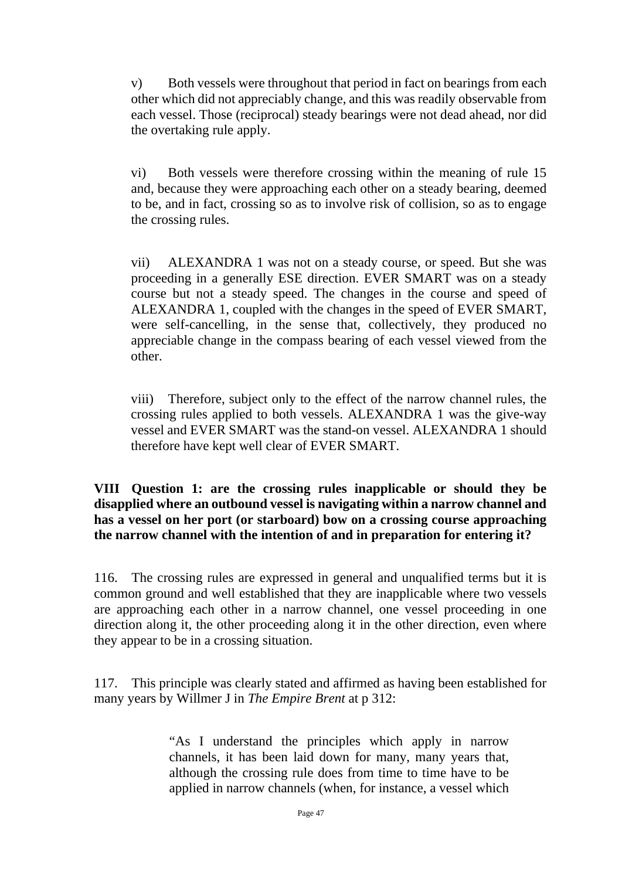v) Both vessels were throughout that period in fact on bearings from each other which did not appreciably change, and this was readily observable from each vessel. Those (reciprocal) steady bearings were not dead ahead, nor did the overtaking rule apply.

vi) Both vessels were therefore crossing within the meaning of rule 15 and, because they were approaching each other on a steady bearing, deemed to be, and in fact, crossing so as to involve risk of collision, so as to engage the crossing rules.

vii) ALEXANDRA 1 was not on a steady course, or speed. But she was proceeding in a generally ESE direction. EVER SMART was on a steady course but not a steady speed. The changes in the course and speed of ALEXANDRA 1, coupled with the changes in the speed of EVER SMART, were self-cancelling, in the sense that, collectively, they produced no appreciable change in the compass bearing of each vessel viewed from the other.

viii) Therefore, subject only to the effect of the narrow channel rules, the crossing rules applied to both vessels. ALEXANDRA 1 was the give-way vessel and EVER SMART was the stand-on vessel. ALEXANDRA 1 should therefore have kept well clear of EVER SMART.

## VIII Question 1: are the crossing rules inapplicable or should they be disapplied where an outbound vessel is navigating within a narrow channel and has a vessel on her port (or starboard) bow on a crossing course approaching the narrow channel with the intention of and in preparation for entering it?

116. The crossing rules are expressed in general and unqualified terms but it is common ground and well established that they are inapplicable where two vessels are approaching each other in a narrow channel, one vessel proceeding in one direction along it, the other proceeding along it in the other direction, even where they appear to be in a crossing situation.

117. This principle was clearly stated and affirmed as having been established for many years by Willmer J in *The Empire Brent* at p 312:

> "As I understand the principles which apply in narrow channels, it has been laid down for many, many years that, although the crossing rule does from time to time have to be applied in narrow channels (when, for instance, a vessel which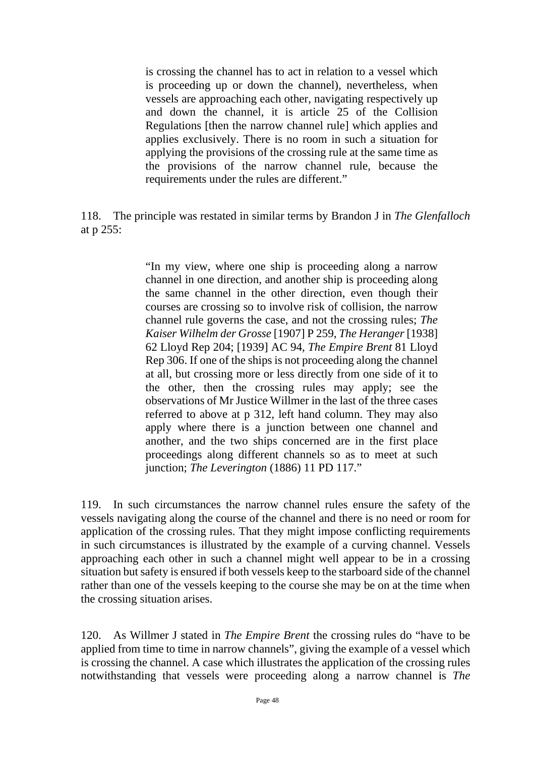> is crossing the channel has to act in relation to a vessel which is proceeding up or down the channel), nevertheless, when vessels are approaching each other, navigating respectively up and down the channel, it is article 25 of the Collision Regulations [then the narrow channel rule] which applies and applies exclusively. There is no room in such a situation for applying the provisions of the crossing rule at the same time as the provisions of the narrow channel rule, because the requirements under the rules are different."

118. The principle was restated in similar terms by Brandon J in *The Glenfalloch* at p 255:

> "In my view, where one ship is proceeding along a narrow channel in one direction, and another ship is proceeding along the same channel in the other direction, even though their courses are crossing so to involve risk of collision, the narrow channel rule governs the case, and not the crossing rules; *The Kaiser Wilhelm der Grosse* [1907] P 259, *The Heranger* [1938] 62 Lloyd Rep 204; [1939] AC 94, *The Empire Brent* 81 Lloyd Rep 306. If one of the ships is not proceeding along the channel at all, but crossing more or less directly from one side of it to the other, then the crossing rules may apply; see the observations of Mr Justice Willmer in the last of the three cases referred to above at p 312, left hand column. They may also apply where there is a junction between one channel and another, and the two ships concerned are in the first place proceedings along different channels so as to meet at such junction; *The Leverington* (1886) 11 PD 117."

119. In such circumstances the narrow channel rules ensure the safety of the vessels navigating along the course of the channel and there is no need or room for application of the crossing rules. That they might impose conflicting requirements in such circumstances is illustrated by the example of a curving channel. Vessels approaching each other in such a channel might well appear to be in a crossing situation but safety is ensured if both vessels keep to the starboard side of the channel rather than one of the vessels keeping to the course she may be on at the time when the crossing situation arises.

120. As Willmer J stated in *The Empire Brent* the crossing rules do "have to be applied from time to time in narrow channels", giving the example of a vessel which is crossing the channel. A case which illustrates the application of the crossing rules notwithstanding that vessels were proceeding along a narrow channel is *The*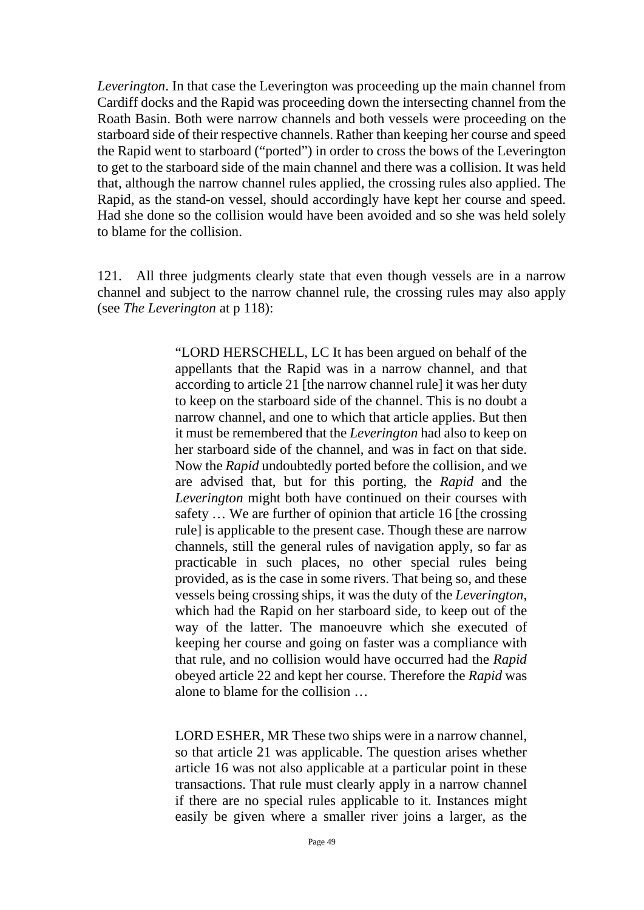*Leverington*. In that case the Leverington was proceeding up the main channel from Cardiff docks and the Rapid was proceeding down the intersecting channel from the Roath Basin. Both were narrow channels and both vessels were proceeding on the starboard side of their respective channels. Rather than keeping her course and speed the Rapid went to starboard ("ported") in order to cross the bows of the Leverington to get to the starboard side of the main channel and there was a collision. It was held that, although the narrow channel rules applied, the crossing rules also applied. The Rapid, as the stand-on vessel, should accordingly have kept her course and speed. Had she done so the collision would have been avoided and so she was held solely to blame for the collision.

121. All three judgments clearly state that even though vessels are in a narrow channel and subject to the narrow channel rule, the crossing rules may also apply (see *The Leverington* at p 118):

> "LORD HERSCHELL, LC It has been argued on behalf of the appellants that the Rapid was in a narrow channel, and that according to article 21 [the narrow channel rule] it was her duty to keep on the starboard side of the channel. This is no doubt a narrow channel, and one to which that article applies. But then it must be remembered that the *Leverington* had also to keep on her starboard side of the channel, and was in fact on that side. Now the *Rapid* undoubtedly ported before the collision, and we are advised that, but for this porting, the *Rapid* and the *Leverington* might both have continued on their courses with safety … We are further of opinion that article 16 [the crossing rule] is applicable to the present case. Though these are narrow channels, still the general rules of navigation apply, so far as practicable in such places, no other special rules being provided, as is the case in some rivers. That being so, and these vessels being crossing ships, it was the duty of the *Leverington*, which had the Rapid on her starboard side, to keep out of the way of the latter. The manoeuvre which she executed of keeping her course and going on faster was a compliance with that rule, and no collision would have occurred had the *Rapid* obeyed article 22 and kept her course. Therefore the *Rapid* was alone to blame for the collision …
>
> LORD ESHER, MR These two ships were in a narrow channel, so that article 21 was applicable. The question arises whether article 16 was not also applicable at a particular point in these transactions. That rule must clearly apply in a narrow channel if there are no special rules applicable to it. Instances might easily be given where a smaller river joins a larger, as the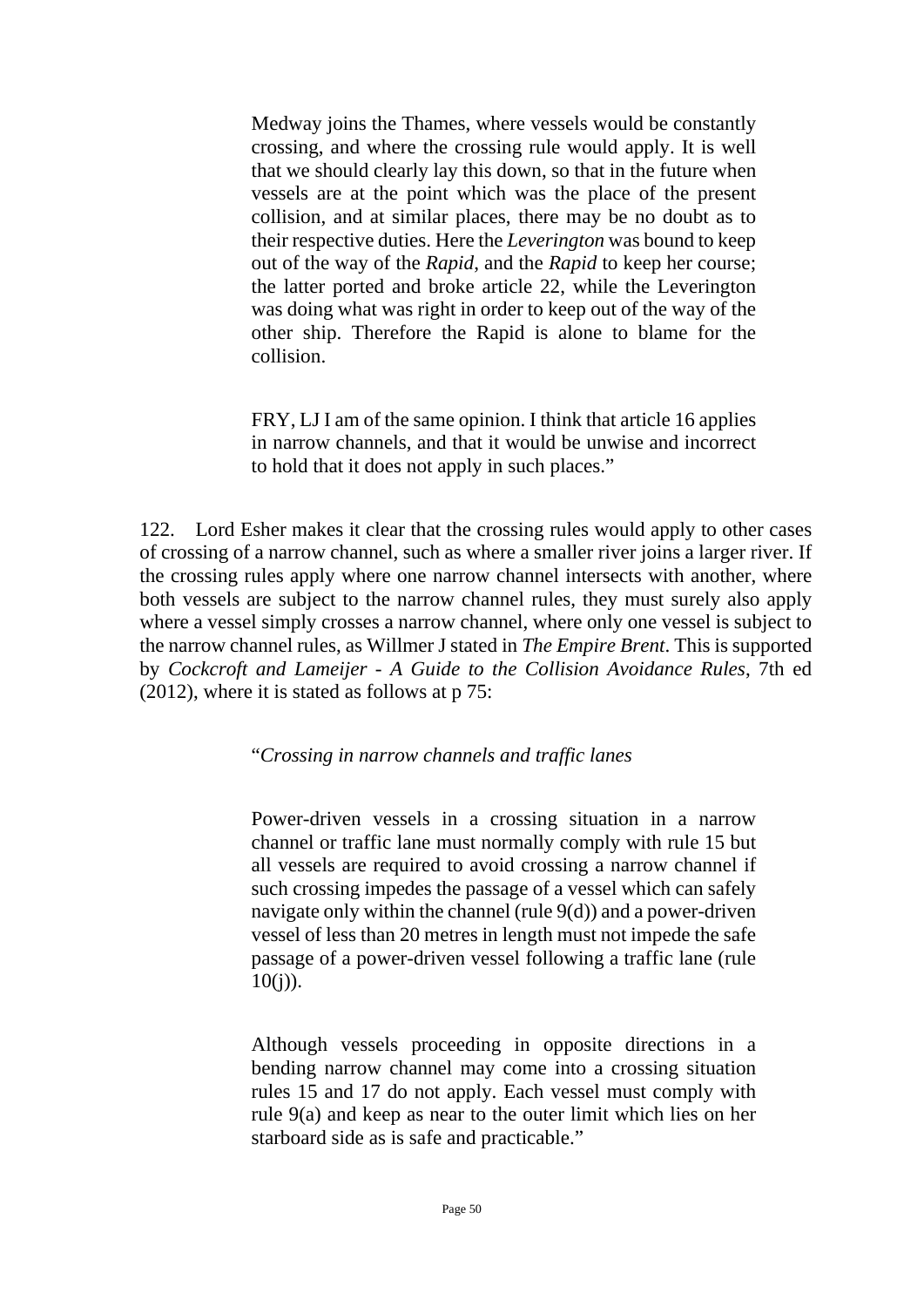> Medway joins the Thames, where vessels would be constantly crossing, and where the crossing rule would apply. It is well that we should clearly lay this down, so that in the future when vessels are at the point which was the place of the present collision, and at similar places, there may be no doubt as to their respective duties. Here the *Leverington* was bound to keep out of the way of the *Rapid*, and the *Rapid* to keep her course; the latter ported and broke article 22, while the Leverington was doing what was right in order to keep out of the way of the other ship. Therefore the Rapid is alone to blame for the collision.
>
> FRY, LJ I am of the same opinion. I think that article 16 applies in narrow channels, and that it would be unwise and incorrect to hold that it does not apply in such places."

122. Lord Esher makes it clear that the crossing rules would apply to other cases of crossing of a narrow channel, such as where a smaller river joins a larger river. If the crossing rules apply where one narrow channel intersects with another, where both vessels are subject to the narrow channel rules, they must surely also apply where a vessel simply crosses a narrow channel, where only one vessel is subject to the narrow channel rules, as Willmer J stated in *The Empire Brent*. This is supported by *Cockcroft and Lameijer - A Guide to the Collision Avoidance Rules*, 7th ed (2012), where it is stated as follows at p 75:

> "*Crossing in narrow channels and traffic lanes*
>
> Power-driven vessels in a crossing situation in a narrow channel or traffic lane must normally comply with rule 15 but all vessels are required to avoid crossing a narrow channel if such crossing impedes the passage of a vessel which can safely navigate only within the channel (rule 9(d)) and a power-driven vessel of less than 20 metres in length must not impede the safe passage of a power-driven vessel following a traffic lane (rule 10(j)).
>
> Although vessels proceeding in opposite directions in a bending narrow channel may come into a crossing situation rules 15 and 17 do not apply. Each vessel must comply with rule 9(a) and keep as near to the outer limit which lies on her starboard side as is safe and practicable."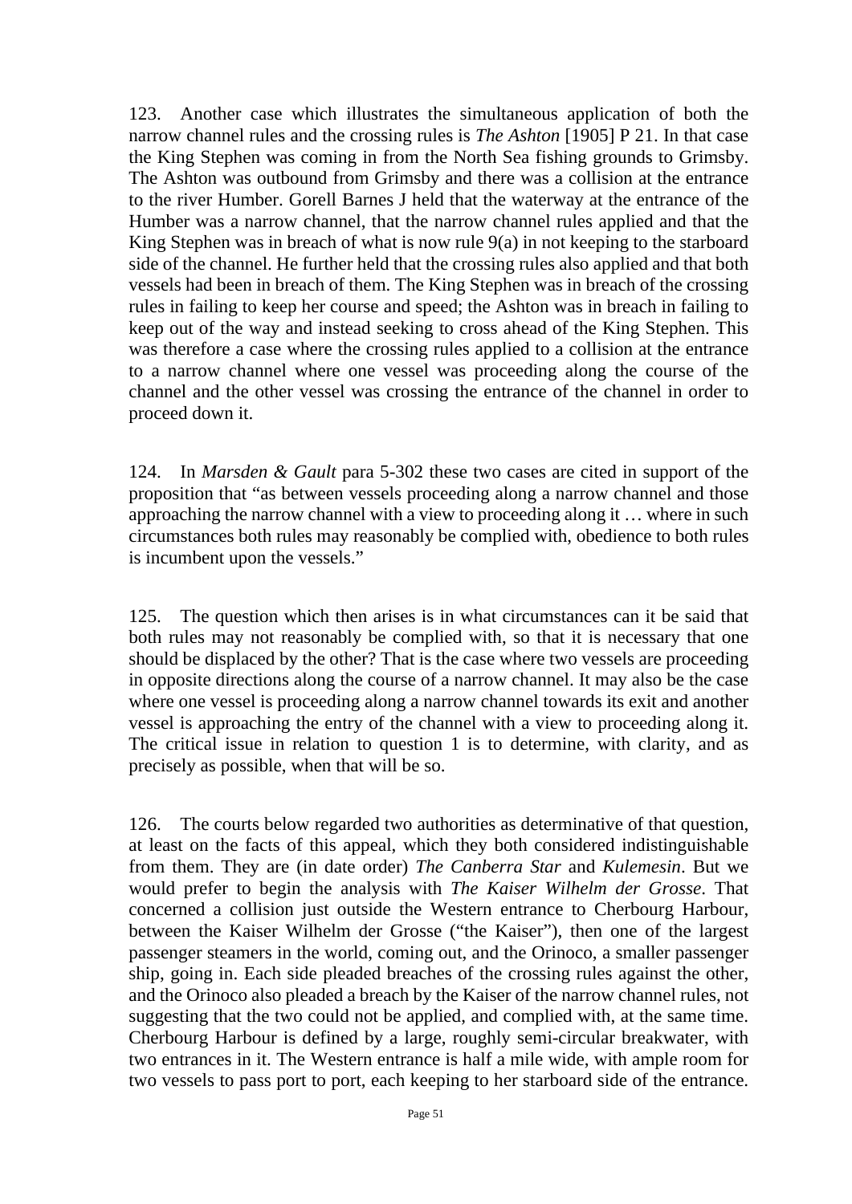123. Another case which illustrates the simultaneous application of both the narrow channel rules and the crossing rules is *The Ashton* [1905] P 21. In that case the King Stephen was coming in from the North Sea fishing grounds to Grimsby. The Ashton was outbound from Grimsby and there was a collision at the entrance to the river Humber. Gorell Barnes J held that the waterway at the entrance of the Humber was a narrow channel, that the narrow channel rules applied and that the King Stephen was in breach of what is now rule 9(a) in not keeping to the starboard side of the channel. He further held that the crossing rules also applied and that both vessels had been in breach of them. The King Stephen was in breach of the crossing rules in failing to keep her course and speed; the Ashton was in breach in failing to keep out of the way and instead seeking to cross ahead of the King Stephen. This was therefore a case where the crossing rules applied to a collision at the entrance to a narrow channel where one vessel was proceeding along the course of the channel and the other vessel was crossing the entrance of the channel in order to proceed down it.

124. In *Marsden & Gault* para 5-302 these two cases are cited in support of the proposition that "as between vessels proceeding along a narrow channel and those approaching the narrow channel with a view to proceeding along it … where in such circumstances both rules may reasonably be complied with, obedience to both rules is incumbent upon the vessels."

125. The question which then arises is in what circumstances can it be said that both rules may not reasonably be complied with, so that it is necessary that one should be displaced by the other? That is the case where two vessels are proceeding in opposite directions along the course of a narrow channel. It may also be the case where one vessel is proceeding along a narrow channel towards its exit and another vessel is approaching the entry of the channel with a view to proceeding along it. The critical issue in relation to question 1 is to determine, with clarity, and as precisely as possible, when that will be so.

126. The courts below regarded two authorities as determinative of that question, at least on the facts of this appeal, which they both considered indistinguishable from them. They are (in date order) *The Canberra Star* and *Kulemesin*. But we would prefer to begin the analysis with *The Kaiser Wilhelm der Grosse*. That concerned a collision just outside the Western entrance to Cherbourg Harbour, between the Kaiser Wilhelm der Grosse ("the Kaiser"), then one of the largest passenger steamers in the world, coming out, and the Orinoco, a smaller passenger ship, going in. Each side pleaded breaches of the crossing rules against the other, and the Orinoco also pleaded a breach by the Kaiser of the narrow channel rules, not suggesting that the two could not be applied, and complied with, at the same time. Cherbourg Harbour is defined by a large, roughly semi-circular breakwater, with two entrances in it. The Western entrance is half a mile wide, with ample room for two vessels to pass port to port, each keeping to her starboard side of the entrance.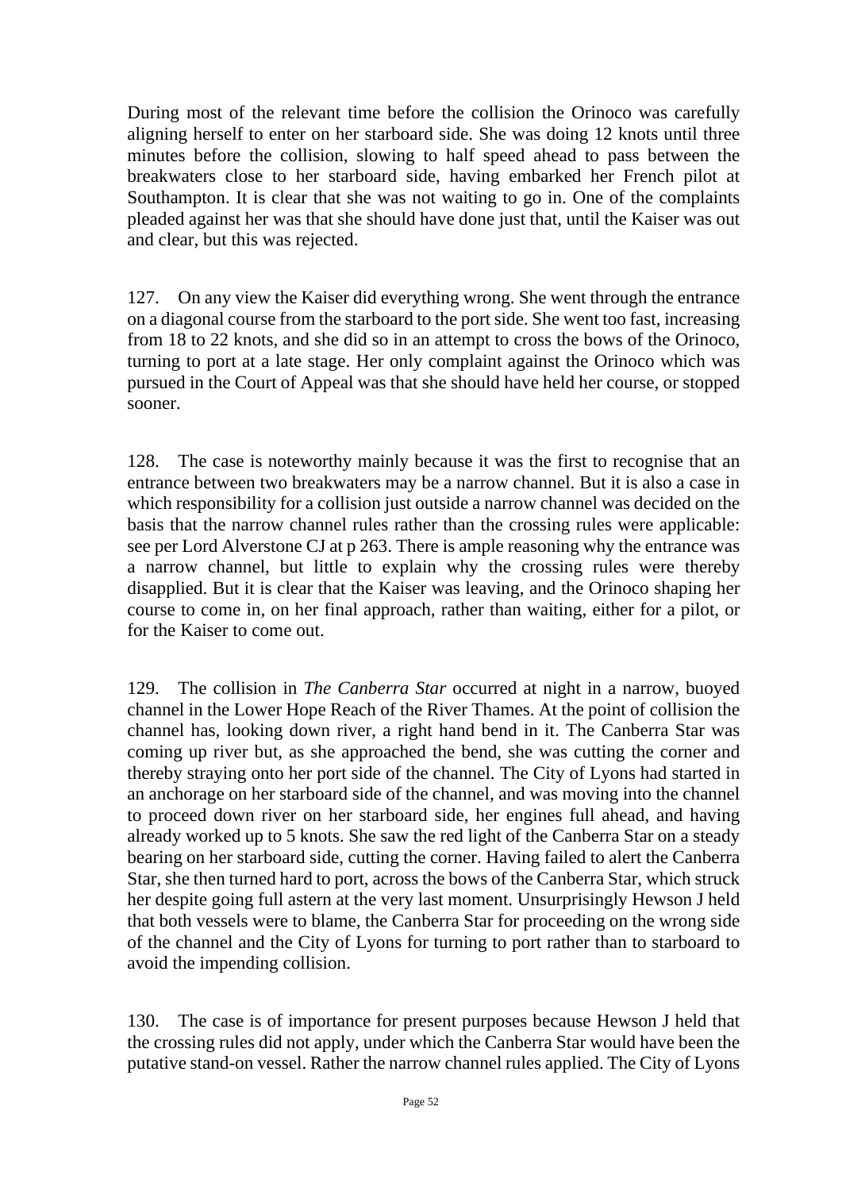During most of the relevant time before the collision the Orinoco was carefully aligning herself to enter on her starboard side. She was doing 12 knots until three minutes before the collision, slowing to half speed ahead to pass between the breakwaters close to her starboard side, having embarked her French pilot at Southampton. It is clear that she was not waiting to go in. One of the complaints pleaded against her was that she should have done just that, until the Kaiser was out and clear, but this was rejected.

127. On any view the Kaiser did everything wrong. She went through the entrance on a diagonal course from the starboard to the port side. She went too fast, increasing from 18 to 22 knots, and she did so in an attempt to cross the bows of the Orinoco, turning to port at a late stage. Her only complaint against the Orinoco which was pursued in the Court of Appeal was that she should have held her course, or stopped sooner.

128. The case is noteworthy mainly because it was the first to recognise that an entrance between two breakwaters may be a narrow channel. But it is also a case in which responsibility for a collision just outside a narrow channel was decided on the basis that the narrow channel rules rather than the crossing rules were applicable: see per Lord Alverstone CJ at p 263. There is ample reasoning why the entrance was a narrow channel, but little to explain why the crossing rules were thereby disapplied. But it is clear that the Kaiser was leaving, and the Orinoco shaping her course to come in, on her final approach, rather than waiting, either for a pilot, or for the Kaiser to come out.

129. The collision in *The Canberra Star* occurred at night in a narrow, buoyed channel in the Lower Hope Reach of the River Thames. At the point of collision the channel has, looking down river, a right hand bend in it. The Canberra Star was coming up river but, as she approached the bend, she was cutting the corner and thereby straying onto her port side of the channel. The City of Lyons had started in an anchorage on her starboard side of the channel, and was moving into the channel to proceed down river on her starboard side, her engines full ahead, and having already worked up to 5 knots. She saw the red light of the Canberra Star on a steady bearing on her starboard side, cutting the corner. Having failed to alert the Canberra Star, she then turned hard to port, across the bows of the Canberra Star, which struck her despite going full astern at the very last moment. Unsurprisingly Hewson J held that both vessels were to blame, the Canberra Star for proceeding on the wrong side of the channel and the City of Lyons for turning to port rather than to starboard to avoid the impending collision.

130. The case is of importance for present purposes because Hewson J held that the crossing rules did not apply, under which the Canberra Star would have been the putative stand-on vessel. Rather the narrow channel rules applied. The City of Lyons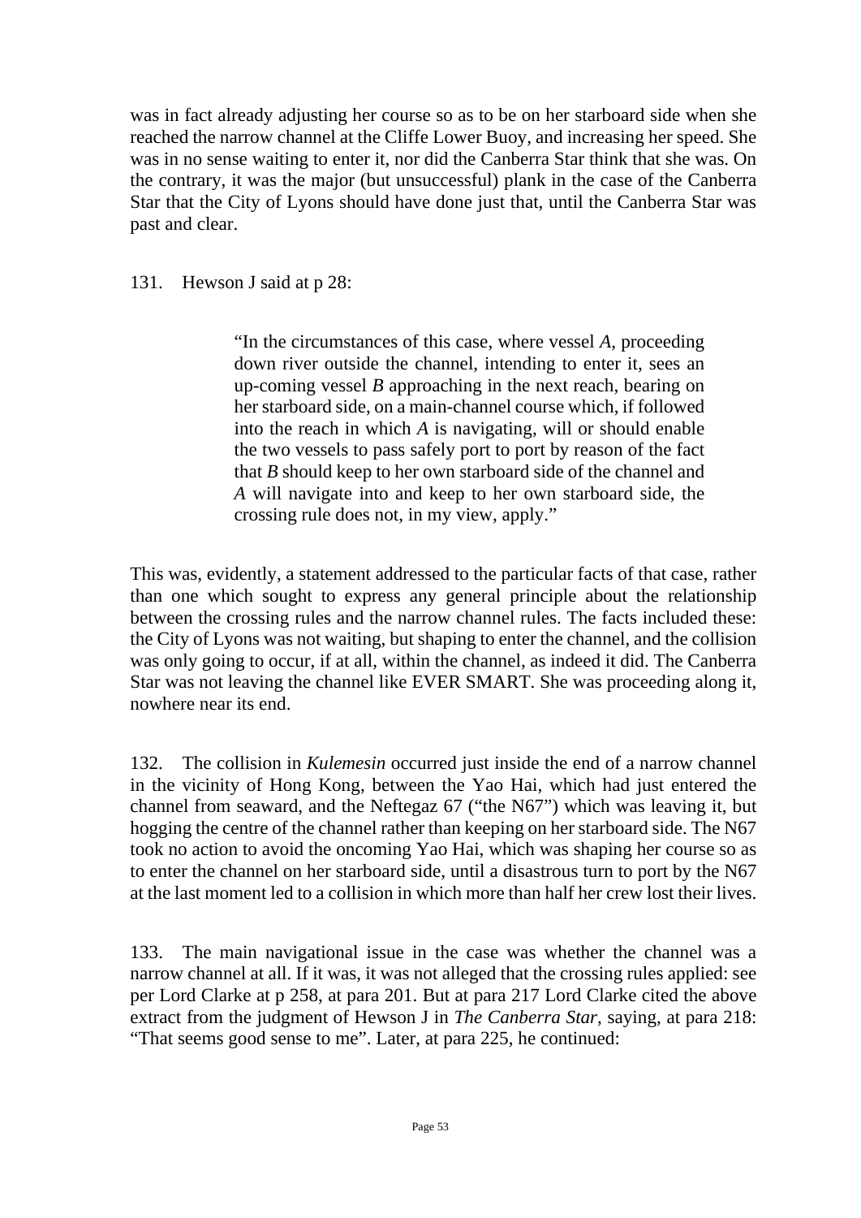was in fact already adjusting her course so as to be on her starboard side when she reached the narrow channel at the Cliffe Lower Buoy, and increasing her speed. She was in no sense waiting to enter it, nor did the Canberra Star think that she was. On the contrary, it was the major (but unsuccessful) plank in the case of the Canberra Star that the City of Lyons should have done just that, until the Canberra Star was past and clear.

131. Hewson J said at p 28:

> "In the circumstances of this case, where vessel *A*, proceeding down river outside the channel, intending to enter it, sees an up-coming vessel *B* approaching in the next reach, bearing on her starboard side, on a main-channel course which, if followed into the reach in which *A* is navigating, will or should enable the two vessels to pass safely port to port by reason of the fact that *B* should keep to her own starboard side of the channel and *A* will navigate into and keep to her own starboard side, the crossing rule does not, in my view, apply."

This was, evidently, a statement addressed to the particular facts of that case, rather than one which sought to express any general principle about the relationship between the crossing rules and the narrow channel rules. The facts included these: the City of Lyons was not waiting, but shaping to enter the channel, and the collision was only going to occur, if at all, within the channel, as indeed it did. The Canberra Star was not leaving the channel like EVER SMART. She was proceeding along it, nowhere near its end.

132. The collision in *Kulemesin* occurred just inside the end of a narrow channel in the vicinity of Hong Kong, between the Yao Hai, which had just entered the channel from seaward, and the Neftegaz 67 ("the N67") which was leaving it, but hogging the centre of the channel rather than keeping on her starboard side. The N67 took no action to avoid the oncoming Yao Hai, which was shaping her course so as to enter the channel on her starboard side, until a disastrous turn to port by the N67 at the last moment led to a collision in which more than half her crew lost their lives.

133. The main navigational issue in the case was whether the channel was a narrow channel at all. If it was, it was not alleged that the crossing rules applied: see per Lord Clarke at p 258, at para 201. But at para 217 Lord Clarke cited the above extract from the judgment of Hewson J in *The Canberra Star*, saying, at para 218: "That seems good sense to me". Later, at para 225, he continued: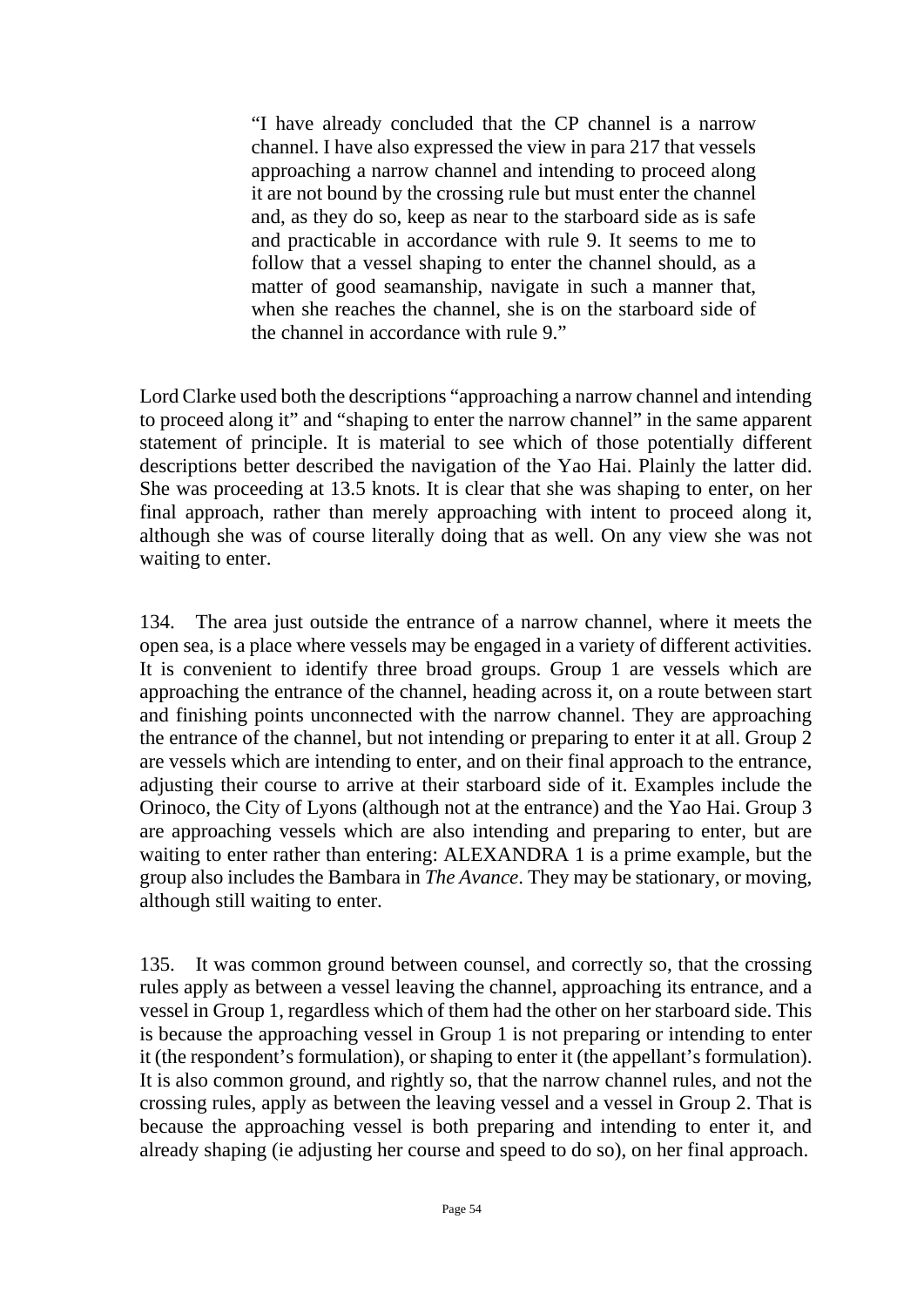> "I have already concluded that the CP channel is a narrow channel. I have also expressed the view in para 217 that vessels approaching a narrow channel and intending to proceed along it are not bound by the crossing rule but must enter the channel and, as they do so, keep as near to the starboard side as is safe and practicable in accordance with rule 9. It seems to me to follow that a vessel shaping to enter the channel should, as a matter of good seamanship, navigate in such a manner that, when she reaches the channel, she is on the starboard side of the channel in accordance with rule 9."

Lord Clarke used both the descriptions "approaching a narrow channel and intending to proceed along it" and "shaping to enter the narrow channel" in the same apparent statement of principle. It is material to see which of those potentially different descriptions better described the navigation of the Yao Hai. Plainly the latter did. She was proceeding at 13.5 knots. It is clear that she was shaping to enter, on her final approach, rather than merely approaching with intent to proceed along it, although she was of course literally doing that as well. On any view she was not waiting to enter.

134. The area just outside the entrance of a narrow channel, where it meets the open sea, is a place where vessels may be engaged in a variety of different activities. It is convenient to identify three broad groups. Group 1 are vessels which are approaching the entrance of the channel, heading across it, on a route between start and finishing points unconnected with the narrow channel. They are approaching the entrance of the channel, but not intending or preparing to enter it at all. Group 2 are vessels which are intending to enter, and on their final approach to the entrance, adjusting their course to arrive at their starboard side of it. Examples include the Orinoco, the City of Lyons (although not at the entrance) and the Yao Hai. Group 3 are approaching vessels which are also intending and preparing to enter, but are waiting to enter rather than entering: ALEXANDRA 1 is a prime example, but the group also includes the Bambara in *The Avance*. They may be stationary, or moving, although still waiting to enter.

135. It was common ground between counsel, and correctly so, that the crossing rules apply as between a vessel leaving the channel, approaching its entrance, and a vessel in Group 1, regardless which of them had the other on her starboard side. This is because the approaching vessel in Group 1 is not preparing or intending to enter it (the respondent's formulation), or shaping to enter it (the appellant's formulation). It is also common ground, and rightly so, that the narrow channel rules, and not the crossing rules, apply as between the leaving vessel and a vessel in Group 2. That is because the approaching vessel is both preparing and intending to enter it, and already shaping (ie adjusting her course and speed to do so), on her final approach.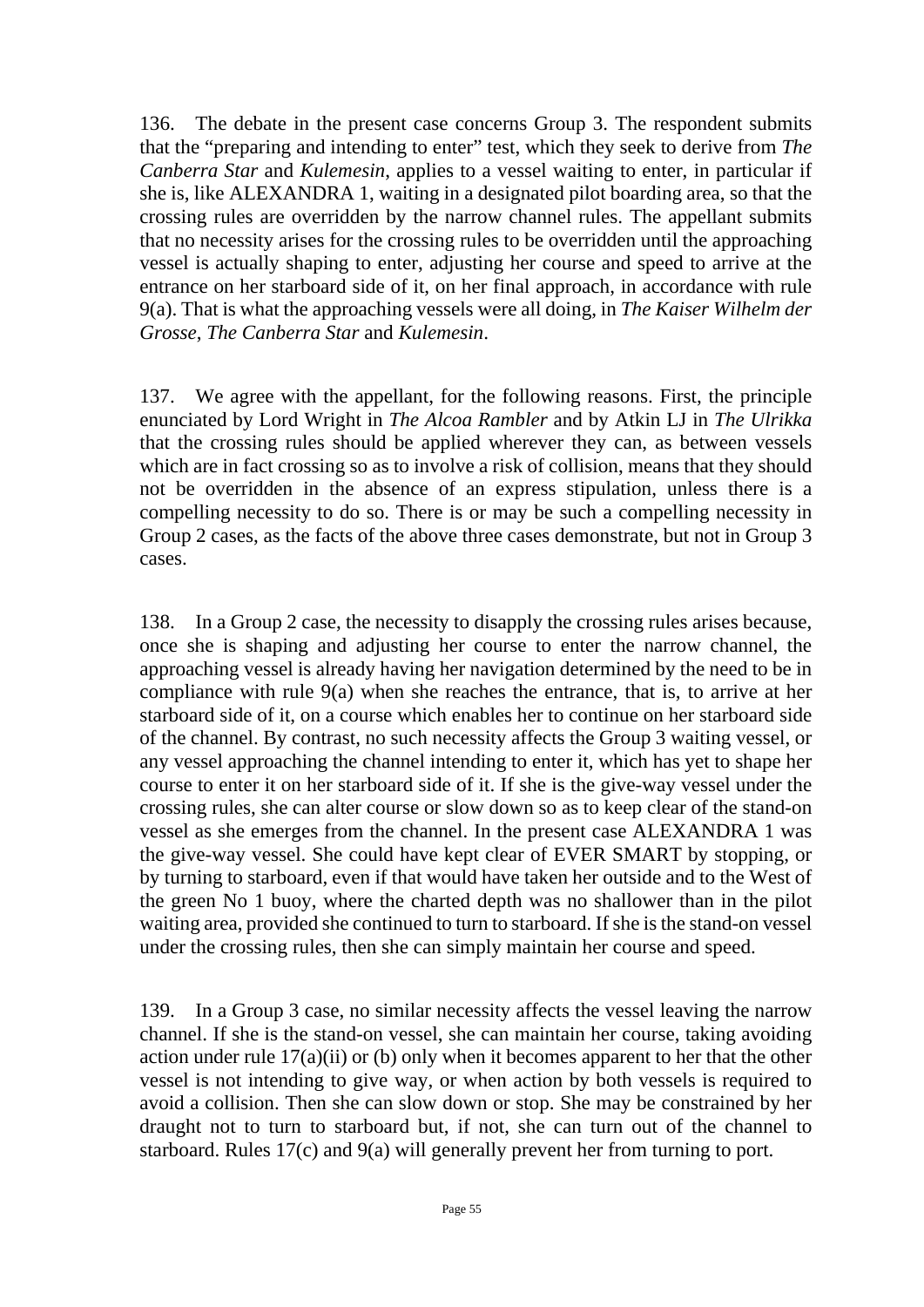136. The debate in the present case concerns Group 3. The respondent submits that the "preparing and intending to enter" test, which they seek to derive from *The Canberra Star* and *Kulemesin*, applies to a vessel waiting to enter, in particular if she is, like ALEXANDRA 1, waiting in a designated pilot boarding area, so that the crossing rules are overridden by the narrow channel rules. The appellant submits that no necessity arises for the crossing rules to be overridden until the approaching vessel is actually shaping to enter, adjusting her course and speed to arrive at the entrance on her starboard side of it, on her final approach, in accordance with rule 9(a). That is what the approaching vessels were all doing, in *The Kaiser Wilhelm der Grosse*, *The Canberra Star* and *Kulemesin*.

137. We agree with the appellant, for the following reasons. First, the principle enunciated by Lord Wright in *The Alcoa Rambler* and by Atkin LJ in *The Ulrikka* that the crossing rules should be applied wherever they can, as between vessels which are in fact crossing so as to involve a risk of collision, means that they should not be overridden in the absence of an express stipulation, unless there is a compelling necessity to do so. There is or may be such a compelling necessity in Group 2 cases, as the facts of the above three cases demonstrate, but not in Group 3 cases.

138. In a Group 2 case, the necessity to disapply the crossing rules arises because, once she is shaping and adjusting her course to enter the narrow channel, the approaching vessel is already having her navigation determined by the need to be in compliance with rule 9(a) when she reaches the entrance, that is, to arrive at her starboard side of it, on a course which enables her to continue on her starboard side of the channel. By contrast, no such necessity affects the Group 3 waiting vessel, or any vessel approaching the channel intending to enter it, which has yet to shape her course to enter it on her starboard side of it. If she is the give-way vessel under the crossing rules, she can alter course or slow down so as to keep clear of the stand-on vessel as she emerges from the channel. In the present case ALEXANDRA 1 was the give-way vessel. She could have kept clear of EVER SMART by stopping, or by turning to starboard, even if that would have taken her outside and to the West of the green No 1 buoy, where the charted depth was no shallower than in the pilot waiting area, provided she continued to turn to starboard. If she is the stand-on vessel under the crossing rules, then she can simply maintain her course and speed.

139. In a Group 3 case, no similar necessity affects the vessel leaving the narrow channel. If she is the stand-on vessel, she can maintain her course, taking avoiding action under rule 17(a)(ii) or (b) only when it becomes apparent to her that the other vessel is not intending to give way, or when action by both vessels is required to avoid a collision. Then she can slow down or stop. She may be constrained by her draught not to turn to starboard but, if not, she can turn out of the channel to starboard. Rules 17(c) and 9(a) will generally prevent her from turning to port.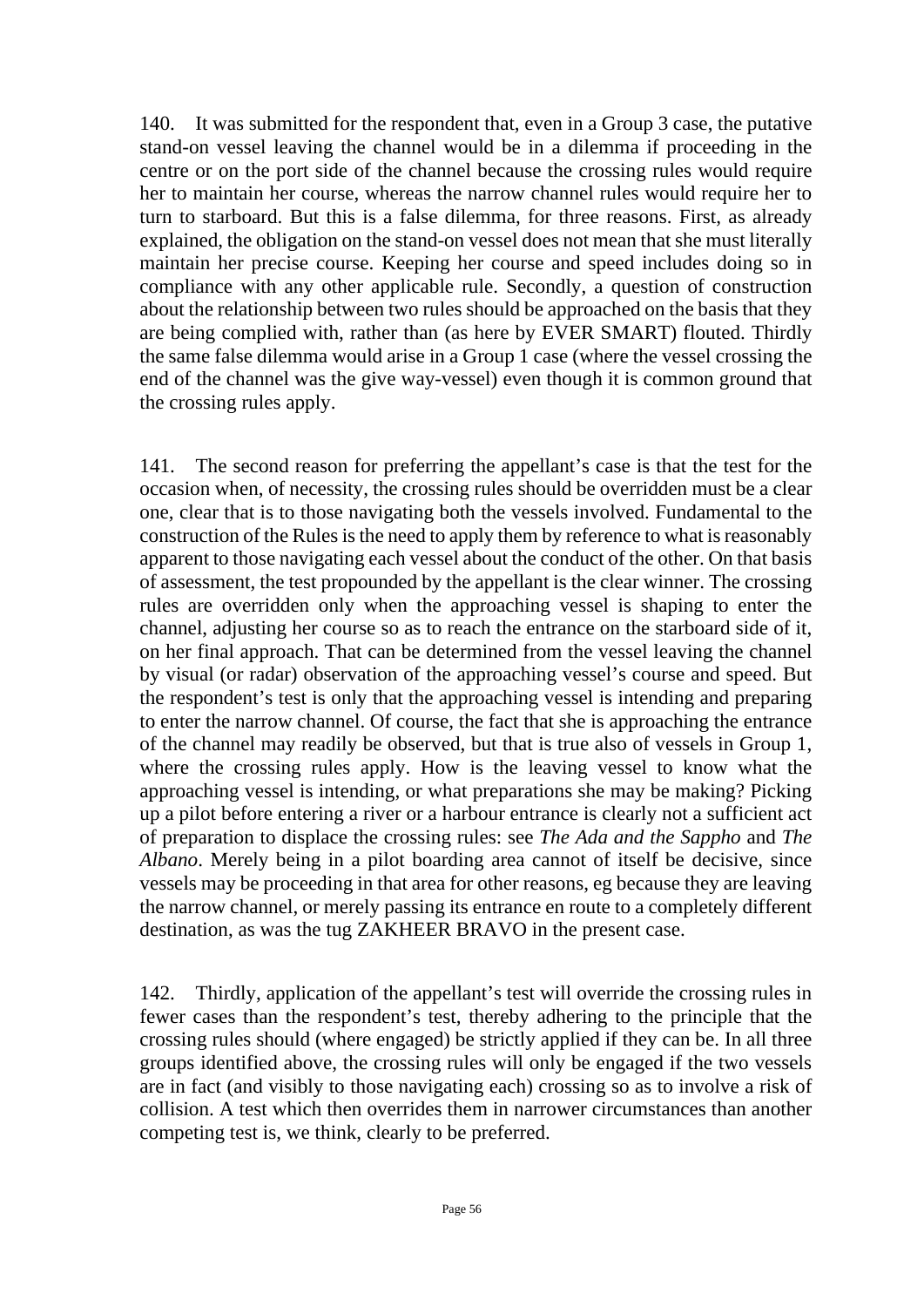140. It was submitted for the respondent that, even in a Group 3 case, the putative stand-on vessel leaving the channel would be in a dilemma if proceeding in the centre or on the port side of the channel because the crossing rules would require her to maintain her course, whereas the narrow channel rules would require her to turn to starboard. But this is a false dilemma, for three reasons. First, as already explained, the obligation on the stand-on vessel does not mean that she must literally maintain her precise course. Keeping her course and speed includes doing so in compliance with any other applicable rule. Secondly, a question of construction about the relationship between two rules should be approached on the basis that they are being complied with, rather than (as here by EVER SMART) flouted. Thirdly the same false dilemma would arise in a Group 1 case (where the vessel crossing the end of the channel was the give way-vessel) even though it is common ground that the crossing rules apply.

141. The second reason for preferring the appellant's case is that the test for the occasion when, of necessity, the crossing rules should be overridden must be a clear one, clear that is to those navigating both the vessels involved. Fundamental to the construction of the Rules is the need to apply them by reference to what is reasonably apparent to those navigating each vessel about the conduct of the other. On that basis of assessment, the test propounded by the appellant is the clear winner. The crossing rules are overridden only when the approaching vessel is shaping to enter the channel, adjusting her course so as to reach the entrance on the starboard side of it, on her final approach. That can be determined from the vessel leaving the channel by visual (or radar) observation of the approaching vessel's course and speed. But the respondent's test is only that the approaching vessel is intending and preparing to enter the narrow channel. Of course, the fact that she is approaching the entrance of the channel may readily be observed, but that is true also of vessels in Group 1, where the crossing rules apply. How is the leaving vessel to know what the approaching vessel is intending, or what preparations she may be making? Picking up a pilot before entering a river or a harbour entrance is clearly not a sufficient act of preparation to displace the crossing rules: see *The Ada and the Sappho* and *The Albano*. Merely being in a pilot boarding area cannot of itself be decisive, since vessels may be proceeding in that area for other reasons, eg because they are leaving the narrow channel, or merely passing its entrance en route to a completely different destination, as was the tug ZAKHEER BRAVO in the present case.

142. Thirdly, application of the appellant's test will override the crossing rules in fewer cases than the respondent's test, thereby adhering to the principle that the crossing rules should (where engaged) be strictly applied if they can be. In all three groups identified above, the crossing rules will only be engaged if the two vessels are in fact (and visibly to those navigating each) crossing so as to involve a risk of collision. A test which then overrides them in narrower circumstances than another competing test is, we think, clearly to be preferred.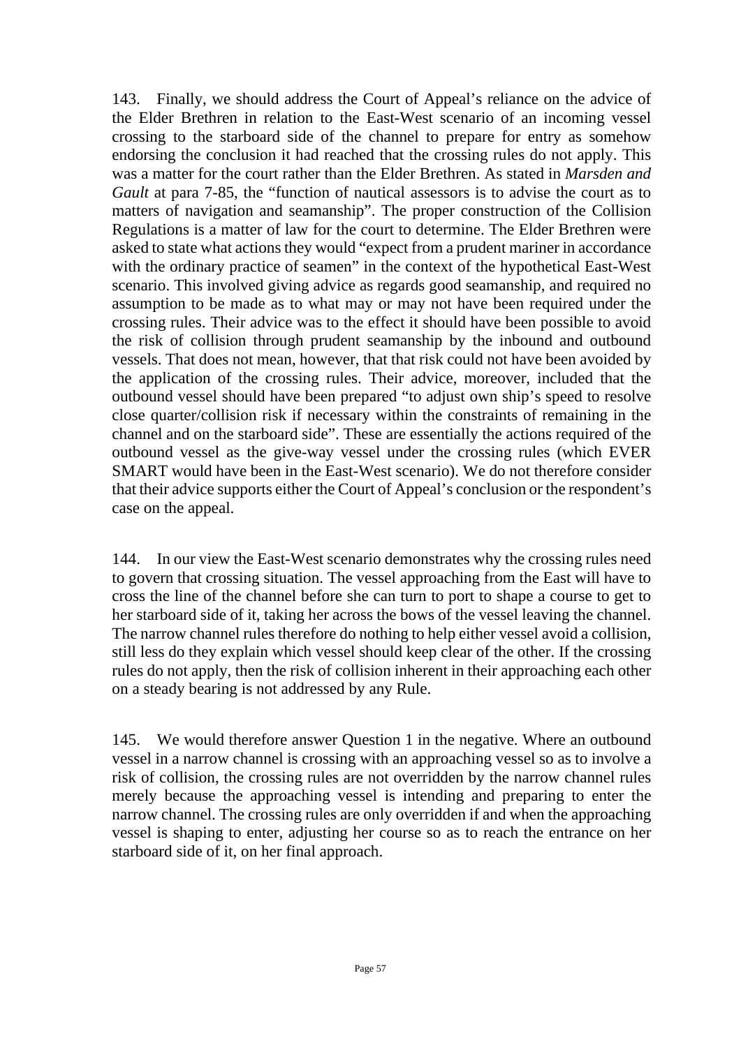143. Finally, we should address the Court of Appeal's reliance on the advice of the Elder Brethren in relation to the East-West scenario of an incoming vessel crossing to the starboard side of the channel to prepare for entry as somehow endorsing the conclusion it had reached that the crossing rules do not apply. This was a matter for the court rather than the Elder Brethren. As stated in *Marsden and Gault* at para 7-85, the "function of nautical assessors is to advise the court as to matters of navigation and seamanship". The proper construction of the Collision Regulations is a matter of law for the court to determine. The Elder Brethren were asked to state what actions they would "expect from a prudent mariner in accordance with the ordinary practice of seamen" in the context of the hypothetical East-West scenario. This involved giving advice as regards good seamanship, and required no assumption to be made as to what may or may not have been required under the crossing rules. Their advice was to the effect it should have been possible to avoid the risk of collision through prudent seamanship by the inbound and outbound vessels. That does not mean, however, that that risk could not have been avoided by the application of the crossing rules. Their advice, moreover, included that the outbound vessel should have been prepared "to adjust own ship's speed to resolve close quarter/collision risk if necessary within the constraints of remaining in the channel and on the starboard side". These are essentially the actions required of the outbound vessel as the give-way vessel under the crossing rules (which EVER SMART would have been in the East-West scenario). We do not therefore consider that their advice supports either the Court of Appeal's conclusion or the respondent's case on the appeal.

144. In our view the East-West scenario demonstrates why the crossing rules need to govern that crossing situation. The vessel approaching from the East will have to cross the line of the channel before she can turn to port to shape a course to get to her starboard side of it, taking her across the bows of the vessel leaving the channel. The narrow channel rules therefore do nothing to help either vessel avoid a collision, still less do they explain which vessel should keep clear of the other. If the crossing rules do not apply, then the risk of collision inherent in their approaching each other on a steady bearing is not addressed by any Rule.

145. We would therefore answer Question 1 in the negative. Where an outbound vessel in a narrow channel is crossing with an approaching vessel so as to involve a risk of collision, the crossing rules are not overridden by the narrow channel rules merely because the approaching vessel is intending and preparing to enter the narrow channel. The crossing rules are only overridden if and when the approaching vessel is shaping to enter, adjusting her course so as to reach the entrance on her starboard side of it, on her final approach.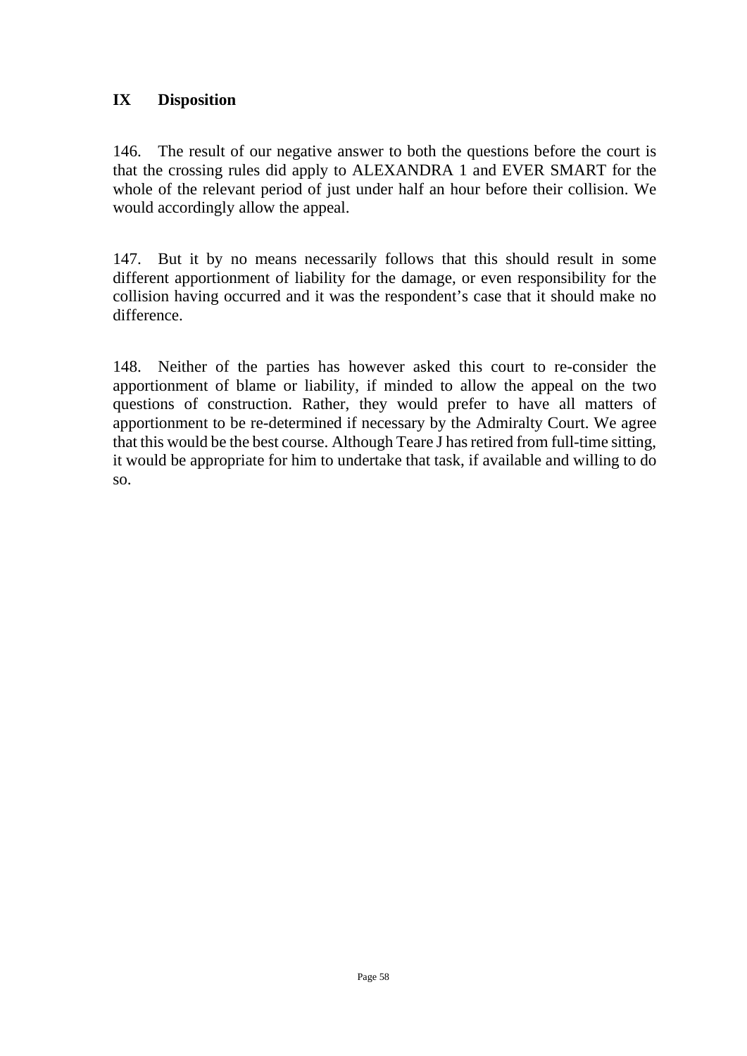## IX Disposition

146. The result of our negative answer to both the questions before the court is that the crossing rules did apply to ALEXANDRA 1 and EVER SMART for the whole of the relevant period of just under half an hour before their collision. We would accordingly allow the appeal.

147. But it by no means necessarily follows that this should result in some different apportionment of liability for the damage, or even responsibility for the collision having occurred and it was the respondent's case that it should make no difference.

148. Neither of the parties has however asked this court to re-consider the apportionment of blame or liability, if minded to allow the appeal on the two questions of construction. Rather, they would prefer to have all matters of apportionment to be re-determined if necessary by the Admiralty Court. We agree that this would be the best course. Although Teare J has retired from full-time sitting, it would be appropriate for him to undertake that task, if available and willing to do so.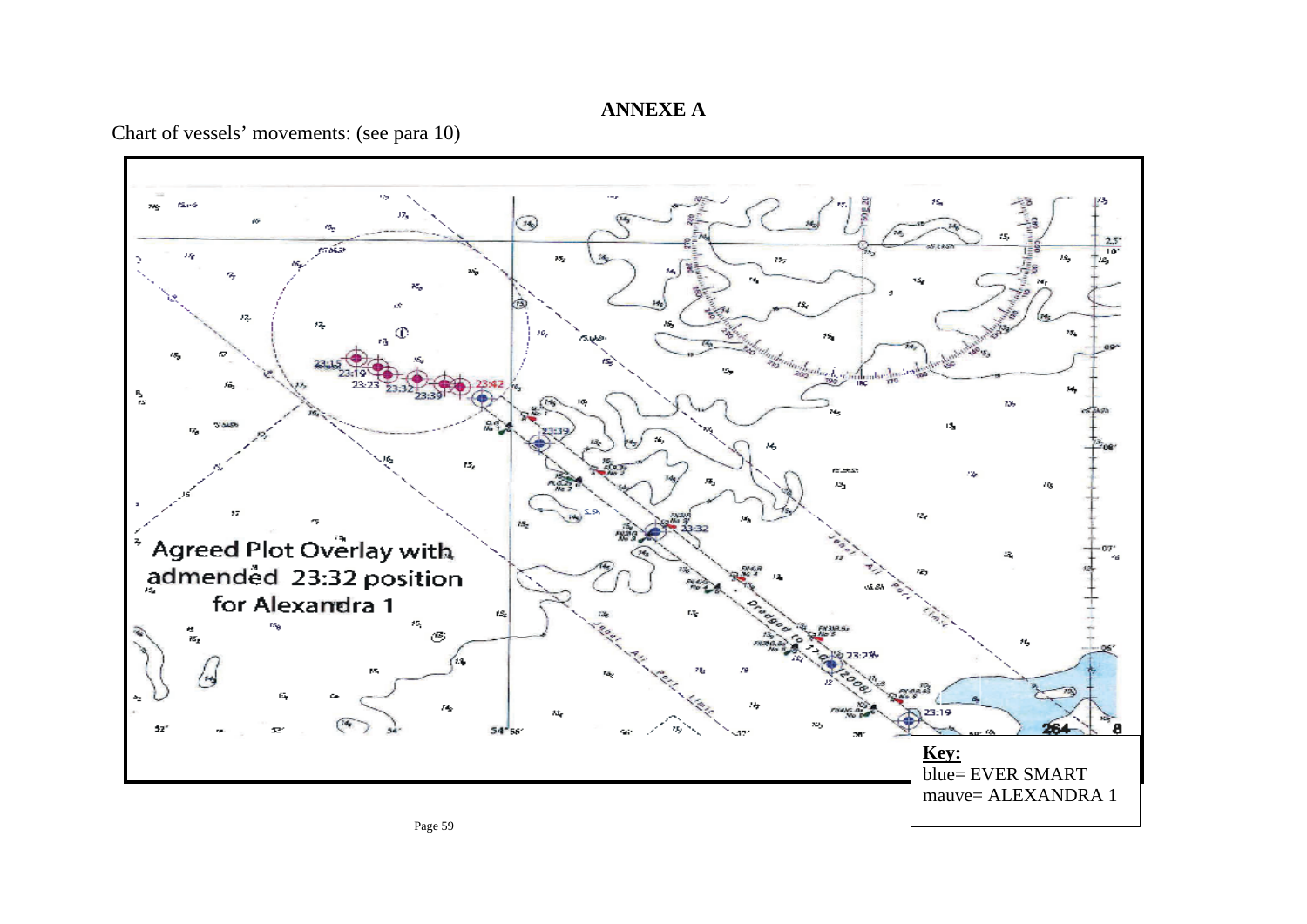# ANNEXE A

Chart of vessels' movements: (see para 10)

Agreed Plot Overlay with admended 23:32 position for Alexandra 1

23:15
23:19
23:23
23:32
23:39
23:42
23:39
23:32
23:23
23:19

Key:
blue= EVER SMART
mauve= ALEXANDRA 1